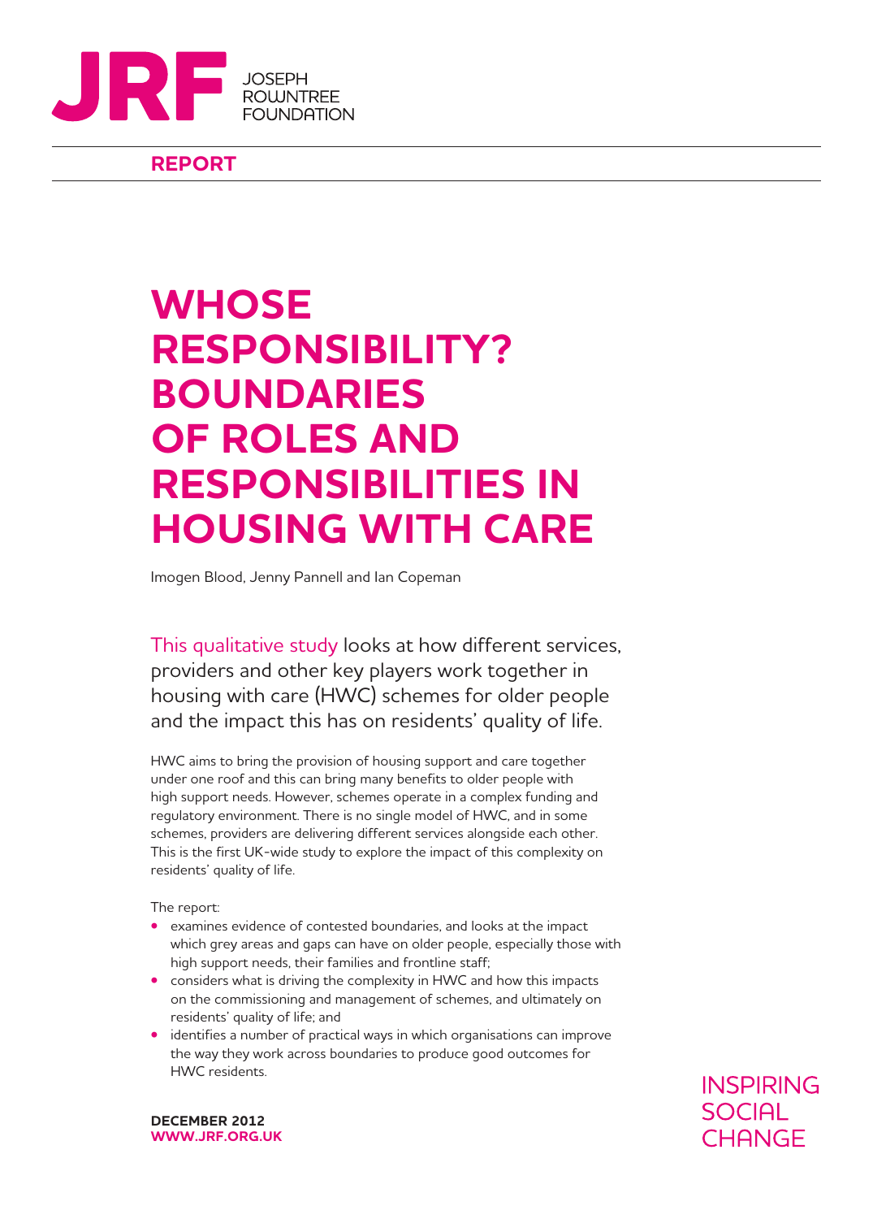JRF JOSEPH ROWNTREE FOUNDATION

**REPORT**

# WHOSE RESPONSIBILITY? BOUNDARIES OF ROLES AND RESPONSIBILITIES IN HOUSING WITH CARE

Imogen Blood, Jenny Pannell and Ian Copeman

This qualitative study looks at how different services, providers and other key players work together in housing with care (HWC) schemes for older people and the impact this has on residents' quality of life.

HWC aims to bring the provision of housing support and care together under one roof and this can bring many benefits to older people with high support needs. However, schemes operate in a complex funding and regulatory environment. There is no single model of HWC, and in some schemes, providers are delivering different services alongside each other. This is the first UK-wide study to explore the impact of this complexity on residents' quality of life.

The report:

- examines evidence of contested boundaries, and looks at the impact which grey areas and gaps can have on older people, especially those with high support needs, their families and frontline staff;
- considers what is driving the complexity in HWC and how this impacts on the commissioning and management of schemes, and ultimately on residents' quality of life; and
- identifies a number of practical ways in which organisations can improve the way they work across boundaries to produce good outcomes for HWC residents.

**DECEMBER 2012**
**WWW.JRF.ORG.UK**

INSPIRING SOCIAL CHANGE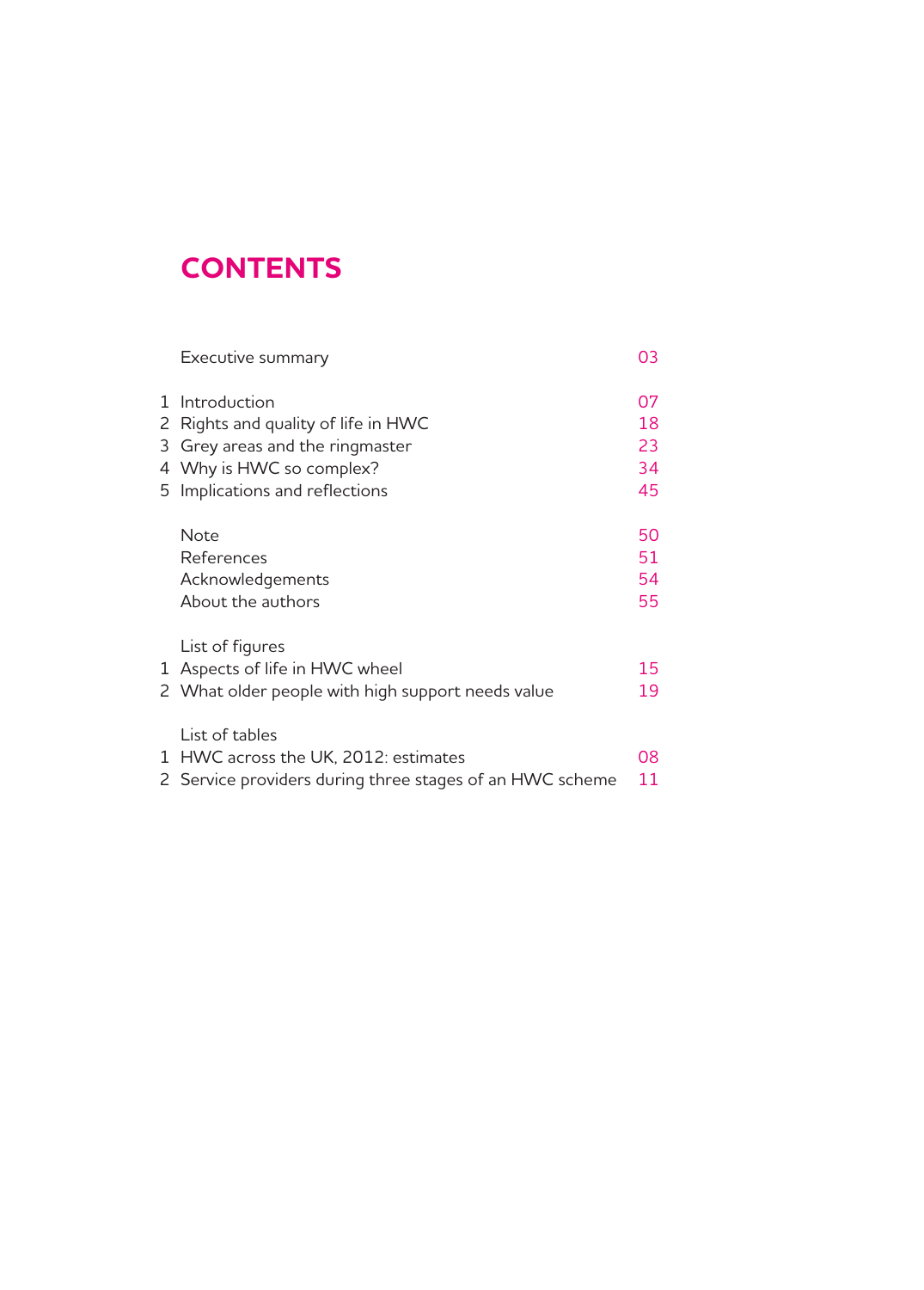# CONTENTS

| | | |
|---|---|---|
| | Executive summary | 03 |
| 1 | Introduction | 07 |
| 2 | Rights and quality of life in HWC | 18 |
| 3 | Grey areas and the ringmaster | 23 |
| 4 | Why is HWC so complex? | 34 |
| 5 | Implications and reflections | 45 |
| | Note | 50 |
| | References | 51 |
| | Acknowledgements | 54 |
| | About the authors | 55 |
| | List of figures | |
| 1 | Aspects of life in HWC wheel | 15 |
| 2 | What older people with high support needs value | 19 |
| | List of tables | |
| 1 | HWC across the UK, 2012: estimates | 08 |
| 2 | Service providers during three stages of an HWC scheme | 11 |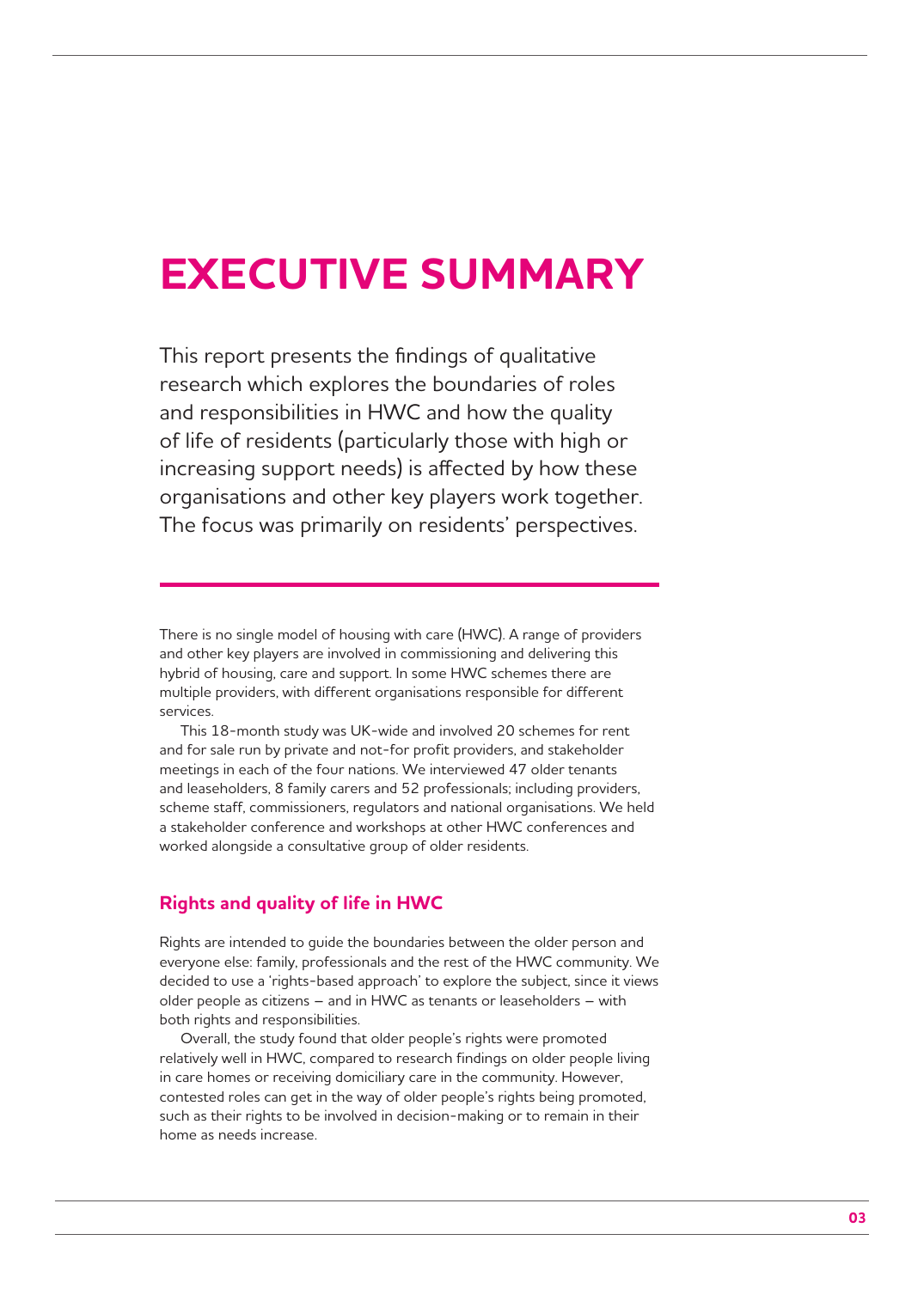# EXECUTIVE SUMMARY

This report presents the findings of qualitative research which explores the boundaries of roles and responsibilities in HWC and how the quality of life of residents (particularly those with high or increasing support needs) is affected by how these organisations and other key players work together. The focus was primarily on residents' perspectives.

---

There is no single model of housing with care (HWC). A range of providers and other key players are involved in commissioning and delivering this hybrid of housing, care and support. In some HWC schemes there are multiple providers, with different organisations responsible for different services.

This 18-month study was UK-wide and involved 20 schemes for rent and for sale run by private and not-for profit providers, and stakeholder meetings in each of the four nations. We interviewed 47 older tenants and leaseholders, 8 family carers and 52 professionals; including providers, scheme staff, commissioners, regulators and national organisations. We held a stakeholder conference and workshops at other HWC conferences and worked alongside a consultative group of older residents.

### Rights and quality of life in HWC

Rights are intended to guide the boundaries between the older person and everyone else: family, professionals and the rest of the HWC community. We decided to use a 'rights-based approach' to explore the subject, since it views older people as citizens – and in HWC as tenants or leaseholders – with both rights and responsibilities.

Overall, the study found that older people's rights were promoted relatively well in HWC, compared to research findings on older people living in care homes or receiving domiciliary care in the community. However, contested roles can get in the way of older people's rights being promoted, such as their rights to be involved in decision-making or to remain in their home as needs increase.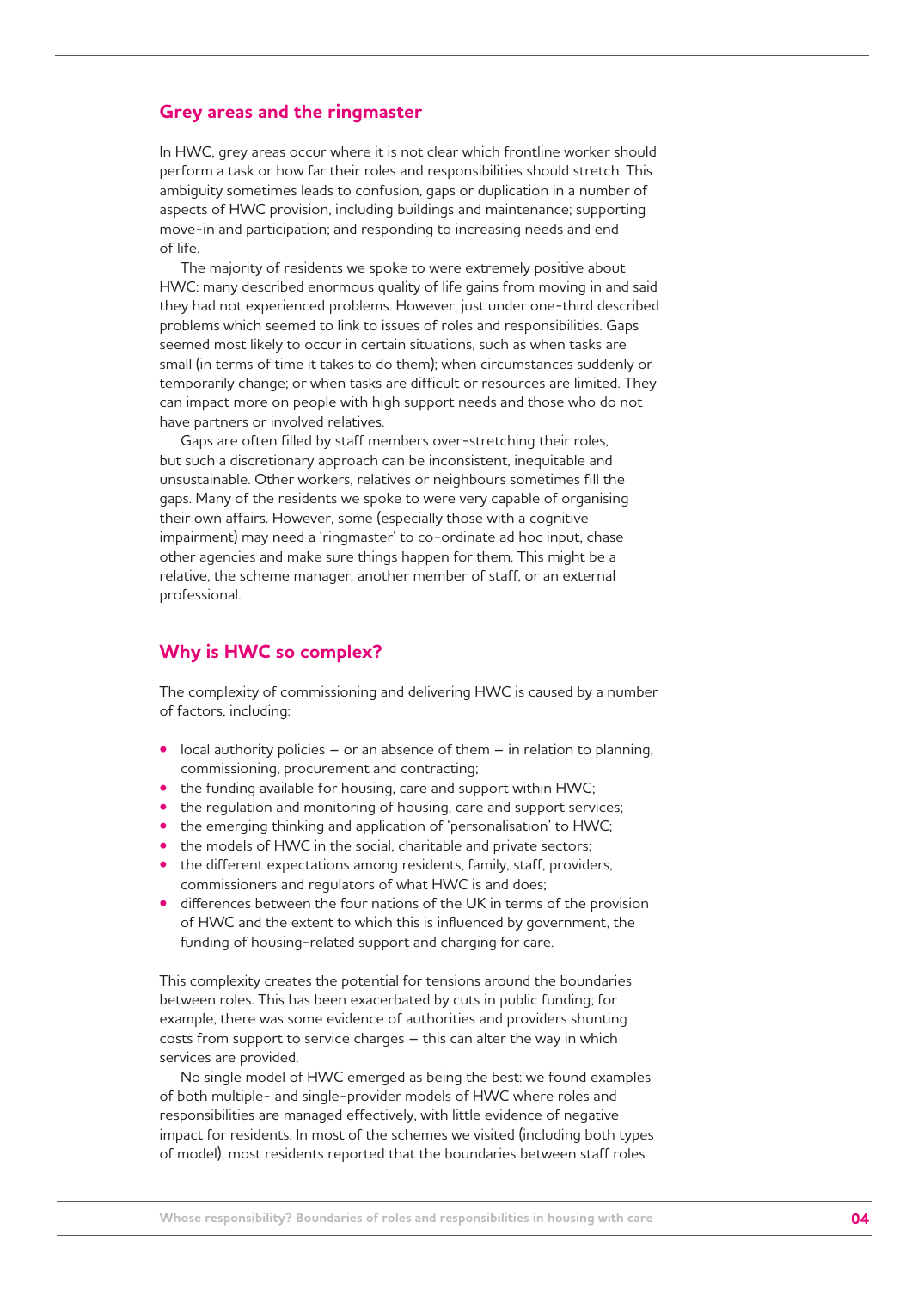## Grey areas and the ringmaster

In HWC, grey areas occur where it is not clear which frontline worker should perform a task or how far their roles and responsibilities should stretch. This ambiguity sometimes leads to confusion, gaps or duplication in a number of aspects of HWC provision, including buildings and maintenance; supporting move-in and participation; and responding to increasing needs and end of life.

The majority of residents we spoke to were extremely positive about HWC: many described enormous quality of life gains from moving in and said they had not experienced problems. However, just under one-third described problems which seemed to link to issues of roles and responsibilities. Gaps seemed most likely to occur in certain situations, such as when tasks are small (in terms of time it takes to do them); when circumstances suddenly or temporarily change; or when tasks are difficult or resources are limited. They can impact more on people with high support needs and those who do not have partners or involved relatives.

Gaps are often filled by staff members over-stretching their roles, but such a discretionary approach can be inconsistent, inequitable and unsustainable. Other workers, relatives or neighbours sometimes fill the gaps. Many of the residents we spoke to were very capable of organising their own affairs. However, some (especially those with a cognitive impairment) may need a 'ringmaster' to co-ordinate ad hoc input, chase other agencies and make sure things happen for them. This might be a relative, the scheme manager, another member of staff, or an external professional.

## Why is HWC so complex?

The complexity of commissioning and delivering HWC is caused by a number of factors, including:

- local authority policies – or an absence of them – in relation to planning, commissioning, procurement and contracting;
- the funding available for housing, care and support within HWC;
- the regulation and monitoring of housing, care and support services;
- the emerging thinking and application of 'personalisation' to HWC;
- the models of HWC in the social, charitable and private sectors;
- the different expectations among residents, family, staff, providers, commissioners and regulators of what HWC is and does;
- differences between the four nations of the UK in terms of the provision of HWC and the extent to which this is influenced by government, the funding of housing-related support and charging for care.

This complexity creates the potential for tensions around the boundaries between roles. This has been exacerbated by cuts in public funding; for example, there was some evidence of authorities and providers shunting costs from support to service charges – this can alter the way in which services are provided.

No single model of HWC emerged as being the best: we found examples of both multiple- and single-provider models of HWC where roles and responsibilities are managed effectively, with little evidence of negative impact for residents. In most of the schemes we visited (including both types of model), most residents reported that the boundaries between staff roles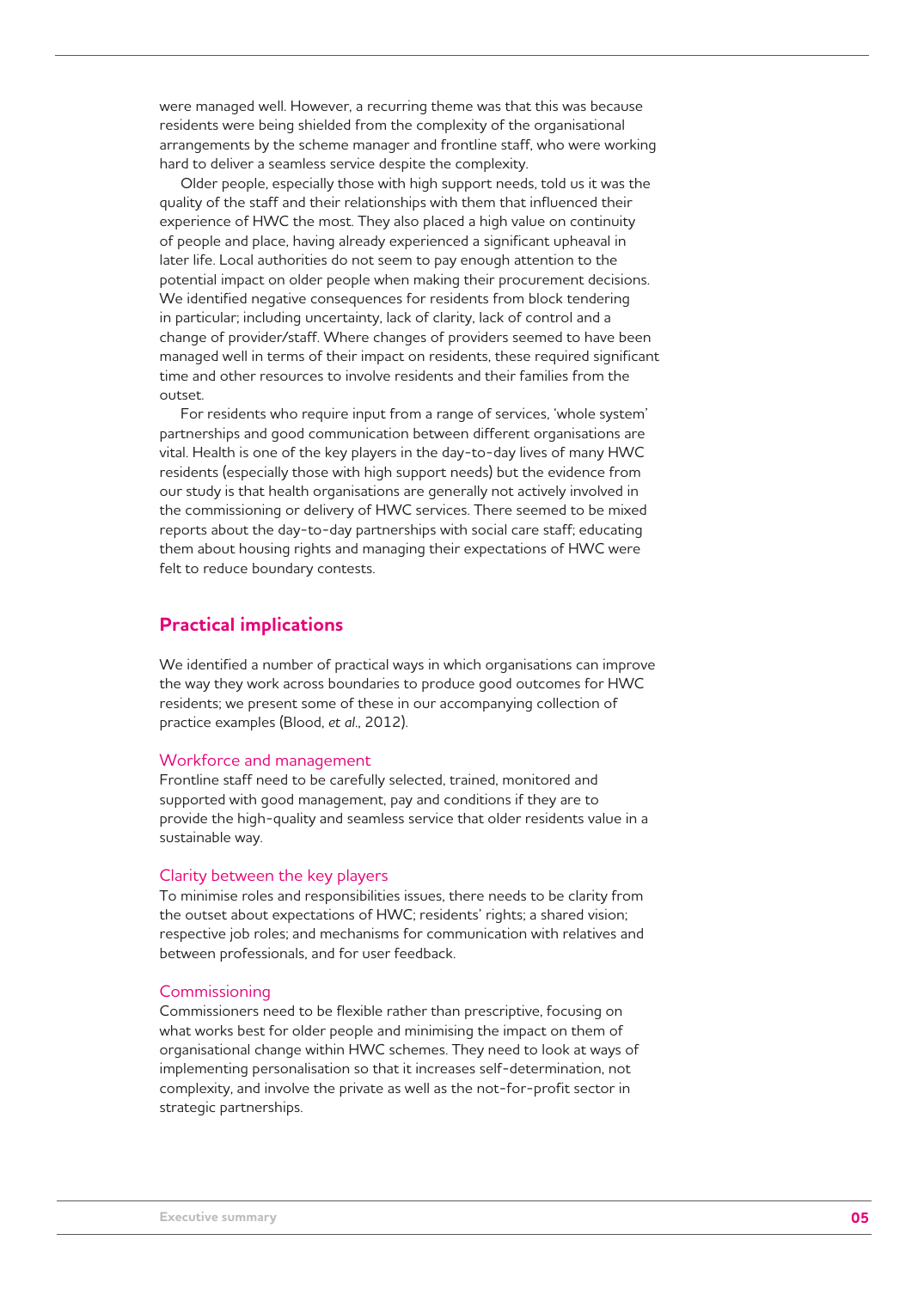were managed well. However, a recurring theme was that this was because residents were being shielded from the complexity of the organisational arrangements by the scheme manager and frontline staff, who were working hard to deliver a seamless service despite the complexity.

Older people, especially those with high support needs, told us it was the quality of the staff and their relationships with them that influenced their experience of HWC the most. They also placed a high value on continuity of people and place, having already experienced a significant upheaval in later life. Local authorities do not seem to pay enough attention to the potential impact on older people when making their procurement decisions. We identified negative consequences for residents from block tendering in particular; including uncertainty, lack of clarity, lack of control and a change of provider/staff. Where changes of providers seemed to have been managed well in terms of their impact on residents, these required significant time and other resources to involve residents and their families from the outset.

For residents who require input from a range of services, 'whole system' partnerships and good communication between different organisations are vital. Health is one of the key players in the day-to-day lives of many HWC residents (especially those with high support needs) but the evidence from our study is that health organisations are generally not actively involved in the commissioning or delivery of HWC services. There seemed to be mixed reports about the day-to-day partnerships with social care staff; educating them about housing rights and managing their expectations of HWC were felt to reduce boundary contests.

## Practical implications

We identified a number of practical ways in which organisations can improve the way they work across boundaries to produce good outcomes for HWC residents; we present some of these in our accompanying collection of practice examples (Blood, *et al*., 2012).

### Workforce and management

Frontline staff need to be carefully selected, trained, monitored and supported with good management, pay and conditions if they are to provide the high-quality and seamless service that older residents value in a sustainable way.

### Clarity between the key players

To minimise roles and responsibilities issues, there needs to be clarity from the outset about expectations of HWC; residents' rights; a shared vision; respective job roles; and mechanisms for communication with relatives and between professionals, and for user feedback.

### Commissioning

Commissioners need to be flexible rather than prescriptive, focusing on what works best for older people and minimising the impact on them of organisational change within HWC schemes. They need to look at ways of implementing personalisation so that it increases self-determination, not complexity, and involve the private as well as the not-for-profit sector in strategic partnerships.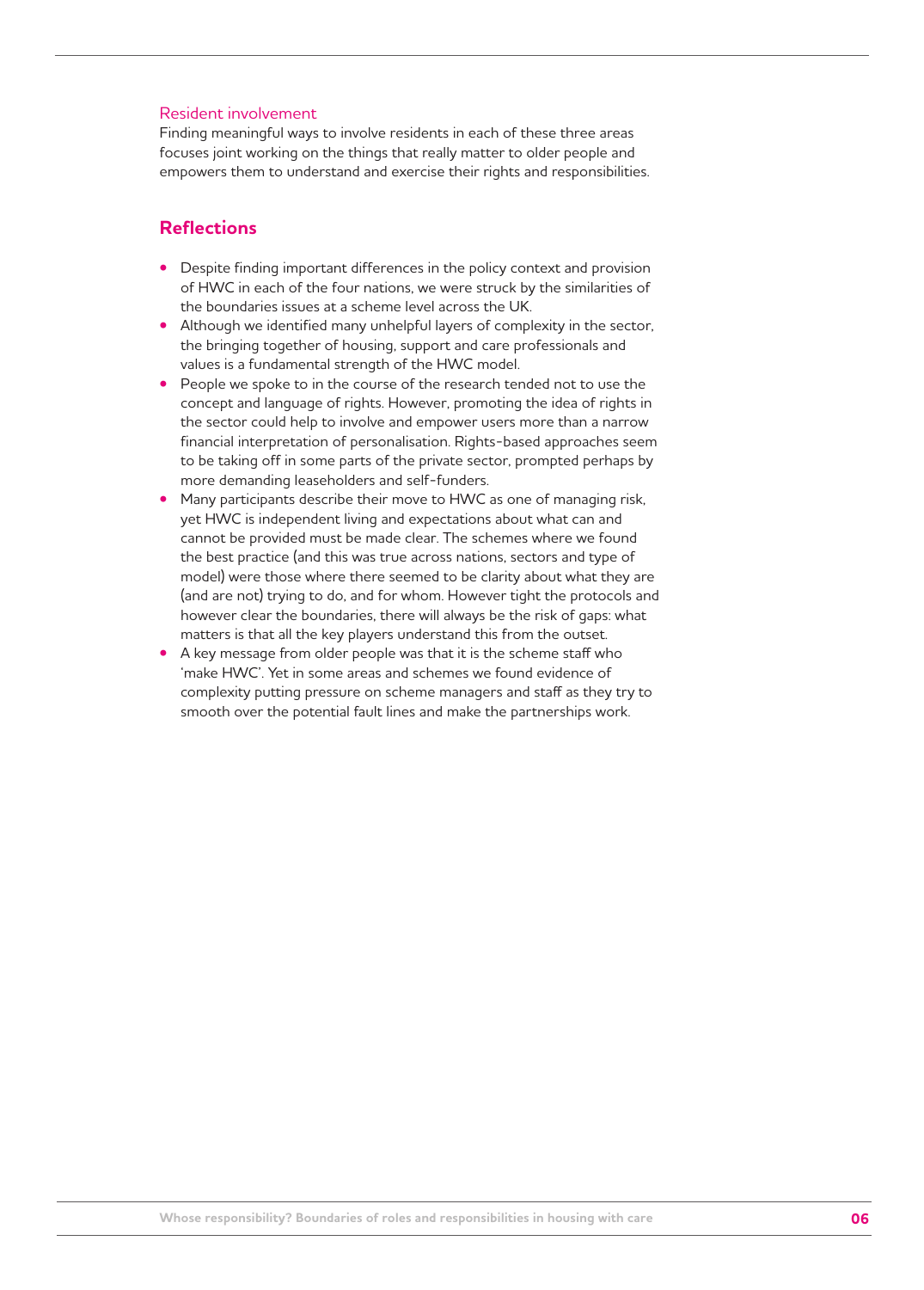### Resident involvement

Finding meaningful ways to involve residents in each of these three areas focuses joint working on the things that really matter to older people and empowers them to understand and exercise their rights and responsibilities.

## Reflections

- Despite finding important differences in the policy context and provision of HWC in each of the four nations, we were struck by the similarities of the boundaries issues at a scheme level across the UK.
- Although we identified many unhelpful layers of complexity in the sector, the bringing together of housing, support and care professionals and values is a fundamental strength of the HWC model.
- People we spoke to in the course of the research tended not to use the concept and language of rights. However, promoting the idea of rights in the sector could help to involve and empower users more than a narrow financial interpretation of personalisation. Rights-based approaches seem to be taking off in some parts of the private sector, prompted perhaps by more demanding leaseholders and self-funders.
- Many participants describe their move to HWC as one of managing risk, yet HWC is independent living and expectations about what can and cannot be provided must be made clear. The schemes where we found the best practice (and this was true across nations, sectors and type of model) were those where there seemed to be clarity about what they are (and are not) trying to do, and for whom. However tight the protocols and however clear the boundaries, there will always be the risk of gaps: what matters is that all the key players understand this from the outset.
- A key message from older people was that it is the scheme staff who 'make HWC'. Yet in some areas and schemes we found evidence of complexity putting pressure on scheme managers and staff as they try to smooth over the potential fault lines and make the partnerships work.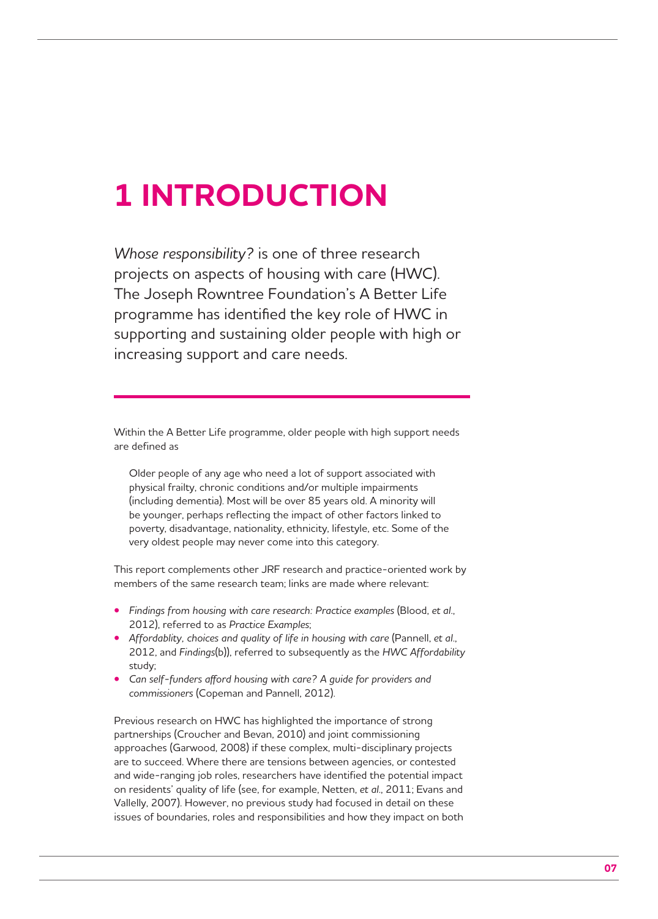# 1 INTRODUCTION

*Whose responsibility?* is one of three research projects on aspects of housing with care (HWC). The Joseph Rowntree Foundation's A Better Life programme has identified the key role of HWC in supporting and sustaining older people with high or increasing support and care needs.

Within the A Better Life programme, older people with high support needs are defined as

> Older people of any age who need a lot of support associated with physical frailty, chronic conditions and/or multiple impairments (including dementia). Most will be over 85 years old. A minority will be younger, perhaps reflecting the impact of other factors linked to poverty, disadvantage, nationality, ethnicity, lifestyle, etc. Some of the very oldest people may never come into this category.

This report complements other JRF research and practice-oriented work by members of the same research team; links are made where relevant:

- *Findings from housing with care research: Practice examples* (Blood, *et al.*, 2012), referred to as *Practice Examples*;
- *Affordablity, choices and quality of life in housing with care* (Pannell, *et al.*, 2012, and *Findings*(b)), referred to subsequently as the *HWC Affordability* study;
- *Can self-funders afford housing with care? A guide for providers and commissioners* (Copeman and Pannell, 2012).

Previous research on HWC has highlighted the importance of strong partnerships (Croucher and Bevan, 2010) and joint commissioning approaches (Garwood, 2008) if these complex, multi-disciplinary projects are to succeed. Where there are tensions between agencies, or contested and wide-ranging job roles, researchers have identified the potential impact on residents' quality of life (see, for example, Netten, *et al.*, 2011; Evans and Vallelly, 2007). However, no previous study had focused in detail on these issues of boundaries, roles and responsibilities and how they impact on both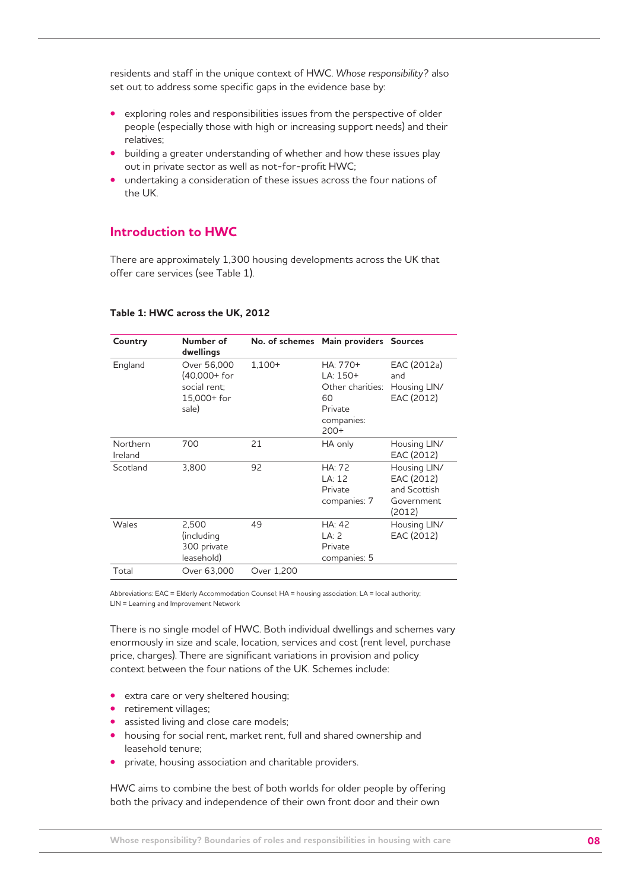residents and staff in the unique context of HWC. *Whose responsibility?* also set out to address some specific gaps in the evidence base by:

- exploring roles and responsibilities issues from the perspective of older people (especially those with high or increasing support needs) and their relatives;
- building a greater understanding of whether and how these issues play out in private sector as well as not-for-profit HWC;
- undertaking a consideration of these issues across the four nations of the UK.

## Introduction to HWC

There are approximately 1,300 housing developments across the UK that offer care services (see Table 1).

**Table 1: HWC across the UK, 2012**

| Country | Number of dwellings | No. of schemes | Main providers | Sources |
|---|---|---|---|---|
| England | Over 56,000 (40,000+ for social rent; 15,000+ for sale) | 1,100+ | HA: 770+<br>LA: 150+<br>Other charities: 60<br>Private companies: 200+ | EAC (2012a) and Housing LIN/ EAC (2012) |
| Northern Ireland | 700 | 21 | HA only | Housing LIN/ EAC (2012) |
| Scotland | 3,800 | 92 | HA: 72<br>LA: 12<br>Private companies: 7 | Housing LIN/ EAC (2012) and Scottish Government (2012) |
| Wales | 2,500 (including 300 private leasehold) | 49 | HA: 42<br>LA: 2<br>Private companies: 5 | Housing LIN/ EAC (2012) |
| Total | Over 63,000 | Over 1,200 | | |

Abbreviations: EAC = Elderly Accommodation Counsel; HA = housing association; LA = local authority; LIN = Learning and Improvement Network

There is no single model of HWC. Both individual dwellings and schemes vary enormously in size and scale, location, services and cost (rent level, purchase price, charges). There are significant variations in provision and policy context between the four nations of the UK. Schemes include:

- extra care or very sheltered housing;
- retirement villages;
- assisted living and close care models;
- housing for social rent, market rent, full and shared ownership and leasehold tenure;
- private, housing association and charitable providers.

HWC aims to combine the best of both worlds for older people by offering both the privacy and independence of their own front door and their own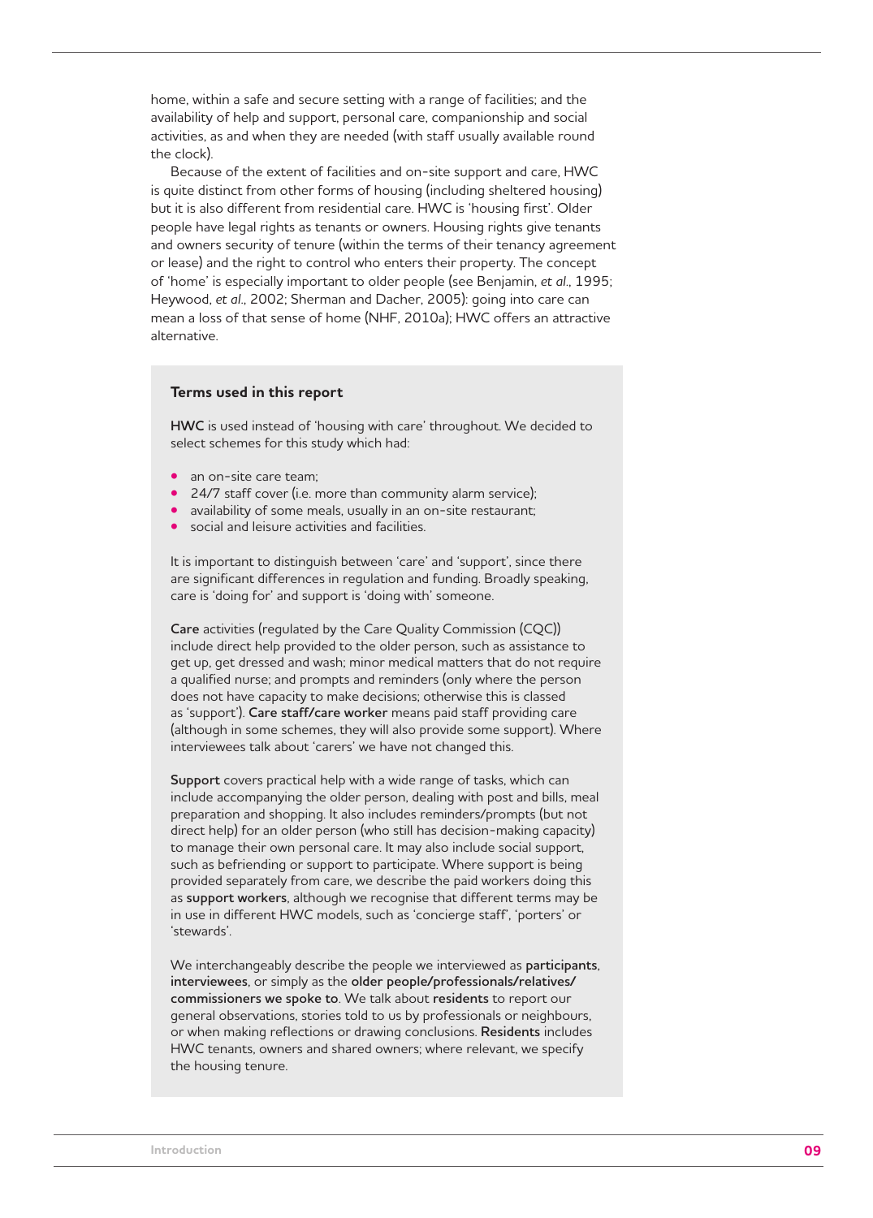home, within a safe and secure setting with a range of facilities; and the availability of help and support, personal care, companionship and social activities, as and when they are needed (with staff usually available round the clock).

Because of the extent of facilities and on-site support and care, HWC is quite distinct from other forms of housing (including sheltered housing) but it is also different from residential care. HWC is 'housing first'. Older people have legal rights as tenants or owners. Housing rights give tenants and owners security of tenure (within the terms of their tenancy agreement or lease) and the right to control who enters their property. The concept of 'home' is especially important to older people (see Benjamin, *et al*., 1995; Heywood, *et al*., 2002; Sherman and Dacher, 2005): going into care can mean a loss of that sense of home (NHF, 2010a); HWC offers an attractive alternative.

**Terms used in this report**

**HWC** is used instead of 'housing with care' throughout. We decided to select schemes for this study which had:

- an on-site care team;
- 24/7 staff cover (i.e. more than community alarm service);
- availability of some meals, usually in an on-site restaurant;
- social and leisure activities and facilities.

It is important to distinguish between 'care' and 'support', since there are significant differences in regulation and funding. Broadly speaking, care is 'doing for' and support is 'doing with' someone.

**Care** activities (regulated by the Care Quality Commission (CQC)) include direct help provided to the older person, such as assistance to get up, get dressed and wash; minor medical matters that do not require a qualified nurse; and prompts and reminders (only where the person does not have capacity to make decisions; otherwise this is classed as 'support'). **Care staff/care worker** means paid staff providing care (although in some schemes, they will also provide some support). Where interviewees talk about 'carers' we have not changed this.

**Support** covers practical help with a wide range of tasks, which can include accompanying the older person, dealing with post and bills, meal preparation and shopping. It also includes reminders/prompts (but not direct help) for an older person (who still has decision-making capacity) to manage their own personal care. It may also include social support, such as befriending or support to participate. Where support is being provided separately from care, we describe the paid workers doing this as **support workers**, although we recognise that different terms may be in use in different HWC models, such as 'concierge staff', 'porters' or 'stewards'.

We interchangeably describe the people we interviewed as **participants**, **interviewees**, or simply as the **older people/professionals/relatives/commissioners we spoke to**. We talk about **residents** to report our general observations, stories told to us by professionals or neighbours, or when making reflections or drawing conclusions. **Residents** includes HWC tenants, owners and shared owners; where relevant, we specify the housing tenure.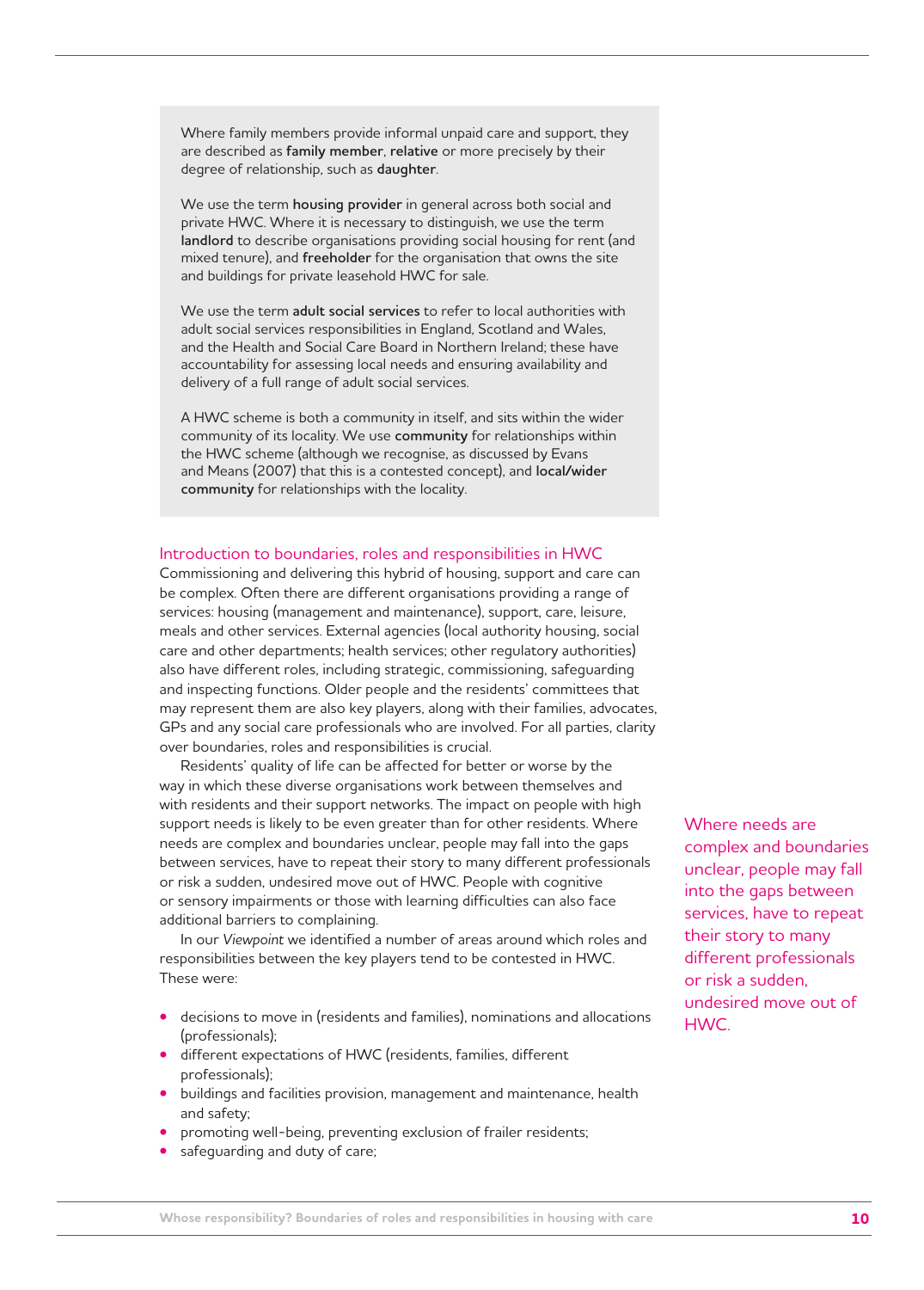Where family members provide informal unpaid care and support, they are described as **family member**, **relative** or more precisely by their degree of relationship, such as **daughter**.

We use the term **housing provider** in general across both social and private HWC. Where it is necessary to distinguish, we use the term **landlord** to describe organisations providing social housing for rent (and mixed tenure), and **freeholder** for the organisation that owns the site and buildings for private leasehold HWC for sale.

We use the term **adult social services** to refer to local authorities with adult social services responsibilities in England, Scotland and Wales, and the Health and Social Care Board in Northern Ireland; these have accountability for assessing local needs and ensuring availability and delivery of a full range of adult social services.

A HWC scheme is both a community in itself, and sits within the wider community of its locality. We use **community** for relationships within the HWC scheme (although we recognise, as discussed by Evans and Means (2007) that this is a contested concept), and **local/wider community** for relationships with the locality.

## Introduction to boundaries, roles and responsibilities in HWC

Commissioning and delivering this hybrid of housing, support and care can be complex. Often there are different organisations providing a range of services: housing (management and maintenance), support, care, leisure, meals and other services. External agencies (local authority housing, social care and other departments; health services; other regulatory authorities) also have different roles, including strategic, commissioning, safeguarding and inspecting functions. Older people and the residents' committees that may represent them are also key players, along with their families, advocates, GPs and any social care professionals who are involved. For all parties, clarity over boundaries, roles and responsibilities is crucial.

Residents' quality of life can be affected for better or worse by the way in which these diverse organisations work between themselves and with residents and their support networks. The impact on people with high support needs is likely to be even greater than for other residents. Where needs are complex and boundaries unclear, people may fall into the gaps between services, have to repeat their story to many different professionals or risk a sudden, undesired move out of HWC. People with cognitive or sensory impairments or those with learning difficulties can also face additional barriers to complaining.

Where needs are complex and boundaries unclear, people may fall into the gaps between services, have to repeat their story to many different professionals or risk a sudden, undesired move out of HWC.

In our *Viewpoint* we identified a number of areas around which roles and responsibilities between the key players tend to be contested in HWC. These were:

- decisions to move in (residents and families), nominations and allocations (professionals);
- different expectations of HWC (residents, families, different professionals);
- buildings and facilities provision, management and maintenance, health and safety;
- promoting well-being, preventing exclusion of frailer residents;
- safeguarding and duty of care;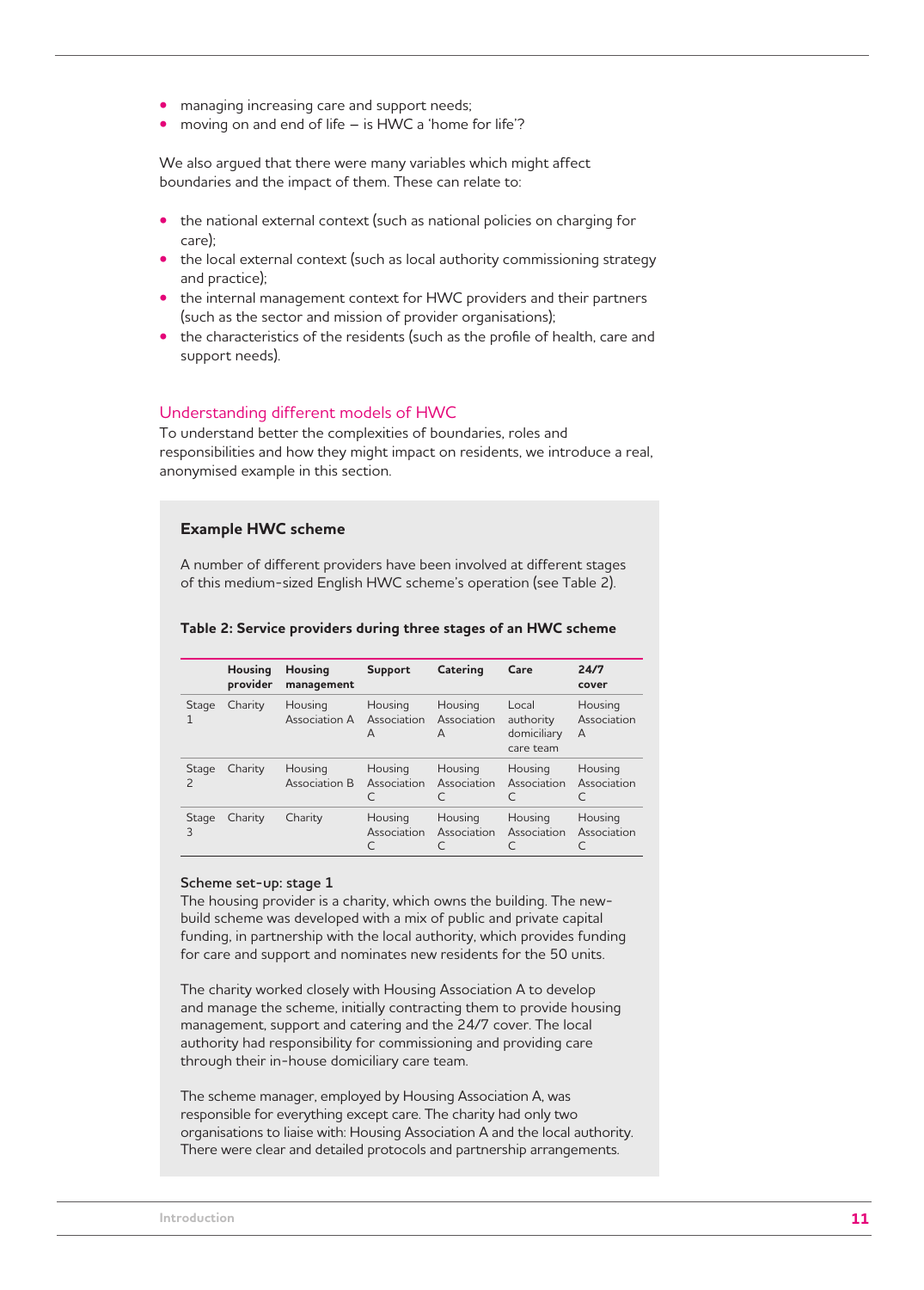- managing increasing care and support needs;
- moving on and end of life – is HWC a 'home for life'?

We also argued that there were many variables which might affect boundaries and the impact of them. These can relate to:

- the national external context (such as national policies on charging for care);
- the local external context (such as local authority commissioning strategy and practice);
- the internal management context for HWC providers and their partners (such as the sector and mission of provider organisations);
- the characteristics of the residents (such as the profile of health, care and support needs).

## Understanding different models of HWC

To understand better the complexities of boundaries, roles and responsibilities and how they might impact on residents, we introduce a real, anonymised example in this section.

### Example HWC scheme

A number of different providers have been involved at different stages of this medium-sized English HWC scheme's operation (see Table 2).

**Table 2: Service providers during three stages of an HWC scheme**

| | Housing provider | Housing management | Support | Catering | Care | 24/7 cover |
|---|---|---|---|---|---|---|
| Stage 1 | Charity | Housing Association A | Housing Association A | Housing Association A | Local authority domiciliary care team | Housing Association A |
| Stage 2 | Charity | Housing Association B | Housing Association C | Housing Association C | Housing Association C | Housing Association C |
| Stage 3 | Charity | Charity | Housing Association C | Housing Association C | Housing Association C | Housing Association C |

**Scheme set-up: stage 1**

The housing provider is a charity, which owns the building. The new-build scheme was developed with a mix of public and private capital funding, in partnership with the local authority, which provides funding for care and support and nominates new residents for the 50 units.

The charity worked closely with Housing Association A to develop and manage the scheme, initially contracting them to provide housing management, support and catering and the 24/7 cover. The local authority had responsibility for commissioning and providing care through their in-house domiciliary care team.

The scheme manager, employed by Housing Association A, was responsible for everything except care. The charity had only two organisations to liaise with: Housing Association A and the local authority. There were clear and detailed protocols and partnership arrangements.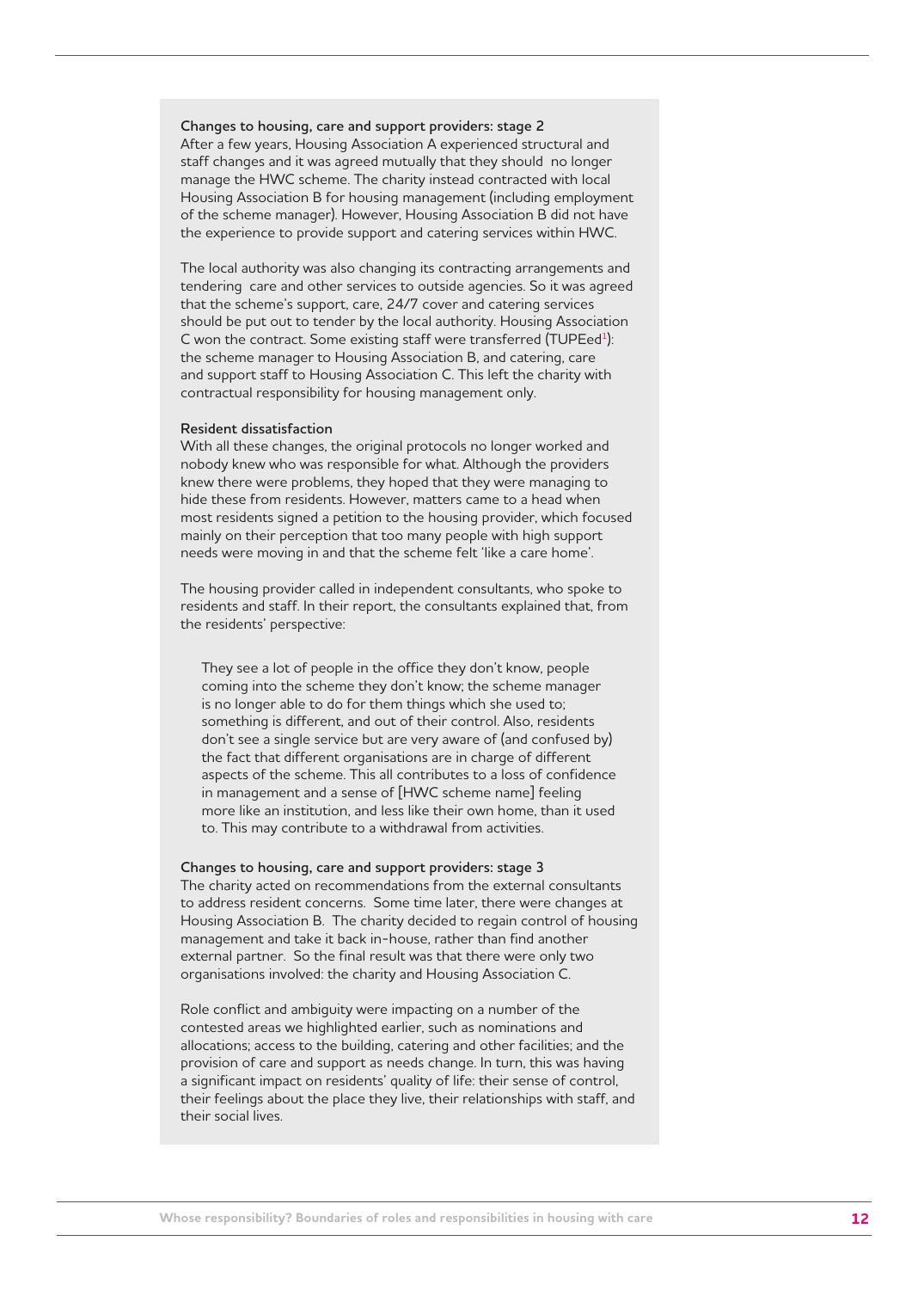**Changes to housing, care and support providers: stage 2**

After a few years, Housing Association A experienced structural and staff changes and it was agreed mutually that they should no longer manage the HWC scheme. The charity instead contracted with local Housing Association B for housing management (including employment of the scheme manager). However, Housing Association B did not have the experience to provide support and catering services within HWC.

The local authority was also changing its contracting arrangements and tendering care and other services to outside agencies. So it was agreed that the scheme's support, care, 24/7 cover and catering services should be put out to tender by the local authority. Housing Association C won the contract. Some existing staff were transferred (TUPEed[1]): the scheme manager to Housing Association B, and catering, care and support staff to Housing Association C. This left the charity with contractual responsibility for housing management only.

**Resident dissatisfaction**

With all these changes, the original protocols no longer worked and nobody knew who was responsible for what. Although the providers knew there were problems, they hoped that they were managing to hide these from residents. However, matters came to a head when most residents signed a petition to the housing provider, which focused mainly on their perception that too many people with high support needs were moving in and that the scheme felt 'like a care home'.

The housing provider called in independent consultants, who spoke to residents and staff. In their report, the consultants explained that, from the residents' perspective:

> They see a lot of people in the office they don't know, people coming into the scheme they don't know; the scheme manager is no longer able to do for them things which she used to; something is different, and out of their control. Also, residents don't see a single service but are very aware of (and confused by) the fact that different organisations are in charge of different aspects of the scheme. This all contributes to a loss of confidence in management and a sense of [HWC scheme name] feeling more like an institution, and less like their own home, than it used to. This may contribute to a withdrawal from activities.

**Changes to housing, care and support providers: stage 3**

The charity acted on recommendations from the external consultants to address resident concerns. Some time later, there were changes at Housing Association B. The charity decided to regain control of housing management and take it back in-house, rather than find another external partner. So the final result was that there were only two organisations involved: the charity and Housing Association C.

Role conflict and ambiguity were impacting on a number of the contested areas we highlighted earlier, such as nominations and allocations; access to the building, catering and other facilities; and the provision of care and support as needs change. In turn, this was having a significant impact on residents' quality of life: their sense of control, their feelings about the place they live, their relationships with staff, and their social lives.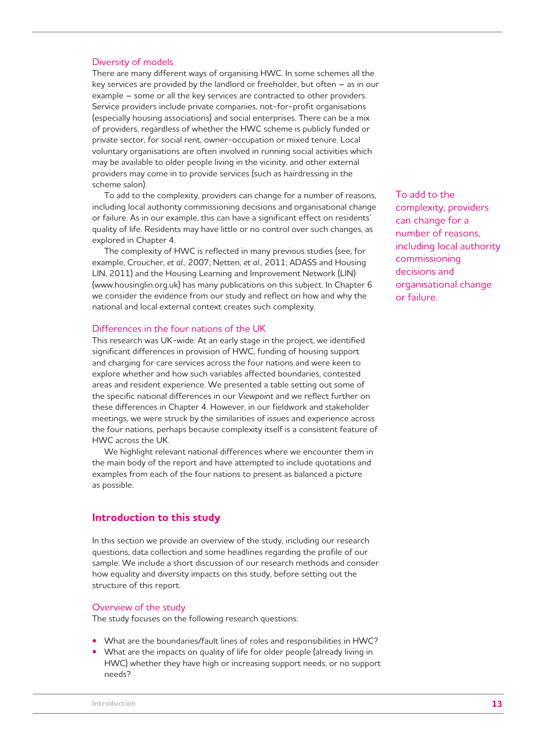### Diversity of models

There are many different ways of organising HWC. In some schemes all the key services are provided by the landlord or freeholder, but often – as in our example – some or all the key services are contracted to other providers. Service providers include private companies, not-for-profit organisations (especially housing associations) and social enterprises. There can be a mix of providers, regardless of whether the HWC scheme is publicly funded or private sector, for social rent, owner-occupation or mixed tenure. Local voluntary organisations are often involved in running social activities which may be available to older people living in the vicinity, and other external providers may come in to provide services (such as hairdressing in the scheme salon).

To add to the complexity, providers can change for a number of reasons, including local authority commissioning decisions and organisational change or failure. As in our example, this can have a significant effect on residents' quality of life. Residents may have little or no control over such changes, as explored in Chapter 4.

> To add to the complexity, providers can change for a number of reasons, including local authority commissioning decisions and organisational change or failure.

The complexity of HWC is reflected in many previous studies (see, for example, Croucher, *et al.*, 2007; Netten, *et al.*, 2011; ADASS and Housing LIN, 2011) and the Housing Learning and Improvement Network (LIN) (www.housinglin.org.uk) has many publications on this subject. In Chapter 6 we consider the evidence from our study and reflect on how and why the national and local external context creates such complexity.

### Differences in the four nations of the UK

This research was UK-wide. At an early stage in the project, we identified significant differences in provision of HWC, funding of housing support and charging for care services across the four nations and were keen to explore whether and how such variables affected boundaries, contested areas and resident experience. We presented a table setting out some of the specific national differences in our *Viewpoint* and we reflect further on these differences in Chapter 4. However, in our fieldwork and stakeholder meetings, we were struck by the similarities of issues and experience across the four nations, perhaps because complexity itself is a consistent feature of HWC across the UK.

We highlight relevant national differences where we encounter them in the main body of the report and have attempted to include quotations and examples from each of the four nations to present as balanced a picture as possible.

## Introduction to this study

In this section we provide an overview of the study, including our research questions, data collection and some headlines regarding the profile of our sample. We include a short discussion of our research methods and consider how equality and diversity impacts on this study, before setting out the structure of this report.

### Overview of the study

The study focuses on the following research questions:

- What are the boundaries/fault lines of roles and responsibilities in HWC?
- What are the impacts on quality of life for older people (already living in HWC) whether they have high or increasing support needs, or no support needs?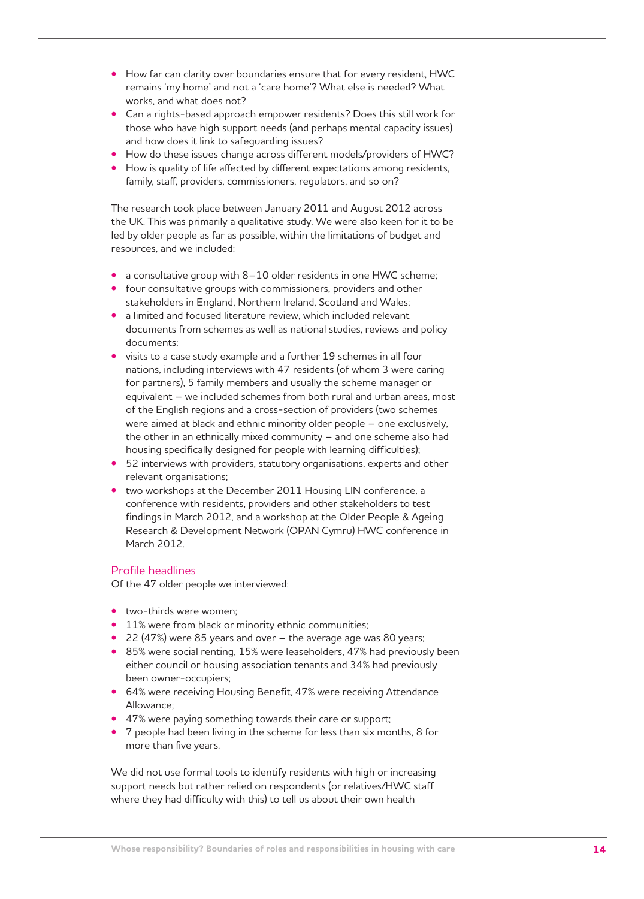- How far can clarity over boundaries ensure that for every resident, HWC remains 'my home' and not a 'care home'? What else is needed? What works, and what does not?
- Can a rights-based approach empower residents? Does this still work for those who have high support needs (and perhaps mental capacity issues) and how does it link to safeguarding issues?
- How do these issues change across different models/providers of HWC?
- How is quality of life affected by different expectations among residents, family, staff, providers, commissioners, regulators, and so on?

The research took place between January 2011 and August 2012 across the UK. This was primarily a qualitative study. We were also keen for it to be led by older people as far as possible, within the limitations of budget and resources, and we included:

- a consultative group with 8–10 older residents in one HWC scheme;
- four consultative groups with commissioners, providers and other stakeholders in England, Northern Ireland, Scotland and Wales;
- a limited and focused literature review, which included relevant documents from schemes as well as national studies, reviews and policy documents;
- visits to a case study example and a further 19 schemes in all four nations, including interviews with 47 residents (of whom 3 were caring for partners), 5 family members and usually the scheme manager or equivalent – we included schemes from both rural and urban areas, most of the English regions and a cross-section of providers (two schemes were aimed at black and ethnic minority older people – one exclusively, the other in an ethnically mixed community – and one scheme also had housing specifically designed for people with learning difficulties);
- 52 interviews with providers, statutory organisations, experts and other relevant organisations;
- two workshops at the December 2011 Housing LIN conference, a conference with residents, providers and other stakeholders to test findings in March 2012, and a workshop at the Older People & Ageing Research & Development Network (OPAN Cymru) HWC conference in March 2012.

## Profile headlines

Of the 47 older people we interviewed:

- two-thirds were women;
- 11% were from black or minority ethnic communities;
- 22 (47%) were 85 years and over – the average age was 80 years;
- 85% were social renting, 15% were leaseholders, 47% had previously been either council or housing association tenants and 34% had previously been owner-occupiers;
- 64% were receiving Housing Benefit, 47% were receiving Attendance Allowance;
- 47% were paying something towards their care or support;
- 7 people had been living in the scheme for less than six months, 8 for more than five years.

We did not use formal tools to identify residents with high or increasing support needs but rather relied on respondents (or relatives/HWC staff where they had difficulty with this) to tell us about their own health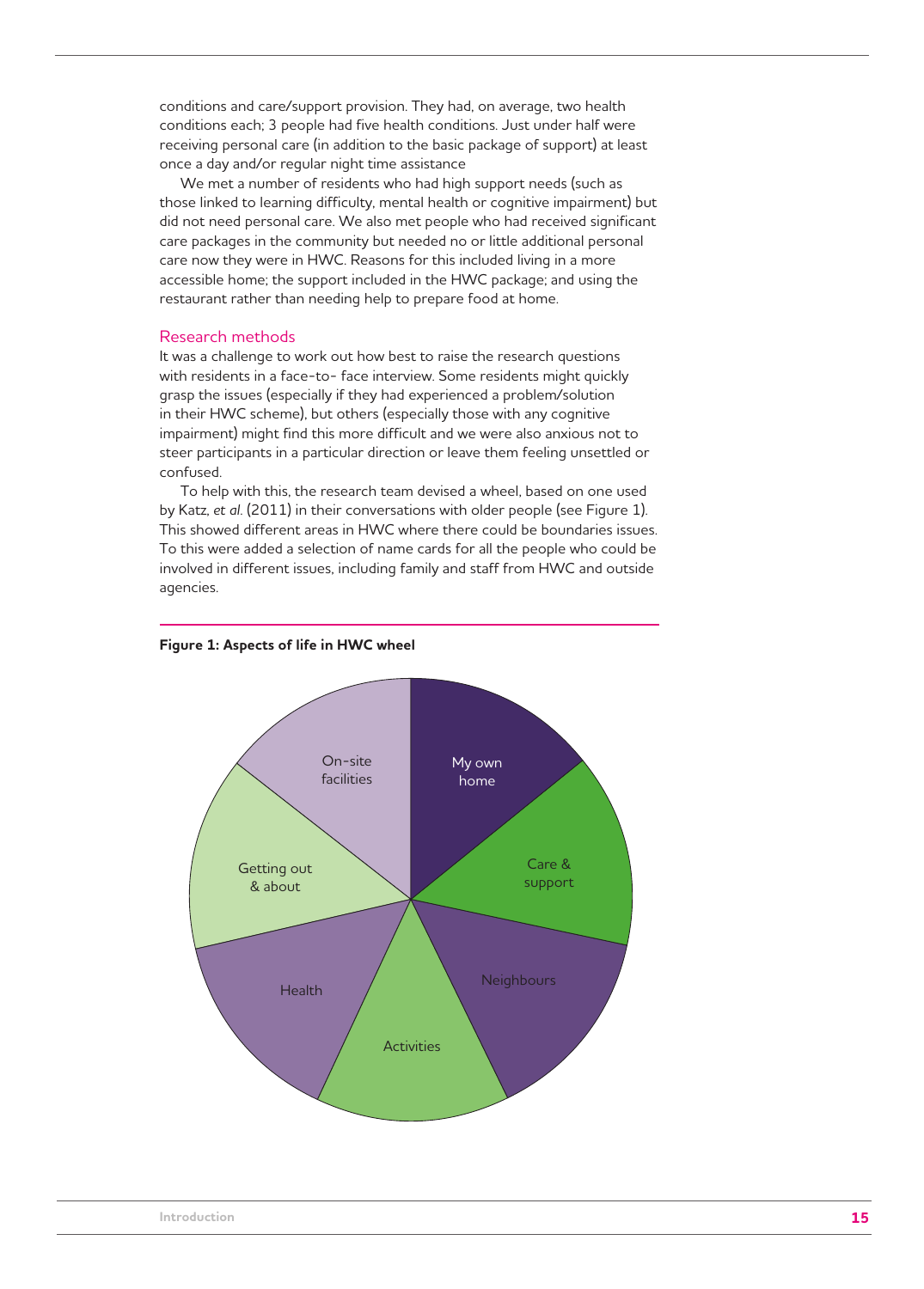conditions and care/support provision. They had, on average, two health conditions each; 3 people had five health conditions. Just under half were receiving personal care (in addition to the basic package of support) at least once a day and/or regular night time assistance

We met a number of residents who had high support needs (such as those linked to learning difficulty, mental health or cognitive impairment) but did not need personal care. We also met people who had received significant care packages in the community but needed no or little additional personal care now they were in HWC. Reasons for this included living in a more accessible home; the support included in the HWC package; and using the restaurant rather than needing help to prepare food at home.

## Research methods

It was a challenge to work out how best to raise the research questions with residents in a face-to- face interview. Some residents might quickly grasp the issues (especially if they had experienced a problem/solution in their HWC scheme), but others (especially those with any cognitive impairment) might find this more difficult and we were also anxious not to steer participants in a particular direction or leave them feeling unsettled or confused.

To help with this, the research team devised a wheel, based on one used by Katz, *et al.* (2011) in their conversations with older people (see Figure 1). This showed different areas in HWC where there could be boundaries issues. To this were added a selection of name cards for all the people who could be involved in different issues, including family and staff from HWC and outside agencies.

**Figure 1: Aspects of life in HWC wheel**

My own home

Care & support

Neighbours

Activities

Health

Getting out & about

On-site facilities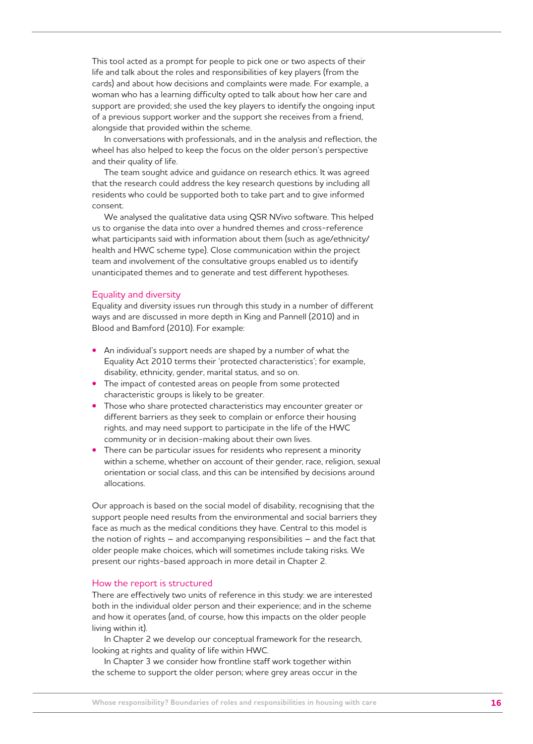This tool acted as a prompt for people to pick one or two aspects of their life and talk about the roles and responsibilities of key players (from the cards) and about how decisions and complaints were made. For example, a woman who has a learning difficulty opted to talk about how her care and support are provided; she used the key players to identify the ongoing input of a previous support worker and the support she receives from a friend, alongside that provided within the scheme.

In conversations with professionals, and in the analysis and reflection, the wheel has also helped to keep the focus on the older person's perspective and their quality of life.

The team sought advice and guidance on research ethics. It was agreed that the research could address the key research questions by including all residents who could be supported both to take part and to give informed consent.

We analysed the qualitative data using QSR NVivo software. This helped us to organise the data into over a hundred themes and cross-reference what participants said with information about them (such as age/ethnicity/health and HWC scheme type). Close communication within the project team and involvement of the consultative groups enabled us to identify unanticipated themes and to generate and test different hypotheses.

## Equality and diversity

Equality and diversity issues run through this study in a number of different ways and are discussed in more depth in King and Pannell (2010) and in Blood and Bamford (2010). For example:

- An individual's support needs are shaped by a number of what the Equality Act 2010 terms their 'protected characteristics'; for example, disability, ethnicity, gender, marital status, and so on.
- The impact of contested areas on people from some protected characteristic groups is likely to be greater.
- Those who share protected characteristics may encounter greater or different barriers as they seek to complain or enforce their housing rights, and may need support to participate in the life of the HWC community or in decision-making about their own lives.
- There can be particular issues for residents who represent a minority within a scheme, whether on account of their gender, race, religion, sexual orientation or social class, and this can be intensified by decisions around allocations.

Our approach is based on the social model of disability, recognising that the support people need results from the environmental and social barriers they face as much as the medical conditions they have. Central to this model is the notion of rights – and accompanying responsibilities – and the fact that older people make choices, which will sometimes include taking risks. We present our rights-based approach in more detail in Chapter 2.

## How the report is structured

There are effectively two units of reference in this study: we are interested both in the individual older person and their experience; and in the scheme and how it operates (and, of course, how this impacts on the older people living within it).

In Chapter 2 we develop our conceptual framework for the research, looking at rights and quality of life within HWC.

In Chapter 3 we consider how frontline staff work together within the scheme to support the older person; where grey areas occur in the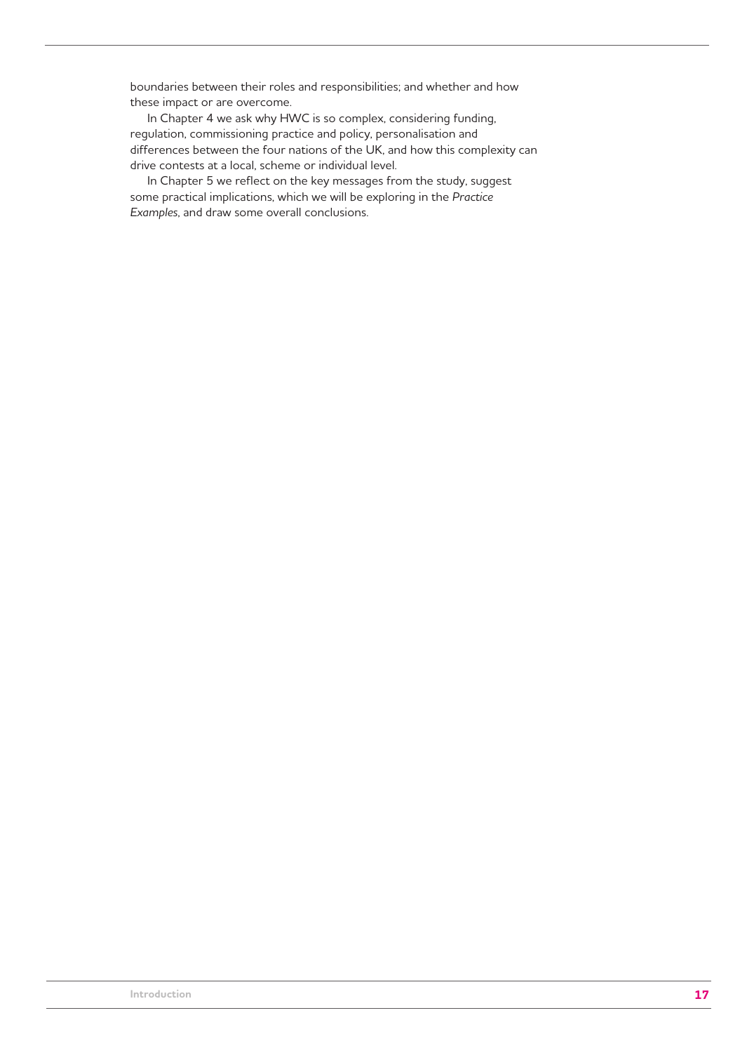boundaries between their roles and responsibilities; and whether and how these impact or are overcome.

In Chapter 4 we ask why HWC is so complex, considering funding, regulation, commissioning practice and policy, personalisation and differences between the four nations of the UK, and how this complexity can drive contests at a local, scheme or individual level.

In Chapter 5 we reflect on the key messages from the study, suggest some practical implications, which we will be exploring in the *Practice Examples*, and draw some overall conclusions.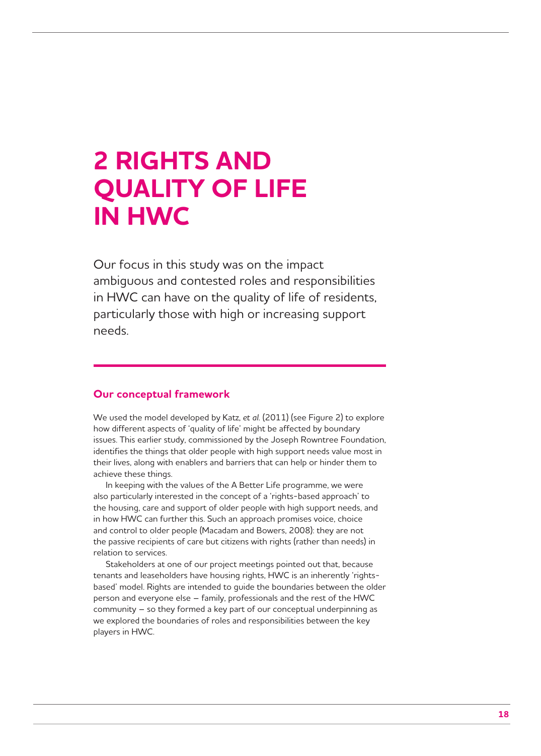# 2 RIGHTS AND QUALITY OF LIFE IN HWC

Our focus in this study was on the impact ambiguous and contested roles and responsibilities in HWC can have on the quality of life of residents, particularly those with high or increasing support needs.

## Our conceptual framework

We used the model developed by Katz, *et al.* (2011) (see Figure 2) to explore how different aspects of 'quality of life' might be affected by boundary issues. This earlier study, commissioned by the Joseph Rowntree Foundation, identifies the things that older people with high support needs value most in their lives, along with enablers and barriers that can help or hinder them to achieve these things.

In keeping with the values of the A Better Life programme, we were also particularly interested in the concept of a 'rights-based approach' to the housing, care and support of older people with high support needs, and in how HWC can further this. Such an approach promises voice, choice and control to older people (Macadam and Bowers, 2008): they are not the passive recipients of care but citizens with rights (rather than needs) in relation to services.

Stakeholders at one of our project meetings pointed out that, because tenants and leaseholders have housing rights, HWC is an inherently 'rights-based' model. Rights are intended to guide the boundaries between the older person and everyone else – family, professionals and the rest of the HWC community – so they formed a key part of our conceptual underpinning as we explored the boundaries of roles and responsibilities between the key players in HWC.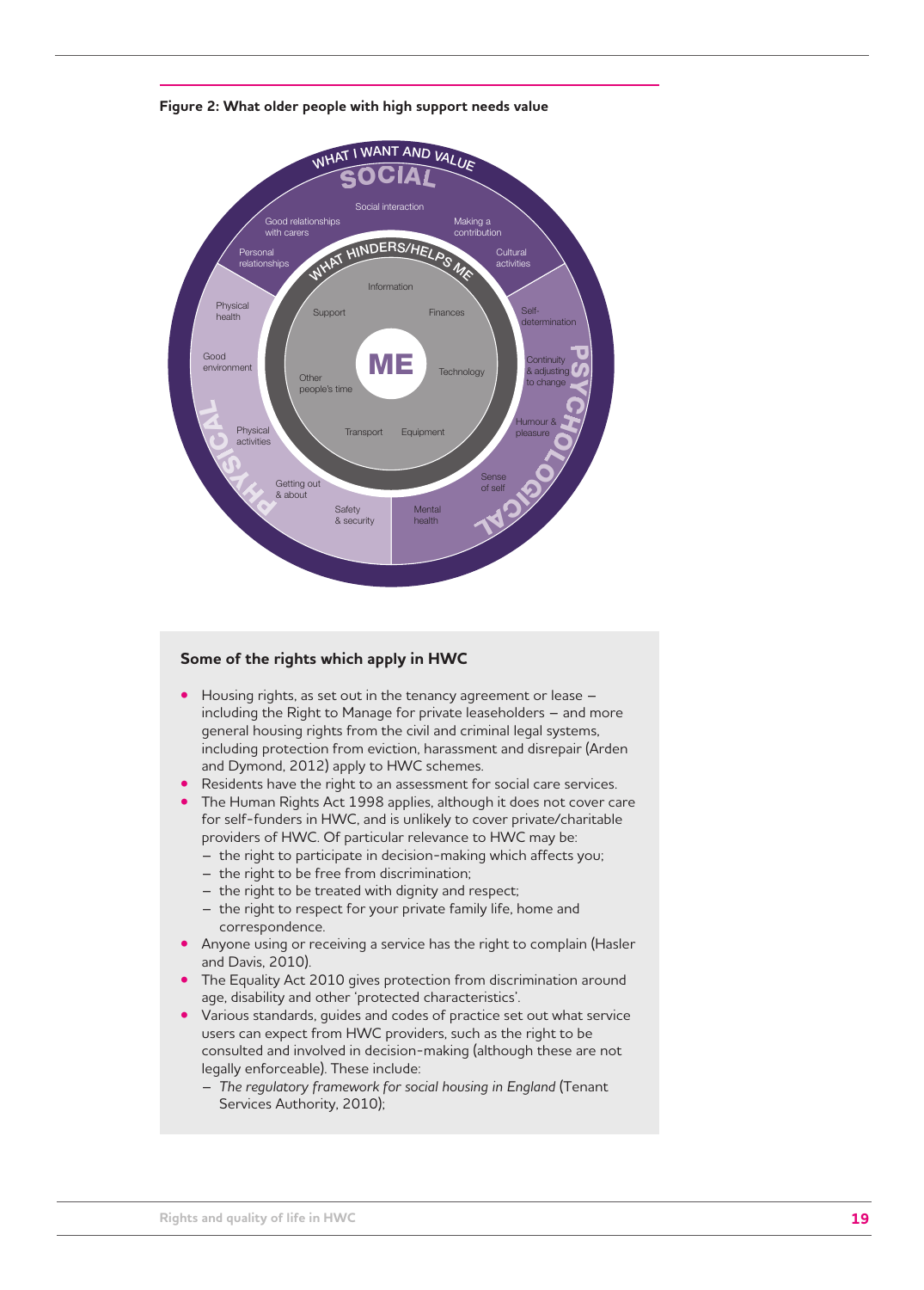**Figure 2: What older people with high support needs value**

WHAT I WANT AND VALUE

SOCIAL

Social interaction

Good relationships with carers

Making a contribution

Personal relationships

Cultural activities

WHAT HINDERS/HELPS ME

Information

Support

Finances

ME

Other people's time

Technology

Transport

Equipment

Physical health

Good environment

Physical activities

Getting out & about

Safety & security

PHYSICAL

Self-determination

Continuity & adjusting to change

Humour & pleasure

Sense of self

Mental health

PSYCHOLOGICAL

### Some of the rights which apply in HWC

- Housing rights, as set out in the tenancy agreement or lease – including the Right to Manage for private leaseholders – and more general housing rights from the civil and criminal legal systems, including protection from eviction, harassment and disrepair (Arden and Dymond, 2012) apply to HWC schemes.
- Residents have the right to an assessment for social care services.
- The Human Rights Act 1998 applies, although it does not cover care for self-funders in HWC, and is unlikely to cover private/charitable providers of HWC. Of particular relevance to HWC may be:
  - the right to participate in decision-making which affects you;
  - the right to be free from discrimination;
  - the right to be treated with dignity and respect;
  - the right to respect for your private family life, home and correspondence.
- Anyone using or receiving a service has the right to complain (Hasler and Davis, 2010).
- The Equality Act 2010 gives protection from discrimination around age, disability and other 'protected characteristics'.
- Various standards, guides and codes of practice set out what service users can expect from HWC providers, such as the right to be consulted and involved in decision-making (although these are not legally enforceable). These include:
  - *The regulatory framework for social housing in England* (Tenant Services Authority, 2010);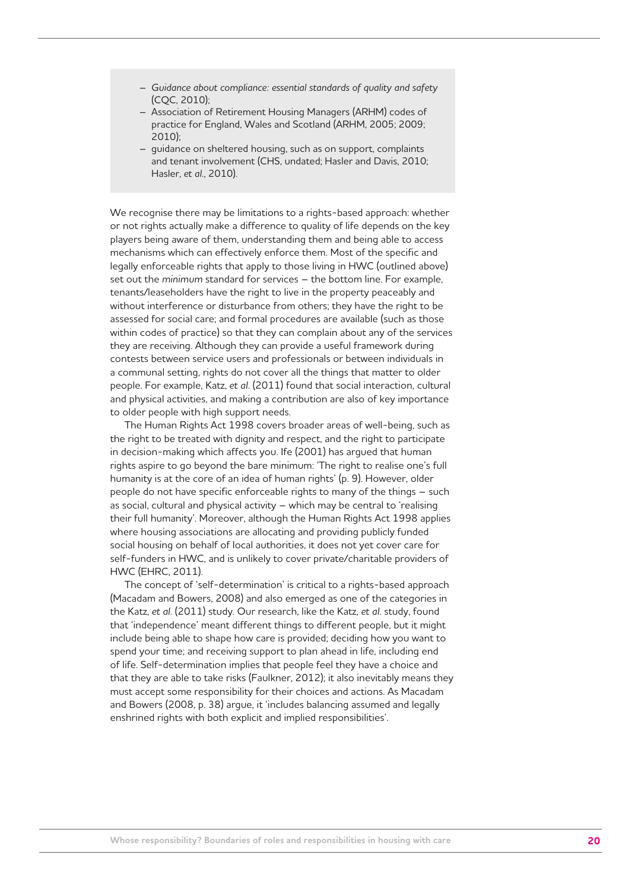- *Guidance about compliance: essential standards of quality and safety* (CQC, 2010);
- Association of Retirement Housing Managers (ARHM) codes of practice for England, Wales and Scotland (ARHM, 2005; 2009; 2010);
- guidance on sheltered housing, such as on support, complaints and tenant involvement (CHS, undated; Hasler and Davis, 2010; Hasler, *et al*., 2010).

We recognise there may be limitations to a rights-based approach: whether or not rights actually make a difference to quality of life depends on the key players being aware of them, understanding them and being able to access mechanisms which can effectively enforce them. Most of the specific and legally enforceable rights that apply to those living in HWC (outlined above) set out the *minimum* standard for services – the bottom line. For example, tenants/leaseholders have the right to live in the property peaceably and without interference or disturbance from others; they have the right to be assessed for social care; and formal procedures are available (such as those within codes of practice) so that they can complain about any of the services they are receiving. Although they can provide a useful framework during contests between service users and professionals or between individuals in a communal setting, rights do not cover all the things that matter to older people. For example, Katz, *et al.* (2011) found that social interaction, cultural and physical activities, and making a contribution are also of key importance to older people with high support needs.

The Human Rights Act 1998 covers broader areas of well-being, such as the right to be treated with dignity and respect, and the right to participate in decision-making which affects you. Ife (2001) has argued that human rights aspire to go beyond the bare minimum: 'The right to realise one's full humanity is at the core of an idea of human rights' (p. 9). However, older people do not have specific enforceable rights to many of the things – such as social, cultural and physical activity – which may be central to 'realising their full humanity'. Moreover, although the Human Rights Act 1998 applies where housing associations are allocating and providing publicly funded social housing on behalf of local authorities, it does not yet cover care for self-funders in HWC, and is unlikely to cover private/charitable providers of HWC (EHRC, 2011).

The concept of 'self-determination' is critical to a rights-based approach (Macadam and Bowers, 2008) and also emerged as one of the categories in the Katz, *et al.* (2011) study. Our research, like the Katz, *et al.* study, found that 'independence' meant different things to different people, but it might include being able to shape how care is provided; deciding how you want to spend your time; and receiving support to plan ahead in life, including end of life. Self-determination implies that people feel they have a choice and that they are able to take risks (Faulkner, 2012); it also inevitably means they must accept some responsibility for their choices and actions. As Macadam and Bowers (2008, p. 38) argue, it 'includes balancing assumed and legally enshrined rights with both explicit and implied responsibilities'.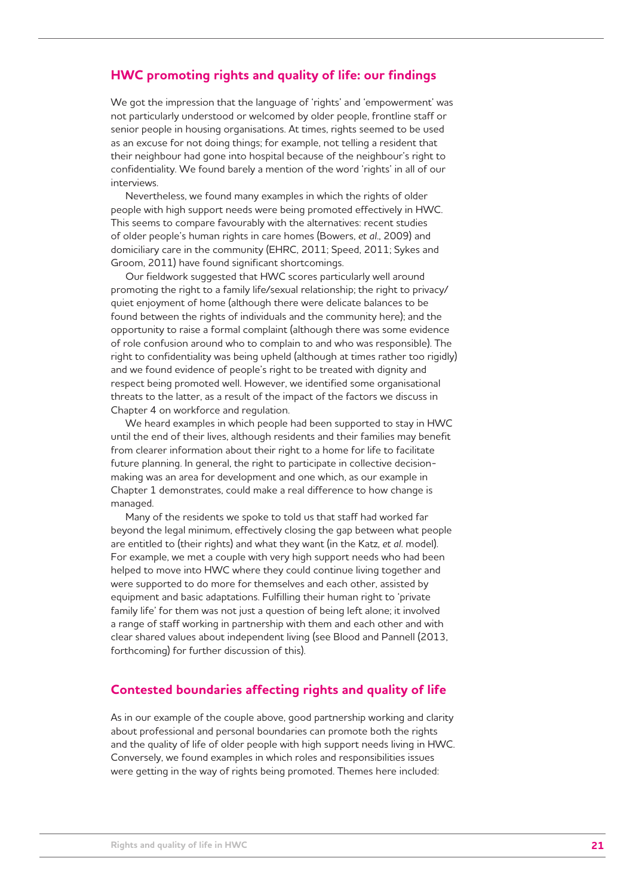## HWC promoting rights and quality of life: our findings

We got the impression that the language of 'rights' and 'empowerment' was not particularly understood or welcomed by older people, frontline staff or senior people in housing organisations. At times, rights seemed to be used as an excuse for not doing things; for example, not telling a resident that their neighbour had gone into hospital because of the neighbour's right to confidentiality. We found barely a mention of the word 'rights' in all of our interviews.

Nevertheless, we found many examples in which the rights of older people with high support needs were being promoted effectively in HWC. This seems to compare favourably with the alternatives: recent studies of older people's human rights in care homes (Bowers, *et al.*, 2009) and domiciliary care in the community (EHRC, 2011; Speed, 2011; Sykes and Groom, 2011) have found significant shortcomings.

Our fieldwork suggested that HWC scores particularly well around promoting the right to a family life/sexual relationship; the right to privacy/quiet enjoyment of home (although there were delicate balances to be found between the rights of individuals and the community here); and the opportunity to raise a formal complaint (although there was some evidence of role confusion around who to complain to and who was responsible). The right to confidentiality was being upheld (although at times rather too rigidly) and we found evidence of people's right to be treated with dignity and respect being promoted well. However, we identified some organisational threats to the latter, as a result of the impact of the factors we discuss in Chapter 4 on workforce and regulation.

We heard examples in which people had been supported to stay in HWC until the end of their lives, although residents and their families may benefit from clearer information about their right to a home for life to facilitate future planning. In general, the right to participate in collective decision-making was an area for development and one which, as our example in Chapter 1 demonstrates, could make a real difference to how change is managed.

Many of the residents we spoke to told us that staff had worked far beyond the legal minimum, effectively closing the gap between what people are entitled to (their rights) and what they want (in the Katz, *et al.* model). For example, we met a couple with very high support needs who had been helped to move into HWC where they could continue living together and were supported to do more for themselves and each other, assisted by equipment and basic adaptations. Fulfilling their human right to 'private family life' for them was not just a question of being left alone; it involved a range of staff working in partnership with them and each other and with clear shared values about independent living (see Blood and Pannell (2013, forthcoming) for further discussion of this).

## Contested boundaries affecting rights and quality of life

As in our example of the couple above, good partnership working and clarity about professional and personal boundaries can promote both the rights and the quality of life of older people with high support needs living in HWC. Conversely, we found examples in which roles and responsibilities issues were getting in the way of rights being promoted. Themes here included: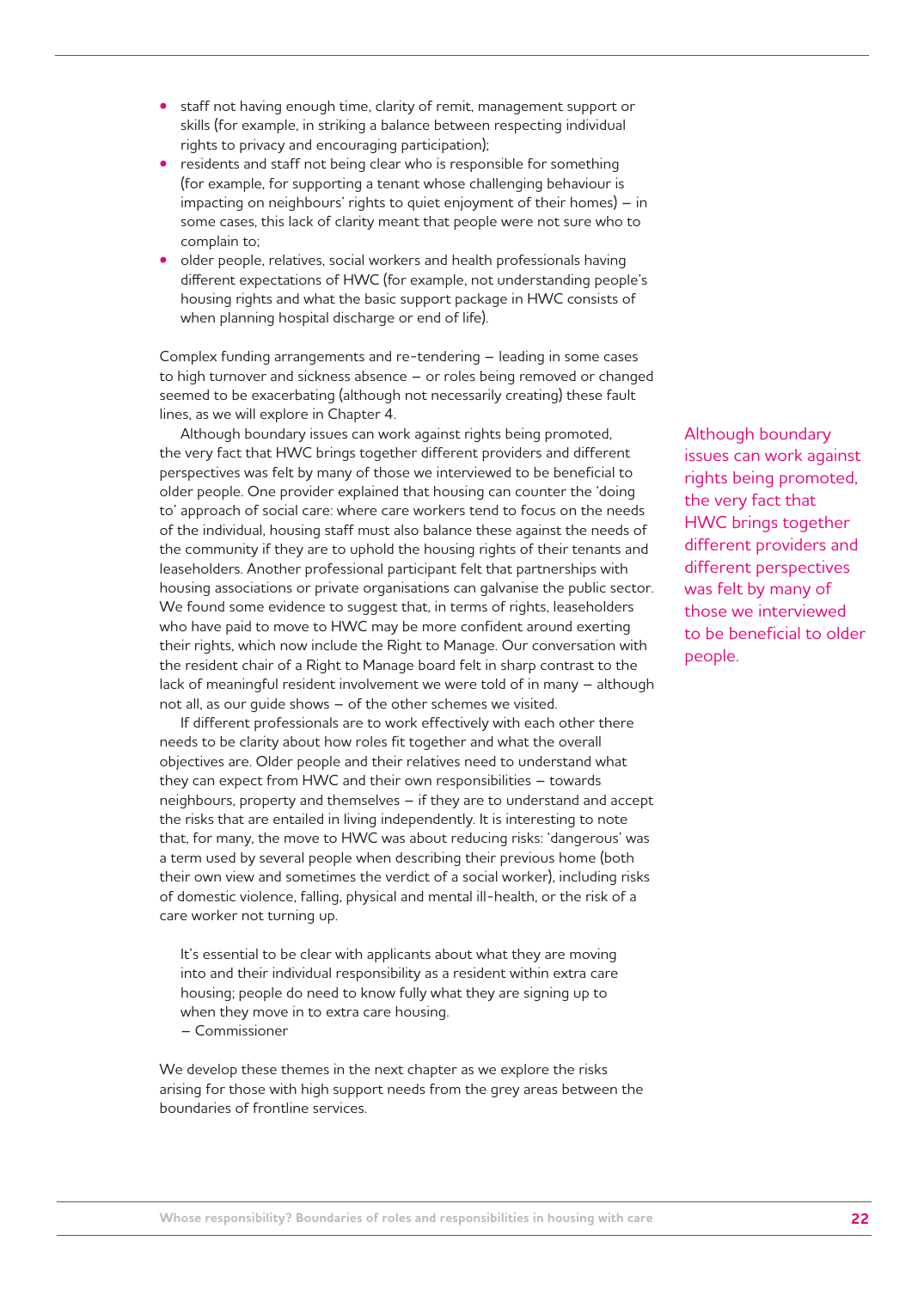- staff not having enough time, clarity of remit, management support or skills (for example, in striking a balance between respecting individual rights to privacy and encouraging participation);
- residents and staff not being clear who is responsible for something (for example, for supporting a tenant whose challenging behaviour is impacting on neighbours' rights to quiet enjoyment of their homes) – in some cases, this lack of clarity meant that people were not sure who to complain to;
- older people, relatives, social workers and health professionals having different expectations of HWC (for example, not understanding people's housing rights and what the basic support package in HWC consists of when planning hospital discharge or end of life).

Complex funding arrangements and re-tendering – leading in some cases to high turnover and sickness absence – or roles being removed or changed seemed to be exacerbating (although not necessarily creating) these fault lines, as we will explore in Chapter 4.

Although boundary issues can work against rights being promoted, the very fact that HWC brings together different providers and different perspectives was felt by many of those we interviewed to be beneficial to older people. One provider explained that housing can counter the 'doing to' approach of social care: where care workers tend to focus on the needs of the individual, housing staff must also balance these against the needs of the community if they are to uphold the housing rights of their tenants and leaseholders. Another professional participant felt that partnerships with housing associations or private organisations can galvanise the public sector. We found some evidence to suggest that, in terms of rights, leaseholders who have paid to move to HWC may be more confident around exerting their rights, which now include the Right to Manage. Our conversation with the resident chair of a Right to Manage board felt in sharp contrast to the lack of meaningful resident involvement we were told of in many – although not all, as our guide shows – of the other schemes we visited.

> Although boundary issues can work against rights being promoted, the very fact that HWC brings together different providers and different perspectives was felt by many of those we interviewed to be beneficial to older people.

If different professionals are to work effectively with each other there needs to be clarity about how roles fit together and what the overall objectives are. Older people and their relatives need to understand what they can expect from HWC and their own responsibilities – towards neighbours, property and themselves – if they are to understand and accept the risks that are entailed in living independently. It is interesting to note that, for many, the move to HWC was about reducing risks: 'dangerous' was a term used by several people when describing their previous home (both their own view and sometimes the verdict of a social worker), including risks of domestic violence, falling, physical and mental ill-health, or the risk of a care worker not turning up.

> It's essential to be clear with applicants about what they are moving into and their individual responsibility as a resident within extra care housing; people do need to know fully what they are signing up to when they move in to extra care housing.
> – Commissioner

We develop these themes in the next chapter as we explore the risks arising for those with high support needs from the grey areas between the boundaries of frontline services.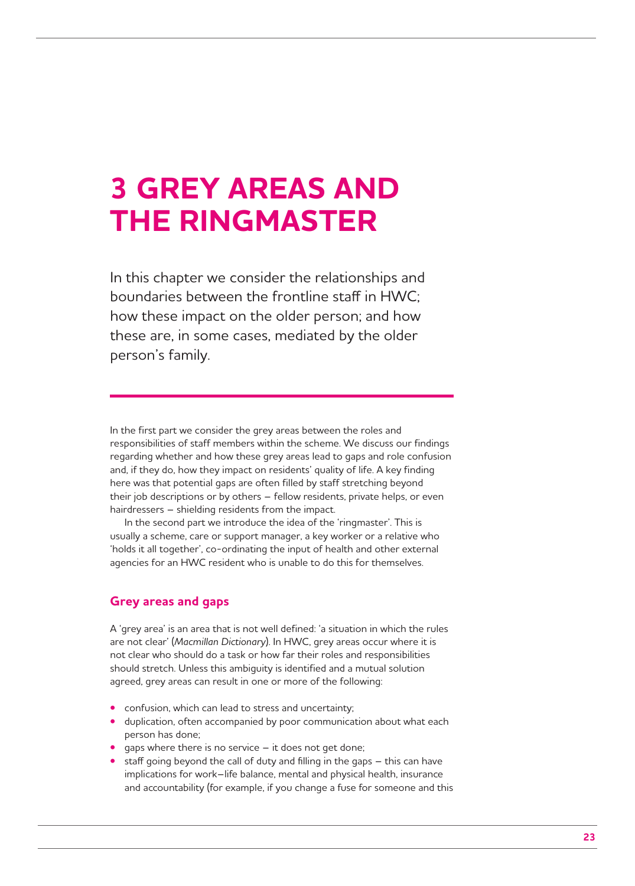# 3 GREY AREAS AND THE RINGMASTER

In this chapter we consider the relationships and boundaries between the frontline staff in HWC; how these impact on the older person; and how these are, in some cases, mediated by the older person's family.

In the first part we consider the grey areas between the roles and responsibilities of staff members within the scheme. We discuss our findings regarding whether and how these grey areas lead to gaps and role confusion and, if they do, how they impact on residents' quality of life. A key finding here was that potential gaps are often filled by staff stretching beyond their job descriptions or by others – fellow residents, private helps, or even hairdressers – shielding residents from the impact.

In the second part we introduce the idea of the 'ringmaster'. This is usually a scheme, care or support manager, a key worker or a relative who 'holds it all together', co-ordinating the input of health and other external agencies for an HWC resident who is unable to do this for themselves.

## Grey areas and gaps

A 'grey area' is an area that is not well defined: 'a situation in which the rules are not clear' (*Macmillan Dictionary*). In HWC, grey areas occur where it is not clear who should do a task or how far their roles and responsibilities should stretch. Unless this ambiguity is identified and a mutual solution agreed, grey areas can result in one or more of the following:

- confusion, which can lead to stress and uncertainty;
- duplication, often accompanied by poor communication about what each person has done;
- gaps where there is no service – it does not get done;
- staff going beyond the call of duty and filling in the gaps – this can have implications for work–life balance, mental and physical health, insurance and accountability (for example, if you change a fuse for someone and this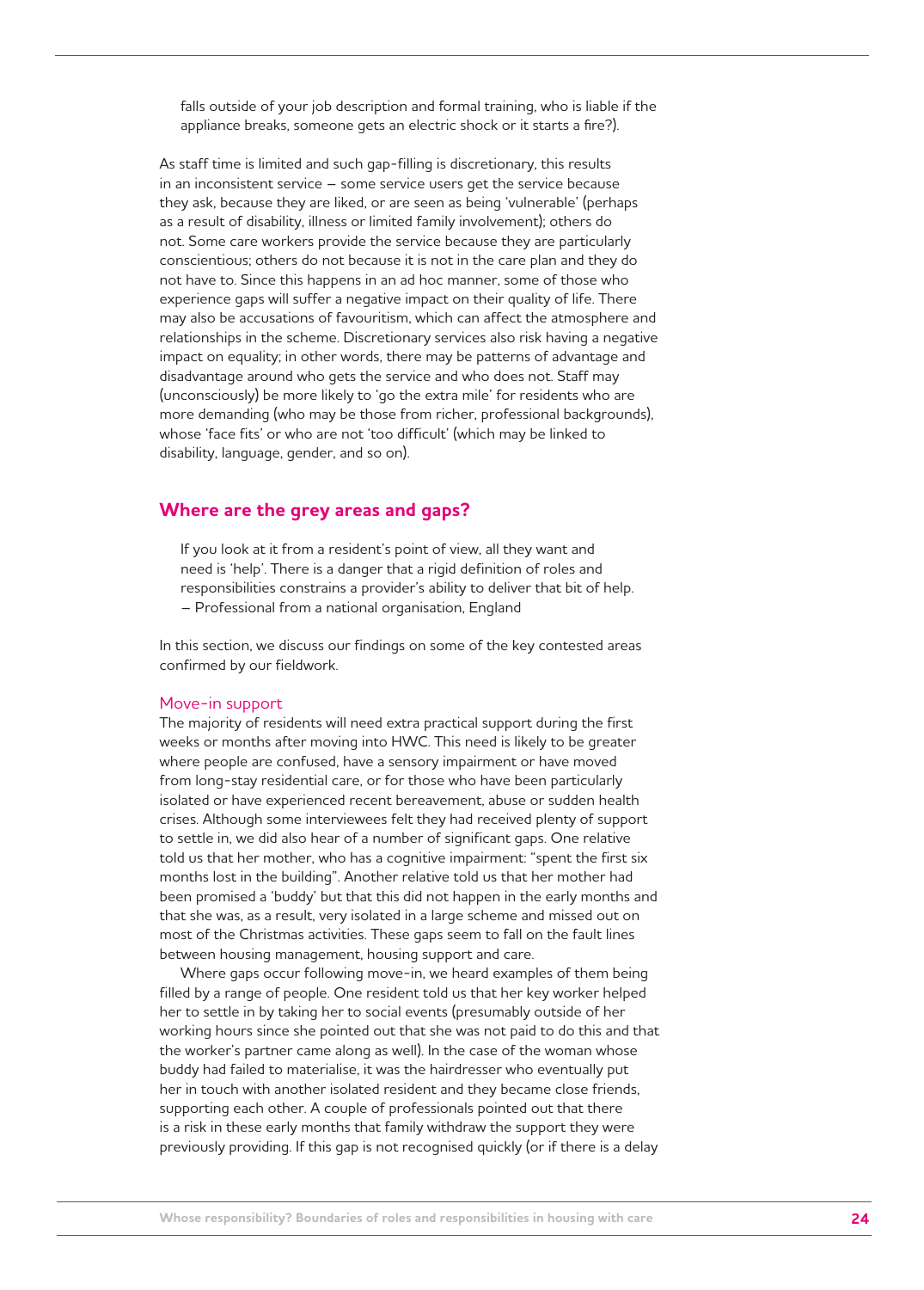falls outside of your job description and formal training, who is liable if the appliance breaks, someone gets an electric shock or it starts a fire?).

As staff time is limited and such gap-filling is discretionary, this results in an inconsistent service – some service users get the service because they ask, because they are liked, or are seen as being 'vulnerable' (perhaps as a result of disability, illness or limited family involvement); others do not. Some care workers provide the service because they are particularly conscientious; others do not because it is not in the care plan and they do not have to. Since this happens in an ad hoc manner, some of those who experience gaps will suffer a negative impact on their quality of life. There may also be accusations of favouritism, which can affect the atmosphere and relationships in the scheme. Discretionary services also risk having a negative impact on equality; in other words, there may be patterns of advantage and disadvantage around who gets the service and who does not. Staff may (unconsciously) be more likely to 'go the extra mile' for residents who are more demanding (who may be those from richer, professional backgrounds), whose 'face fits' or who are not 'too difficult' (which may be linked to disability, language, gender, and so on).

## Where are the grey areas and gaps?

> If you look at it from a resident's point of view, all they want and need is 'help'. There is a danger that a rigid definition of roles and responsibilities constrains a provider's ability to deliver that bit of help.
> – Professional from a national organisation, England

In this section, we discuss our findings on some of the key contested areas confirmed by our fieldwork.

### Move-in support

The majority of residents will need extra practical support during the first weeks or months after moving into HWC. This need is likely to be greater where people are confused, have a sensory impairment or have moved from long-stay residential care, or for those who have been particularly isolated or have experienced recent bereavement, abuse or sudden health crises. Although some interviewees felt they had received plenty of support to settle in, we did also hear of a number of significant gaps. One relative told us that her mother, who has a cognitive impairment: "spent the first six months lost in the building". Another relative told us that her mother had been promised a 'buddy' but that this did not happen in the early months and that she was, as a result, very isolated in a large scheme and missed out on most of the Christmas activities. These gaps seem to fall on the fault lines between housing management, housing support and care.

Where gaps occur following move-in, we heard examples of them being filled by a range of people. One resident told us that her key worker helped her to settle in by taking her to social events (presumably outside of her working hours since she pointed out that she was not paid to do this and that the worker's partner came along as well). In the case of the woman whose buddy had failed to materialise, it was the hairdresser who eventually put her in touch with another isolated resident and they became close friends, supporting each other. A couple of professionals pointed out that there is a risk in these early months that family withdraw the support they were previously providing. If this gap is not recognised quickly (or if there is a delay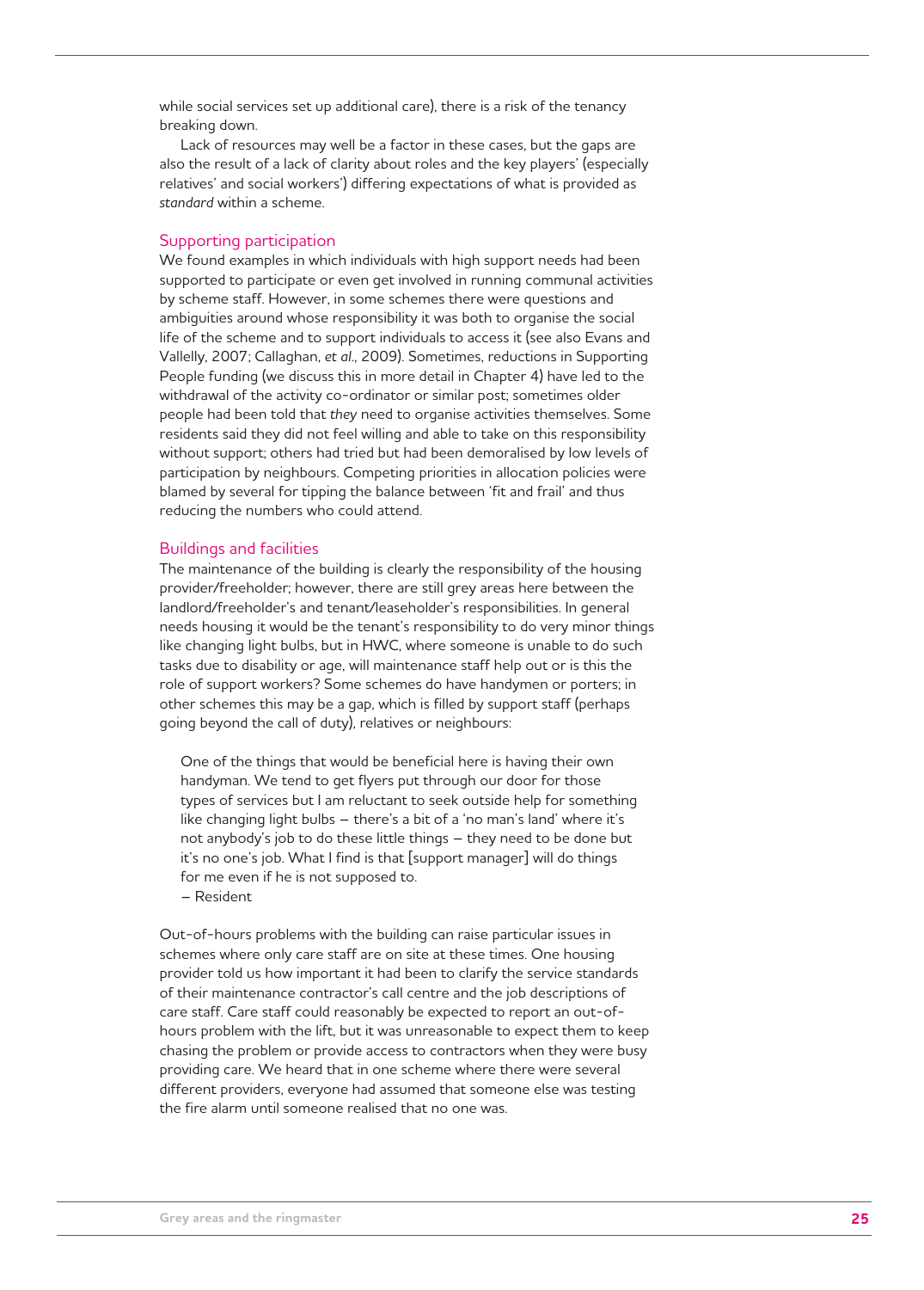while social services set up additional care), there is a risk of the tenancy breaking down.

Lack of resources may well be a factor in these cases, but the gaps are also the result of a lack of clarity about roles and the key players' (especially relatives' and social workers') differing expectations of what is provided as *standard* within a scheme.

## Supporting participation

We found examples in which individuals with high support needs had been supported to participate or even get involved in running communal activities by scheme staff. However, in some schemes there were questions and ambiguities around whose responsibility it was both to organise the social life of the scheme and to support individuals to access it (see also Evans and Vallelly, 2007; Callaghan, *et al*., 2009). Sometimes, reductions in Supporting People funding (we discuss this in more detail in Chapter 4) have led to the withdrawal of the activity co-ordinator or similar post; sometimes older people had been told that *they* need to organise activities themselves. Some residents said they did not feel willing and able to take on this responsibility without support; others had tried but had been demoralised by low levels of participation by neighbours. Competing priorities in allocation policies were blamed by several for tipping the balance between 'fit and frail' and thus reducing the numbers who could attend.

## Buildings and facilities

The maintenance of the building is clearly the responsibility of the housing provider/freeholder; however, there are still grey areas here between the landlord/freeholder's and tenant/leaseholder's responsibilities. In general needs housing it would be the tenant's responsibility to do very minor things like changing light bulbs, but in HWC, where someone is unable to do such tasks due to disability or age, will maintenance staff help out or is this the role of support workers? Some schemes do have handymen or porters; in other schemes this may be a gap, which is filled by support staff (perhaps going beyond the call of duty), relatives or neighbours:

> One of the things that would be beneficial here is having their own handyman. We tend to get flyers put through our door for those types of services but I am reluctant to seek outside help for something like changing light bulbs – there's a bit of a 'no man's land' where it's not anybody's job to do these little things – they need to be done but it's no one's job. What I find is that [support manager] will do things for me even if he is not supposed to.
>
> – Resident

Out-of-hours problems with the building can raise particular issues in schemes where only care staff are on site at these times. One housing provider told us how important it had been to clarify the service standards of their maintenance contractor's call centre and the job descriptions of care staff. Care staff could reasonably be expected to report an out-of-hours problem with the lift, but it was unreasonable to expect them to keep chasing the problem or provide access to contractors when they were busy providing care. We heard that in one scheme where there were several different providers, everyone had assumed that someone else was testing the fire alarm until someone realised that no one was.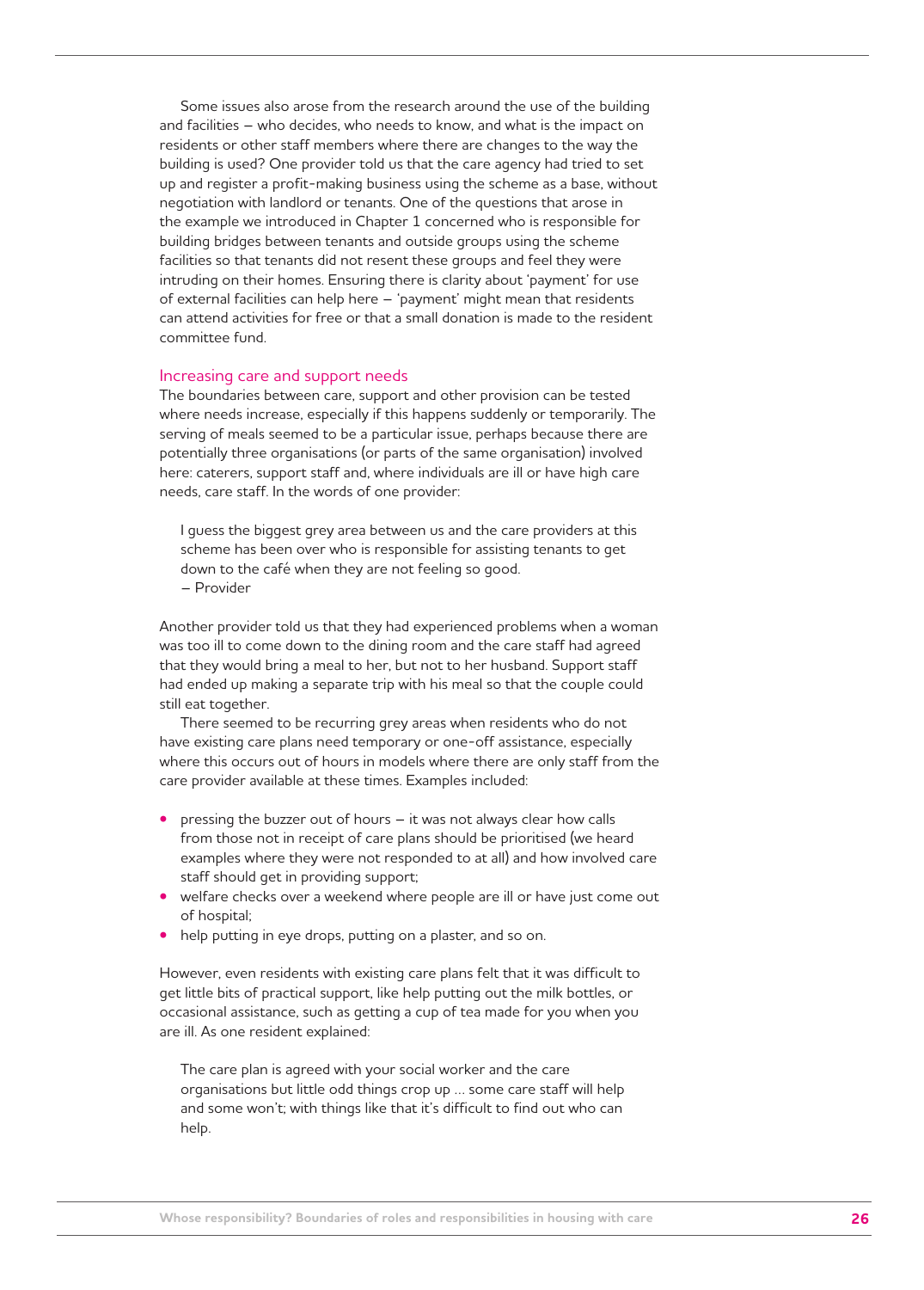Some issues also arose from the research around the use of the building and facilities – who decides, who needs to know, and what is the impact on residents or other staff members where there are changes to the way the building is used? One provider told us that the care agency had tried to set up and register a profit-making business using the scheme as a base, without negotiation with landlord or tenants. One of the questions that arose in the example we introduced in Chapter 1 concerned who is responsible for building bridges between tenants and outside groups using the scheme facilities so that tenants did not resent these groups and feel they were intruding on their homes. Ensuring there is clarity about 'payment' for use of external facilities can help here – 'payment' might mean that residents can attend activities for free or that a small donation is made to the resident committee fund.

## Increasing care and support needs

The boundaries between care, support and other provision can be tested where needs increase, especially if this happens suddenly or temporarily. The serving of meals seemed to be a particular issue, perhaps because there are potentially three organisations (or parts of the same organisation) involved here: caterers, support staff and, where individuals are ill or have high care needs, care staff. In the words of one provider:

> I guess the biggest grey area between us and the care providers at this scheme has been over who is responsible for assisting tenants to get down to the café when they are not feeling so good.
> – Provider

Another provider told us that they had experienced problems when a woman was too ill to come down to the dining room and the care staff had agreed that they would bring a meal to her, but not to her husband. Support staff had ended up making a separate trip with his meal so that the couple could still eat together.

There seemed to be recurring grey areas when residents who do not have existing care plans need temporary or one-off assistance, especially where this occurs out of hours in models where there are only staff from the care provider available at these times. Examples included:

- pressing the buzzer out of hours – it was not always clear how calls from those not in receipt of care plans should be prioritised (we heard examples where they were not responded to at all) and how involved care staff should get in providing support;
- welfare checks over a weekend where people are ill or have just come out of hospital;
- help putting in eye drops, putting on a plaster, and so on.

However, even residents with existing care plans felt that it was difficult to get little bits of practical support, like help putting out the milk bottles, or occasional assistance, such as getting a cup of tea made for you when you are ill. As one resident explained:

> The care plan is agreed with your social worker and the care organisations but little odd things crop up ... some care staff will help and some won't; with things like that it's difficult to find out who can help.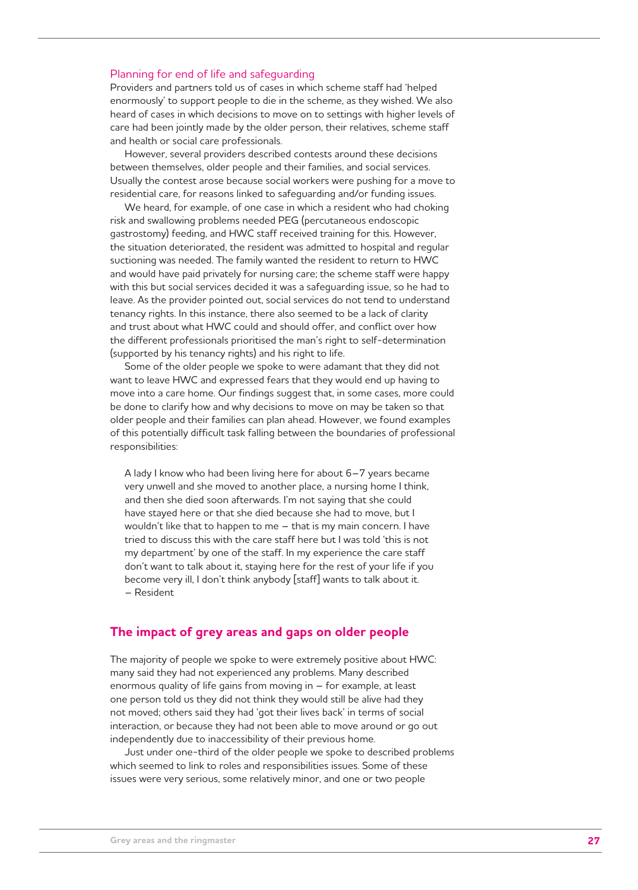### Planning for end of life and safeguarding

Providers and partners told us of cases in which scheme staff had 'helped enormously' to support people to die in the scheme, as they wished. We also heard of cases in which decisions to move on to settings with higher levels of care had been jointly made by the older person, their relatives, scheme staff and health or social care professionals.

However, several providers described contests around these decisions between themselves, older people and their families, and social services. Usually the contest arose because social workers were pushing for a move to residential care, for reasons linked to safeguarding and/or funding issues.

We heard, for example, of one case in which a resident who had choking risk and swallowing problems needed PEG (percutaneous endoscopic gastrostomy) feeding, and HWC staff received training for this. However, the situation deteriorated, the resident was admitted to hospital and regular suctioning was needed. The family wanted the resident to return to HWC and would have paid privately for nursing care; the scheme staff were happy with this but social services decided it was a safeguarding issue, so he had to leave. As the provider pointed out, social services do not tend to understand tenancy rights. In this instance, there also seemed to be a lack of clarity and trust about what HWC could and should offer, and conflict over how the different professionals prioritised the man's right to self-determination (supported by his tenancy rights) and his right to life.

Some of the older people we spoke to were adamant that they did not want to leave HWC and expressed fears that they would end up having to move into a care home. Our findings suggest that, in some cases, more could be done to clarify how and why decisions to move on may be taken so that older people and their families can plan ahead. However, we found examples of this potentially difficult task falling between the boundaries of professional responsibilities:

> A lady I know who had been living here for about 6–7 years became very unwell and she moved to another place, a nursing home I think, and then she died soon afterwards. I'm not saying that she could have stayed here or that she died because she had to move, but I wouldn't like that to happen to me – that is my main concern. I have tried to discuss this with the care staff here but I was told 'this is not my department' by one of the staff. In my experience the care staff don't want to talk about it, staying here for the rest of your life if you become very ill, I don't think anybody [staff] wants to talk about it.
> – Resident

## The impact of grey areas and gaps on older people

The majority of people we spoke to were extremely positive about HWC: many said they had not experienced any problems. Many described enormous quality of life gains from moving in – for example, at least one person told us they did not think they would still be alive had they not moved; others said they had 'got their lives back' in terms of social interaction, or because they had not been able to move around or go out independently due to inaccessibility of their previous home.

Just under one-third of the older people we spoke to described problems which seemed to link to roles and responsibilities issues. Some of these issues were very serious, some relatively minor, and one or two people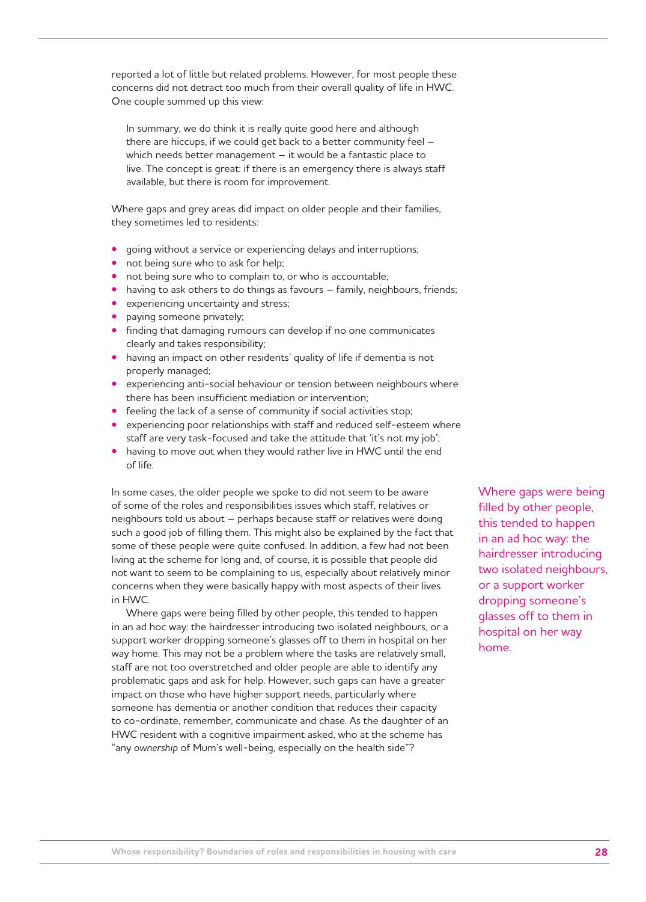reported a lot of little but related problems. However, for most people these concerns did not detract too much from their overall quality of life in HWC. One couple summed up this view:

> In summary, we do think it is really quite good here and although there are hiccups, if we could get back to a better community feel – which needs better management – it would be a fantastic place to live. The concept is great: if there is an emergency there is always staff available, but there is room for improvement.

Where gaps and grey areas did impact on older people and their families, they sometimes led to residents:

- going without a service or experiencing delays and interruptions;
- not being sure who to ask for help;
- not being sure who to complain to, or who is accountable;
- having to ask others to do things as favours – family, neighbours, friends;
- experiencing uncertainty and stress;
- paying someone privately;
- finding that damaging rumours can develop if no one communicates clearly and takes responsibility;
- having an impact on other residents' quality of life if dementia is not properly managed;
- experiencing anti-social behaviour or tension between neighbours where there has been insufficient mediation or intervention;
- feeling the lack of a sense of community if social activities stop;
- experiencing poor relationships with staff and reduced self-esteem where staff are very task-focused and take the attitude that 'it's not my job';
- having to move out when they would rather live in HWC until the end of life.

In some cases, the older people we spoke to did not seem to be aware of some of the roles and responsibilities issues which staff, relatives or neighbours told us about – perhaps because staff or relatives were doing such a good job of filling them. This might also be explained by the fact that some of these people were quite confused. In addition, a few had not been living at the scheme for long and, of course, it is possible that people did not want to seem to be complaining to us, especially about relatively minor concerns when they were basically happy with most aspects of their lives in HWC.

Where gaps were being filled by other people, this tended to happen in an ad hoc way: the hairdresser introducing two isolated neighbours, or a support worker dropping someone's glasses off to them in hospital on her way home. This may not be a problem where the tasks are relatively small, staff are not too overstretched and older people are able to identify any problematic gaps and ask for help. However, such gaps can have a greater impact on those who have higher support needs, particularly where someone has dementia or another condition that reduces their capacity to co-ordinate, remember, communicate and chase. As the daughter of an HWC resident with a cognitive impairment asked, who at the scheme has "any *ownership* of Mum's well-being, especially on the health side"?

Where gaps were being filled by other people, this tended to happen in an ad hoc way: the hairdresser introducing two isolated neighbours, or a support worker dropping someone's glasses off to them in hospital on her way home.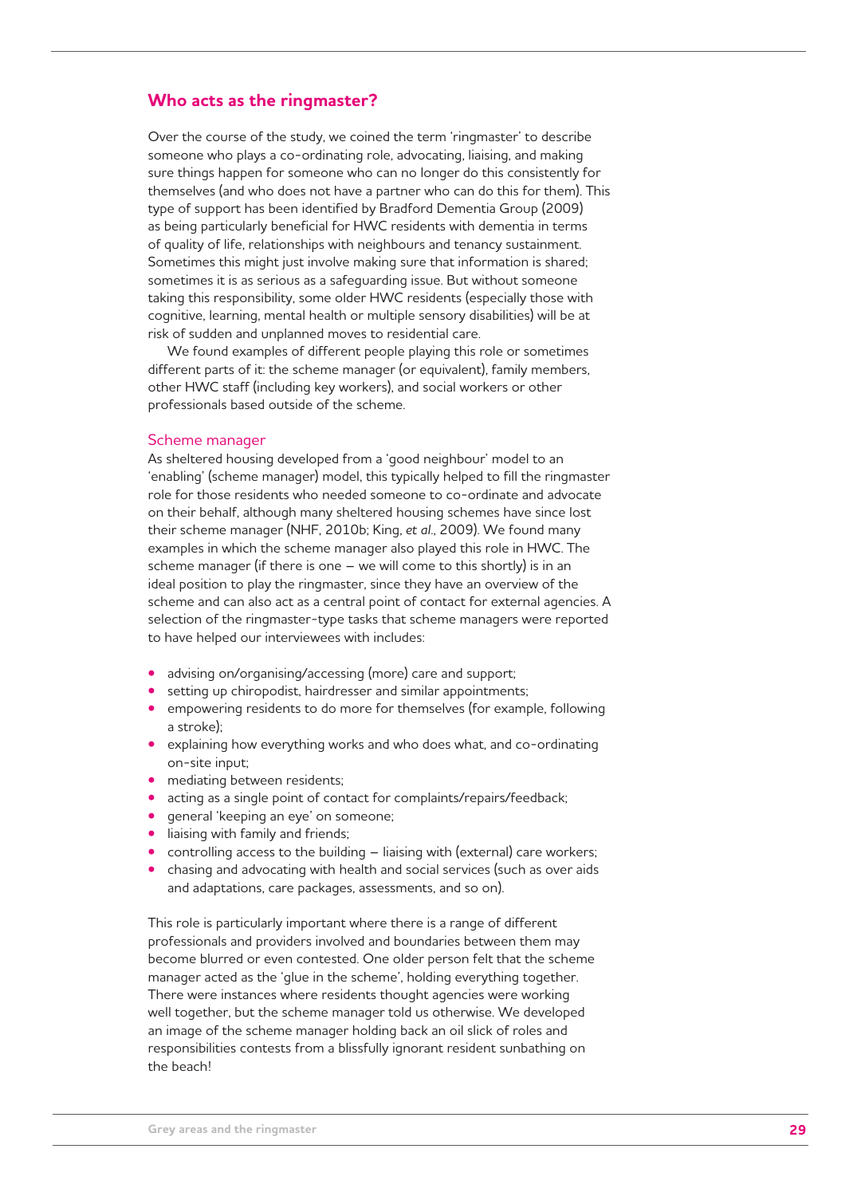## Who acts as the ringmaster?

Over the course of the study, we coined the term 'ringmaster' to describe someone who plays a co-ordinating role, advocating, liaising, and making sure things happen for someone who can no longer do this consistently for themselves (and who does not have a partner who can do this for them). This type of support has been identified by Bradford Dementia Group (2009) as being particularly beneficial for HWC residents with dementia in terms of quality of life, relationships with neighbours and tenancy sustainment. Sometimes this might just involve making sure that information is shared; sometimes it is as serious as a safeguarding issue. But without someone taking this responsibility, some older HWC residents (especially those with cognitive, learning, mental health or multiple sensory disabilities) will be at risk of sudden and unplanned moves to residential care.

We found examples of different people playing this role or sometimes different parts of it: the scheme manager (or equivalent), family members, other HWC staff (including key workers), and social workers or other professionals based outside of the scheme.

### Scheme manager

As sheltered housing developed from a 'good neighbour' model to an 'enabling' (scheme manager) model, this typically helped to fill the ringmaster role for those residents who needed someone to co-ordinate and advocate on their behalf, although many sheltered housing schemes have since lost their scheme manager (NHF, 2010b; King, *et al.*, 2009). We found many examples in which the scheme manager also played this role in HWC. The scheme manager (if there is one – we will come to this shortly) is in an ideal position to play the ringmaster, since they have an overview of the scheme and can also act as a central point of contact for external agencies. A selection of the ringmaster-type tasks that scheme managers were reported to have helped our interviewees with includes:

- advising on/organising/accessing (more) care and support;
- setting up chiropodist, hairdresser and similar appointments;
- empowering residents to do more for themselves (for example, following a stroke);
- explaining how everything works and who does what, and co-ordinating on-site input;
- mediating between residents;
- acting as a single point of contact for complaints/repairs/feedback;
- general 'keeping an eye' on someone;
- liaising with family and friends;
- controlling access to the building – liaising with (external) care workers;
- chasing and advocating with health and social services (such as over aids and adaptations, care packages, assessments, and so on).

This role is particularly important where there is a range of different professionals and providers involved and boundaries between them may become blurred or even contested. One older person felt that the scheme manager acted as the 'glue in the scheme', holding everything together. There were instances where residents thought agencies were working well together, but the scheme manager told us otherwise. We developed an image of the scheme manager holding back an oil slick of roles and responsibilities contests from a blissfully ignorant resident sunbathing on the beach!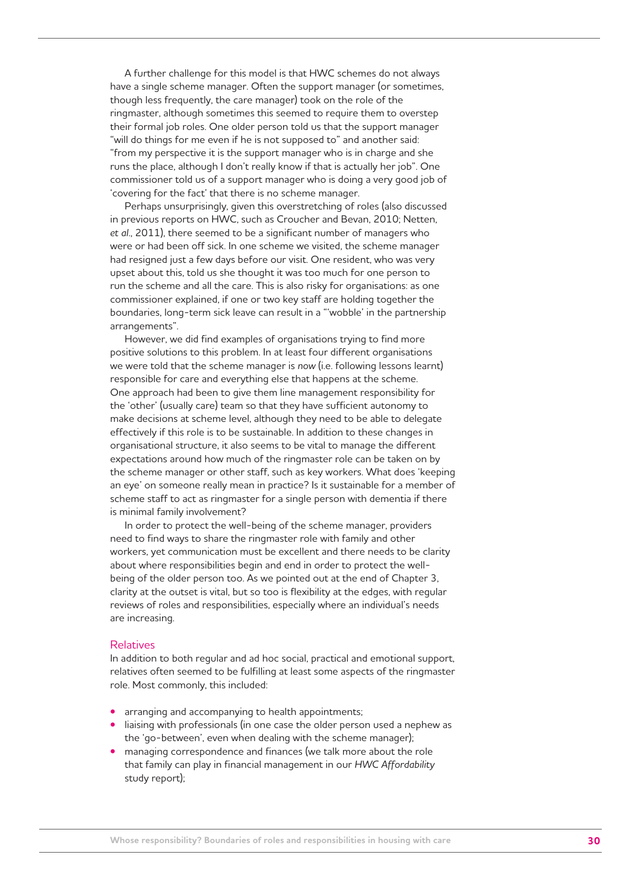A further challenge for this model is that HWC schemes do not always have a single scheme manager. Often the support manager (or sometimes, though less frequently, the care manager) took on the role of the ringmaster, although sometimes this seemed to require them to overstep their formal job roles. One older person told us that the support manager "will do things for me even if he is not supposed to" and another said: "from my perspective it is the support manager who is in charge and she runs the place, although I don't really know if that is actually her job". One commissioner told us of a support manager who is doing a very good job of 'covering for the fact' that there is no scheme manager.

Perhaps unsurprisingly, given this overstretching of roles (also discussed in previous reports on HWC, such as Croucher and Bevan, 2010; Netten, *et al.*, 2011), there seemed to be a significant number of managers who were or had been off sick. In one scheme we visited, the scheme manager had resigned just a few days before our visit. One resident, who was very upset about this, told us she thought it was too much for one person to run the scheme and all the care. This is also risky for organisations: as one commissioner explained, if one or two key staff are holding together the boundaries, long-term sick leave can result in a "'wobble' in the partnership arrangements".

However, we did find examples of organisations trying to find more positive solutions to this problem. In at least four different organisations we were told that the scheme manager is *now* (i.e. following lessons learnt) responsible for care and everything else that happens at the scheme. One approach had been to give them line management responsibility for the 'other' (usually care) team so that they have sufficient autonomy to make decisions at scheme level, although they need to be able to delegate effectively if this role is to be sustainable. In addition to these changes in organisational structure, it also seems to be vital to manage the different expectations around how much of the ringmaster role can be taken on by the scheme manager or other staff, such as key workers. What does 'keeping an eye' on someone really mean in practice? Is it sustainable for a member of scheme staff to act as ringmaster for a single person with dementia if there is minimal family involvement?

In order to protect the well-being of the scheme manager, providers need to find ways to share the ringmaster role with family and other workers, yet communication must be excellent and there needs to be clarity about where responsibilities begin and end in order to protect the well-being of the older person too. As we pointed out at the end of Chapter 3, clarity at the outset is vital, but so too is flexibility at the edges, with regular reviews of roles and responsibilities, especially where an individual's needs are increasing.

### Relatives

In addition to both regular and ad hoc social, practical and emotional support, relatives often seemed to be fulfilling at least some aspects of the ringmaster role. Most commonly, this included:

- arranging and accompanying to health appointments;
- liaising with professionals (in one case the older person used a nephew as the 'go-between', even when dealing with the scheme manager);
- managing correspondence and finances (we talk more about the role that family can play in financial management in our *HWC Affordability* study report);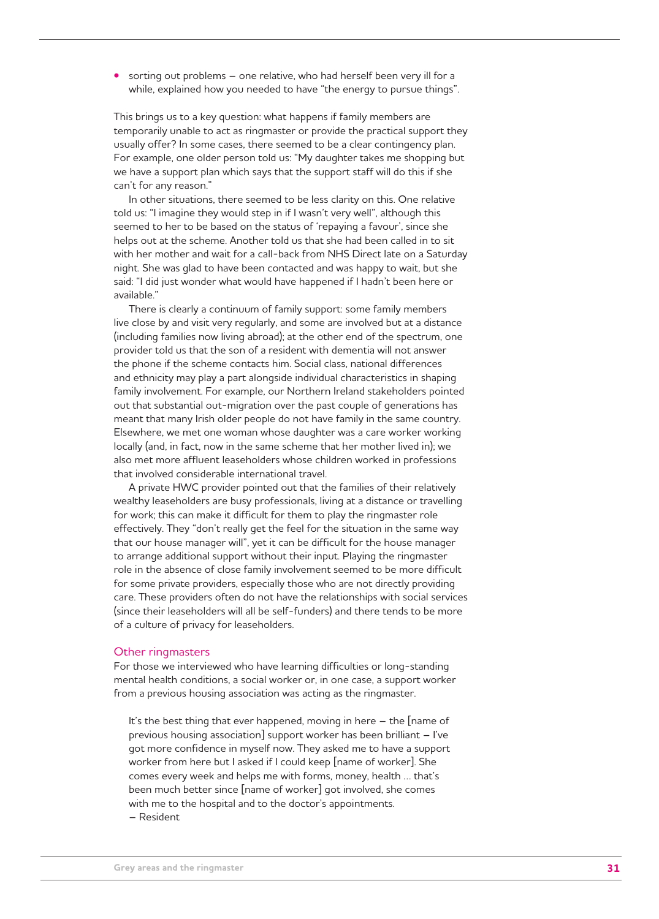- sorting out problems – one relative, who had herself been very ill for a while, explained how you needed to have "the energy to pursue things".

This brings us to a key question: what happens if family members are temporarily unable to act as ringmaster or provide the practical support they usually offer? In some cases, there seemed to be a clear contingency plan. For example, one older person told us: "My daughter takes me shopping but we have a support plan which says that the support staff will do this if she can't for any reason."

In other situations, there seemed to be less clarity on this. One relative told us: "I imagine they would step in if I wasn't very well", although this seemed to her to be based on the status of 'repaying a favour', since she helps out at the scheme. Another told us that she had been called in to sit with her mother and wait for a call-back from NHS Direct late on a Saturday night. She was glad to have been contacted and was happy to wait, but she said: "I did just wonder what would have happened if I hadn't been here or available."

There is clearly a continuum of family support: some family members live close by and visit very regularly, and some are involved but at a distance (including families now living abroad); at the other end of the spectrum, one provider told us that the son of a resident with dementia will not answer the phone if the scheme contacts him. Social class, national differences and ethnicity may play a part alongside individual characteristics in shaping family involvement. For example, our Northern Ireland stakeholders pointed out that substantial out-migration over the past couple of generations has meant that many Irish older people do not have family in the same country. Elsewhere, we met one woman whose daughter was a care worker working locally (and, in fact, now in the same scheme that her mother lived in); we also met more affluent leaseholders whose children worked in professions that involved considerable international travel.

A private HWC provider pointed out that the families of their relatively wealthy leaseholders are busy professionals, living at a distance or travelling for work; this can make it difficult for them to play the ringmaster role effectively. They "don't really get the feel for the situation in the same way that our house manager will", yet it can be difficult for the house manager to arrange additional support without their input. Playing the ringmaster role in the absence of close family involvement seemed to be more difficult for some private providers, especially those who are not directly providing care. These providers often do not have the relationships with social services (since their leaseholders will all be self-funders) and there tends to be more of a culture of privacy for leaseholders.

## Other ringmasters

For those we interviewed who have learning difficulties or long-standing mental health conditions, a social worker or, in one case, a support worker from a previous housing association was acting as the ringmaster.

> It's the best thing that ever happened, moving in here – the [name of previous housing association] support worker has been brilliant – I've got more confidence in myself now. They asked me to have a support worker from here but I asked if I could keep [name of worker]. She comes every week and helps me with forms, money, health ... that's been much better since [name of worker] got involved, she comes with me to the hospital and to the doctor's appointments.
> – Resident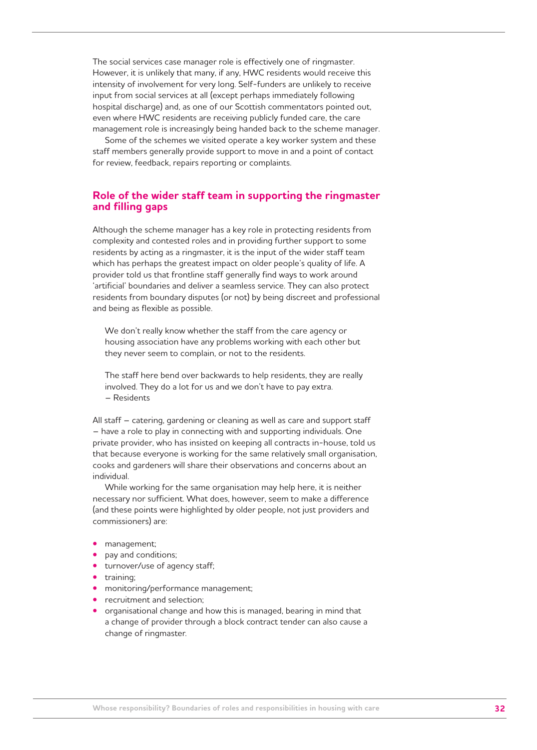The social services case manager role is effectively one of ringmaster. However, it is unlikely that many, if any, HWC residents would receive this intensity of involvement for very long. Self-funders are unlikely to receive input from social services at all (except perhaps immediately following hospital discharge) and, as one of our Scottish commentators pointed out, even where HWC residents are receiving publicly funded care, the care management role is increasingly being handed back to the scheme manager.

Some of the schemes we visited operate a key worker system and these staff members generally provide support to move in and a point of contact for review, feedback, repairs reporting or complaints.

## Role of the wider staff team in supporting the ringmaster and filling gaps

Although the scheme manager has a key role in protecting residents from complexity and contested roles and in providing further support to some residents by acting as a ringmaster, it is the input of the wider staff team which has perhaps the greatest impact on older people's quality of life. A provider told us that frontline staff generally find ways to work around 'artificial' boundaries and deliver a seamless service. They can also protect residents from boundary disputes (or not) by being discreet and professional and being as flexible as possible.

> We don't really know whether the staff from the care agency or housing association have any problems working with each other but they never seem to complain, or not to the residents.
>
> The staff here bend over backwards to help residents, they are really involved. They do a lot for us and we don't have to pay extra.
> – Residents

All staff – catering, gardening or cleaning as well as care and support staff – have a role to play in connecting with and supporting individuals. One private provider, who has insisted on keeping all contracts in-house, told us that because everyone is working for the same relatively small organisation, cooks and gardeners will share their observations and concerns about an individual.

While working for the same organisation may help here, it is neither necessary nor sufficient. What does, however, seem to make a difference (and these points were highlighted by older people, not just providers and commissioners) are:

- management;
- pay and conditions;
- turnover/use of agency staff;
- training;
- monitoring/performance management;
- recruitment and selection;
- organisational change and how this is managed, bearing in mind that a change of provider through a block contract tender can also cause a change of ringmaster.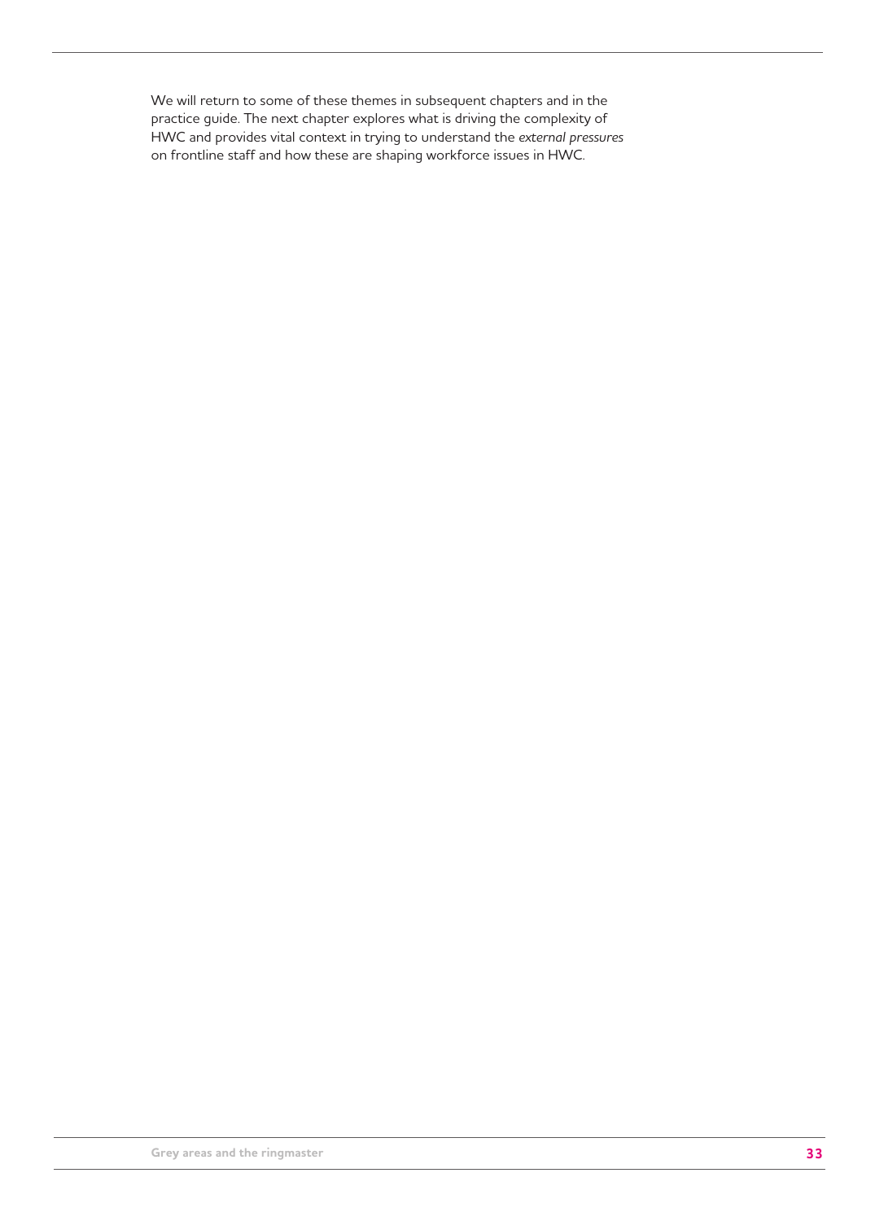We will return to some of these themes in subsequent chapters and in the practice guide. The next chapter explores what is driving the complexity of HWC and provides vital context in trying to understand the *external pressures* on frontline staff and how these are shaping workforce issues in HWC.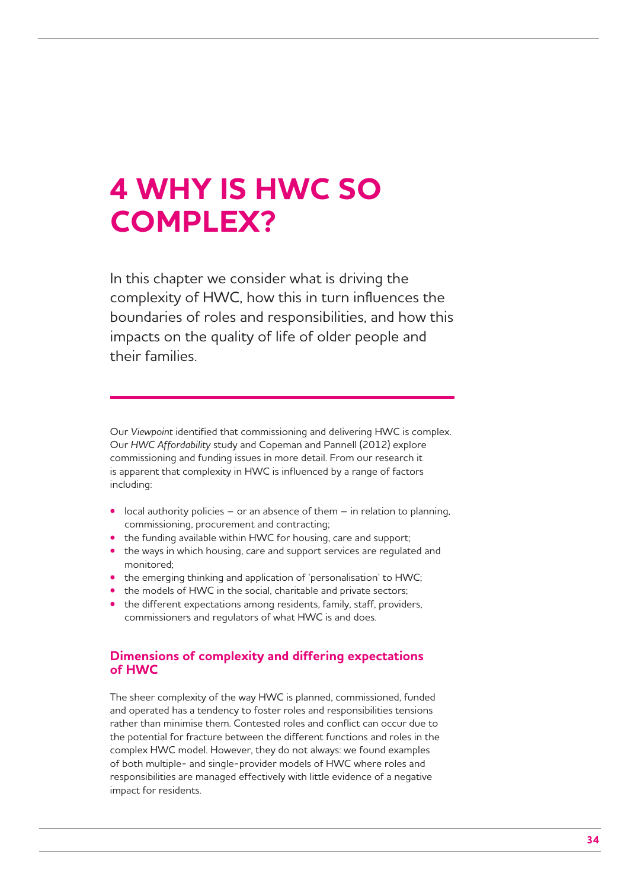# 4 WHY IS HWC SO COMPLEX?

In this chapter we consider what is driving the complexity of HWC, how this in turn influences the boundaries of roles and responsibilities, and how this impacts on the quality of life of older people and their families.

Our *Viewpoint* identified that commissioning and delivering HWC is complex. Our *HWC Affordability* study and Copeman and Pannell (2012) explore commissioning and funding issues in more detail. From our research it is apparent that complexity in HWC is influenced by a range of factors including:

- local authority policies – or an absence of them – in relation to planning, commissioning, procurement and contracting;
- the funding available within HWC for housing, care and support;
- the ways in which housing, care and support services are regulated and monitored;
- the emerging thinking and application of 'personalisation' to HWC;
- the models of HWC in the social, charitable and private sectors;
- the different expectations among residents, family, staff, providers, commissioners and regulators of what HWC is and does.

## Dimensions of complexity and differing expectations of HWC

The sheer complexity of the way HWC is planned, commissioned, funded and operated has a tendency to foster roles and responsibilities tensions rather than minimise them. Contested roles and conflict can occur due to the potential for fracture between the different functions and roles in the complex HWC model. However, they do not always: we found examples of both multiple- and single-provider models of HWC where roles and responsibilities are managed effectively with little evidence of a negative impact for residents.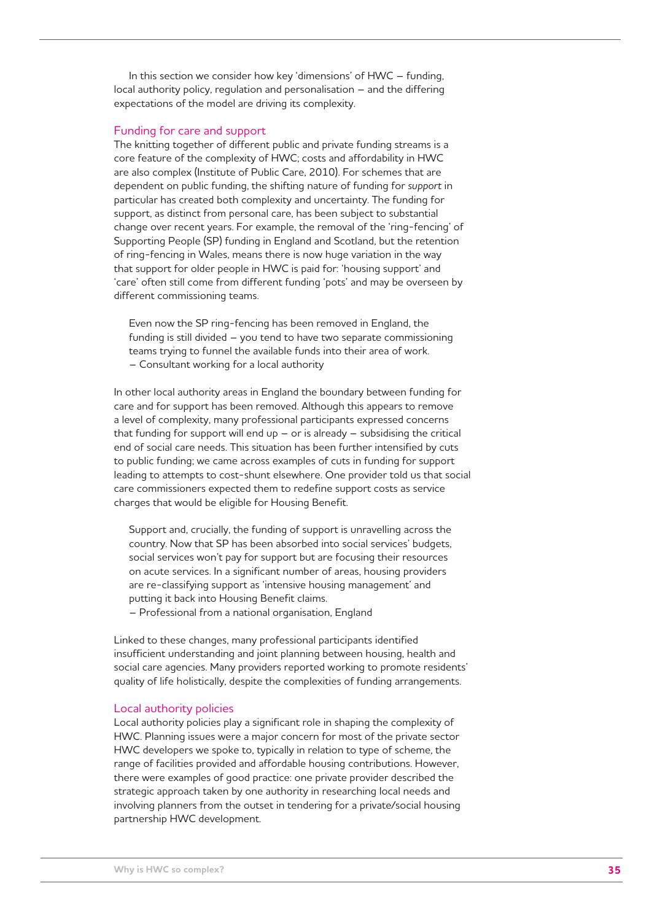In this section we consider how key 'dimensions' of HWC – funding, local authority policy, regulation and personalisation – and the differing expectations of the model are driving its complexity.

## Funding for care and support

The knitting together of different public and private funding streams is a core feature of the complexity of HWC; costs and affordability in HWC are also complex (Institute of Public Care, 2010). For schemes that are dependent on public funding, the shifting nature of funding for *support* in particular has created both complexity and uncertainty. The funding for support, as distinct from personal care, has been subject to substantial change over recent years. For example, the removal of the 'ring-fencing' of Supporting People (SP) funding in England and Scotland, but the retention of ring-fencing in Wales, means there is now huge variation in the way that support for older people in HWC is paid for: 'housing support' and 'care' often still come from different funding 'pots' and may be overseen by different commissioning teams.

> Even now the SP ring-fencing has been removed in England, the funding is still divided – you tend to have two separate commissioning teams trying to funnel the available funds into their area of work.
> – Consultant working for a local authority

In other local authority areas in England the boundary between funding for care and for support has been removed. Although this appears to remove a level of complexity, many professional participants expressed concerns that funding for support will end up – or is already – subsidising the critical end of social care needs. This situation has been further intensified by cuts to public funding; we came across examples of cuts in funding for support leading to attempts to cost-shunt elsewhere. One provider told us that social care commissioners expected them to redefine support costs as service charges that would be eligible for Housing Benefit.

> Support and, crucially, the funding of support is unravelling across the country. Now that SP has been absorbed into social services' budgets, social services won't pay for support but are focusing their resources on acute services. In a significant number of areas, housing providers are re-classifying support as 'intensive housing management' and putting it back into Housing Benefit claims.
> – Professional from a national organisation, England

Linked to these changes, many professional participants identified insufficient understanding and joint planning between housing, health and social care agencies. Many providers reported working to promote residents' quality of life holistically, despite the complexities of funding arrangements.

## Local authority policies

Local authority policies play a significant role in shaping the complexity of HWC. Planning issues were a major concern for most of the private sector HWC developers we spoke to, typically in relation to type of scheme, the range of facilities provided and affordable housing contributions. However, there were examples of good practice: one private provider described the strategic approach taken by one authority in researching local needs and involving planners from the outset in tendering for a private/social housing partnership HWC development.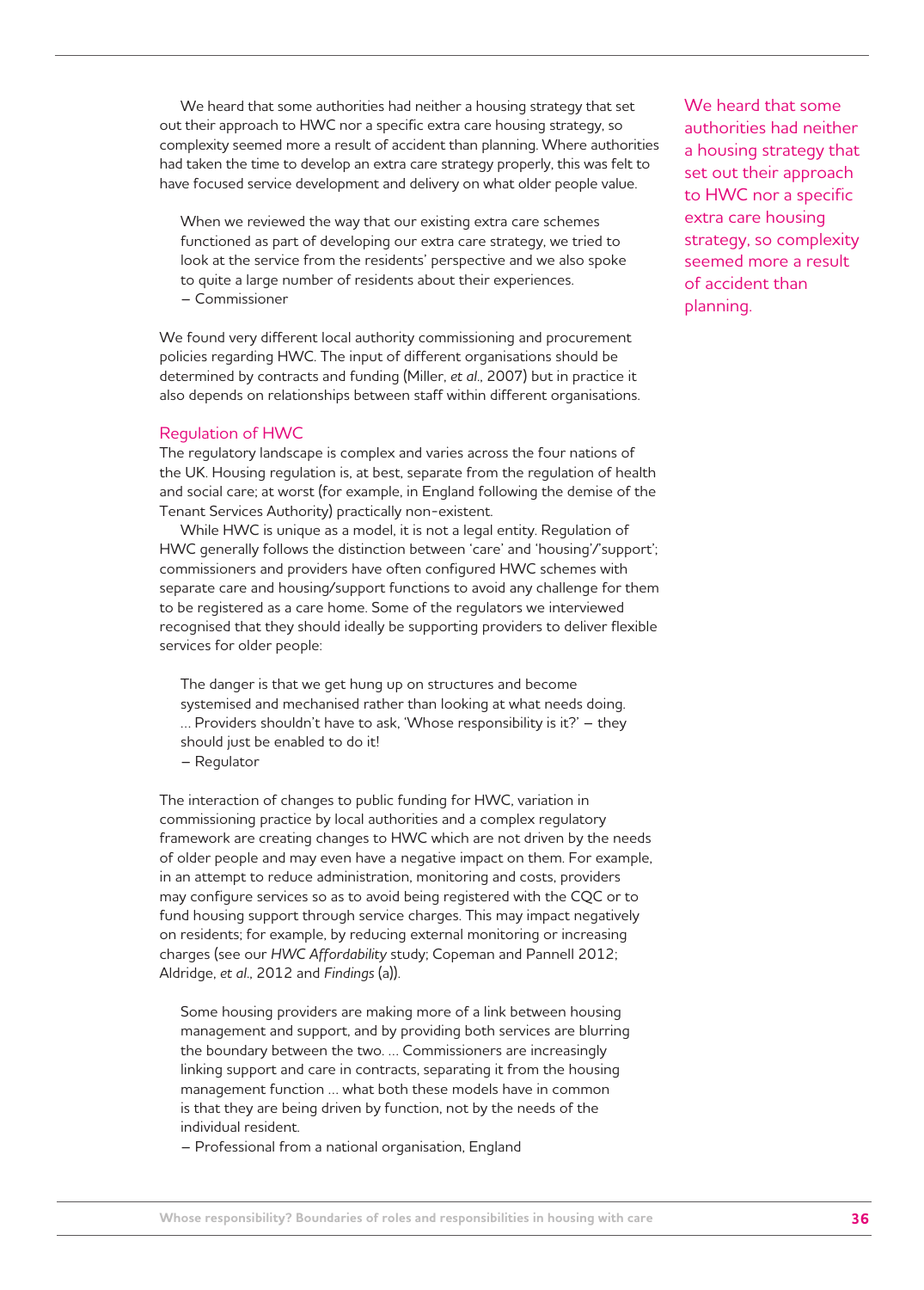We heard that some authorities had neither a housing strategy that set out their approach to HWC nor a specific extra care housing strategy, so complexity seemed more a result of accident than planning. Where authorities had taken the time to develop an extra care strategy properly, this was felt to have focused service development and delivery on what older people value.

> When we reviewed the way that our existing extra care schemes functioned as part of developing our extra care strategy, we tried to look at the service from the residents' perspective and we also spoke to quite a large number of residents about their experiences.
> – Commissioner

We found very different local authority commissioning and procurement policies regarding HWC. The input of different organisations should be determined by contracts and funding (Miller, *et al.*, 2007) but in practice it also depends on relationships between staff within different organisations.

We heard that some authorities had neither a housing strategy that set out their approach to HWC nor a specific extra care housing strategy, so complexity seemed more a result of accident than planning.

## Regulation of HWC

The regulatory landscape is complex and varies across the four nations of the UK. Housing regulation is, at best, separate from the regulation of health and social care; at worst (for example, in England following the demise of the Tenant Services Authority) practically non-existent.

While HWC is unique as a model, it is not a legal entity. Regulation of HWC generally follows the distinction between 'care' and 'housing'/'support'; commissioners and providers have often configured HWC schemes with separate care and housing/support functions to avoid any challenge for them to be registered as a care home. Some of the regulators we interviewed recognised that they should ideally be supporting providers to deliver flexible services for older people:

> The danger is that we get hung up on structures and become systemised and mechanised rather than looking at what needs doing. ... Providers shouldn't have to ask, 'Whose responsibility is it?' – they should just be enabled to do it!
> – Regulator

The interaction of changes to public funding for HWC, variation in commissioning practice by local authorities and a complex regulatory framework are creating changes to HWC which are not driven by the needs of older people and may even have a negative impact on them. For example, in an attempt to reduce administration, monitoring and costs, providers may configure services so as to avoid being registered with the CQC or to fund housing support through service charges. This may impact negatively on residents; for example, by reducing external monitoring or increasing charges (see our *HWC Affordability* study; Copeman and Pannell 2012; Aldridge, *et al.*, 2012 and *Findings* (a)).

> Some housing providers are making more of a link between housing management and support, and by providing both services are blurring the boundary between the two. ... Commissioners are increasingly linking support and care in contracts, separating it from the housing management function ... what both these models have in common is that they are being driven by function, not by the needs of the individual resident.
> – Professional from a national organisation, England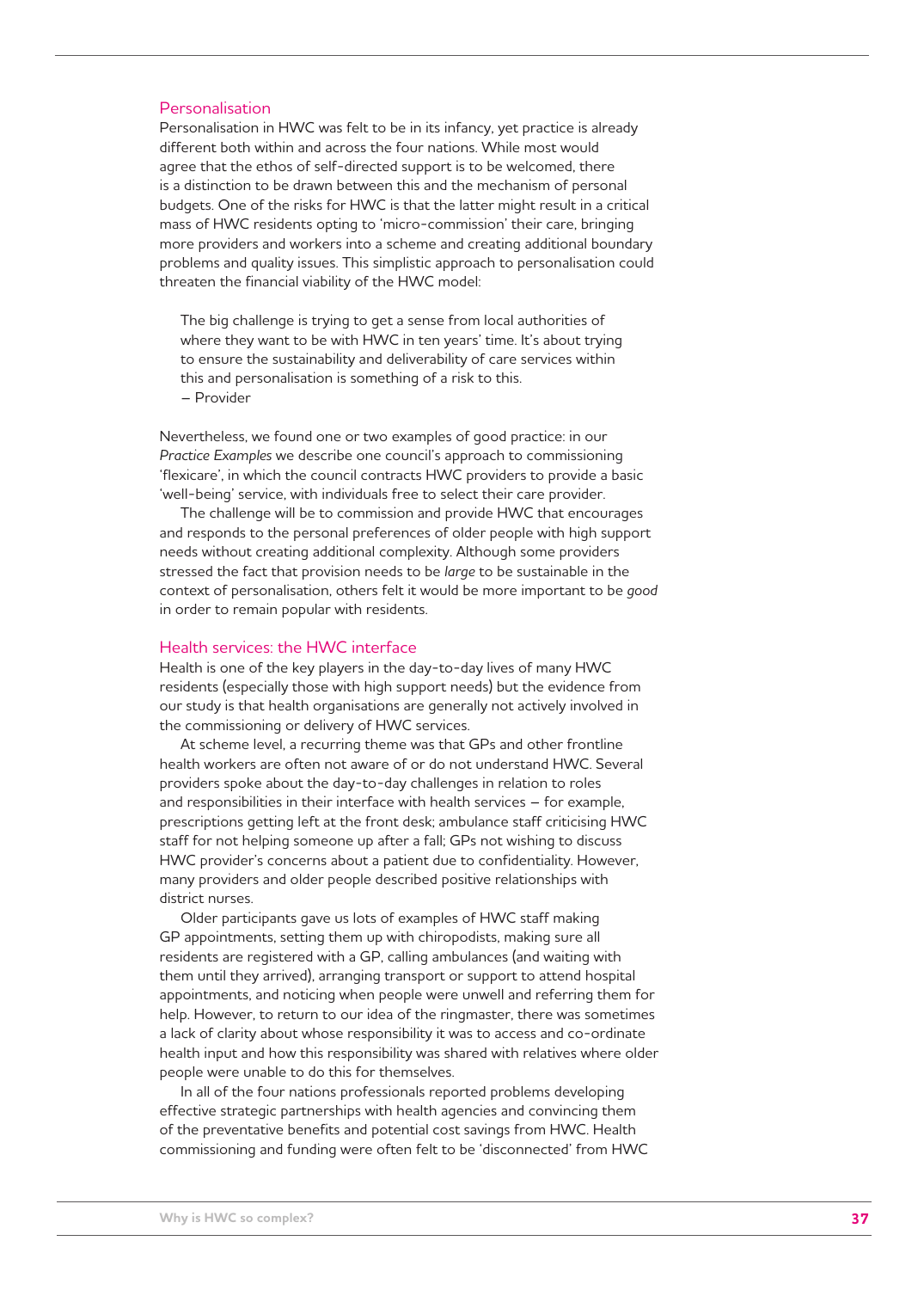## Personalisation

Personalisation in HWC was felt to be in its infancy, yet practice is already different both within and across the four nations. While most would agree that the ethos of self-directed support is to be welcomed, there is a distinction to be drawn between this and the mechanism of personal budgets. One of the risks for HWC is that the latter might result in a critical mass of HWC residents opting to 'micro-commission' their care, bringing more providers and workers into a scheme and creating additional boundary problems and quality issues. This simplistic approach to personalisation could threaten the financial viability of the HWC model:

> The big challenge is trying to get a sense from local authorities of where they want to be with HWC in ten years' time. It's about trying to ensure the sustainability and deliverability of care services within this and personalisation is something of a risk to this.
> – Provider

Nevertheless, we found one or two examples of good practice: in our *Practice Examples* we describe one council's approach to commissioning 'flexicare', in which the council contracts HWC providers to provide a basic 'well-being' service, with individuals free to select their care provider.

The challenge will be to commission and provide HWC that encourages and responds to the personal preferences of older people with high support needs without creating additional complexity. Although some providers stressed the fact that provision needs to be *large* to be sustainable in the context of personalisation, others felt it would be more important to be *good* in order to remain popular with residents.

## Health services: the HWC interface

Health is one of the key players in the day-to-day lives of many HWC residents (especially those with high support needs) but the evidence from our study is that health organisations are generally not actively involved in the commissioning or delivery of HWC services.

At scheme level, a recurring theme was that GPs and other frontline health workers are often not aware of or do not understand HWC. Several providers spoke about the day-to-day challenges in relation to roles and responsibilities in their interface with health services – for example, prescriptions getting left at the front desk; ambulance staff criticising HWC staff for not helping someone up after a fall; GPs not wishing to discuss HWC provider's concerns about a patient due to confidentiality. However, many providers and older people described positive relationships with district nurses.

Older participants gave us lots of examples of HWC staff making GP appointments, setting them up with chiropodists, making sure all residents are registered with a GP, calling ambulances (and waiting with them until they arrived), arranging transport or support to attend hospital appointments, and noticing when people were unwell and referring them for help. However, to return to our idea of the ringmaster, there was sometimes a lack of clarity about whose responsibility it was to access and co-ordinate health input and how this responsibility was shared with relatives where older people were unable to do this for themselves.

In all of the four nations professionals reported problems developing effective strategic partnerships with health agencies and convincing them of the preventative benefits and potential cost savings from HWC. Health commissioning and funding were often felt to be 'disconnected' from HWC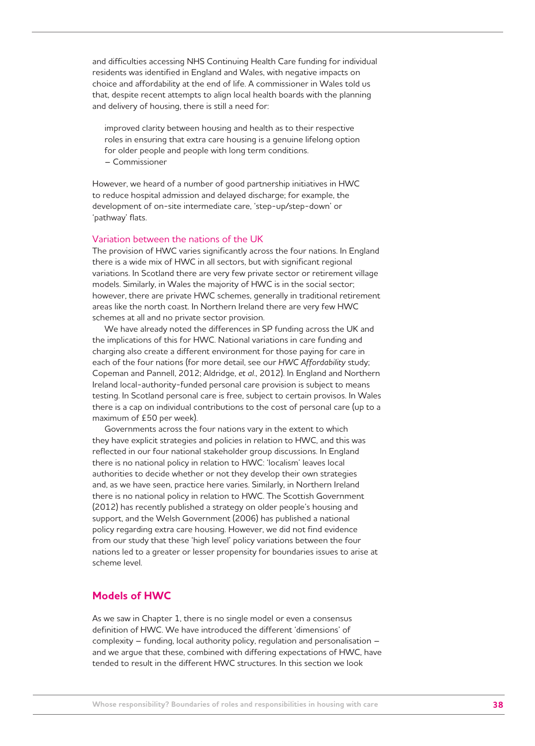and difficulties accessing NHS Continuing Health Care funding for individual residents was identified in England and Wales, with negative impacts on choice and affordability at the end of life. A commissioner in Wales told us that, despite recent attempts to align local health boards with the planning and delivery of housing, there is still a need for:

> improved clarity between housing and health as to their respective roles in ensuring that extra care housing is a genuine lifelong option for older people and people with long term conditions.
> – Commissioner

However, we heard of a number of good partnership initiatives in HWC to reduce hospital admission and delayed discharge; for example, the development of on-site intermediate care, 'step-up/step-down' or 'pathway' flats.

### Variation between the nations of the UK

The provision of HWC varies significantly across the four nations. In England there is a wide mix of HWC in all sectors, but with significant regional variations. In Scotland there are very few private sector or retirement village models. Similarly, in Wales the majority of HWC is in the social sector; however, there are private HWC schemes, generally in traditional retirement areas like the north coast. In Northern Ireland there are very few HWC schemes at all and no private sector provision.

We have already noted the differences in SP funding across the UK and the implications of this for HWC. National variations in care funding and charging also create a different environment for those paying for care in each of the four nations (for more detail, see our *HWC Affordability* study; Copeman and Pannell, 2012; Aldridge, *et al.*, 2012). In England and Northern Ireland local-authority-funded personal care provision is subject to means testing. In Scotland personal care is free, subject to certain provisos. In Wales there is a cap on individual contributions to the cost of personal care (up to a maximum of £50 per week).

Governments across the four nations vary in the extent to which they have explicit strategies and policies in relation to HWC, and this was reflected in our four national stakeholder group discussions. In England there is no national policy in relation to HWC: 'localism' leaves local authorities to decide whether or not they develop their own strategies and, as we have seen, practice here varies. Similarly, in Northern Ireland there is no national policy in relation to HWC. The Scottish Government (2012) has recently published a strategy on older people's housing and support, and the Welsh Government (2006) has published a national policy regarding extra care housing. However, we did not find evidence from our study that these 'high level' policy variations between the four nations led to a greater or lesser propensity for boundaries issues to arise at scheme level.

## Models of HWC

As we saw in Chapter 1, there is no single model or even a consensus definition of HWC. We have introduced the different 'dimensions' of complexity – funding, local authority policy, regulation and personalisation – and we argue that these, combined with differing expectations of HWC, have tended to result in the different HWC structures. In this section we look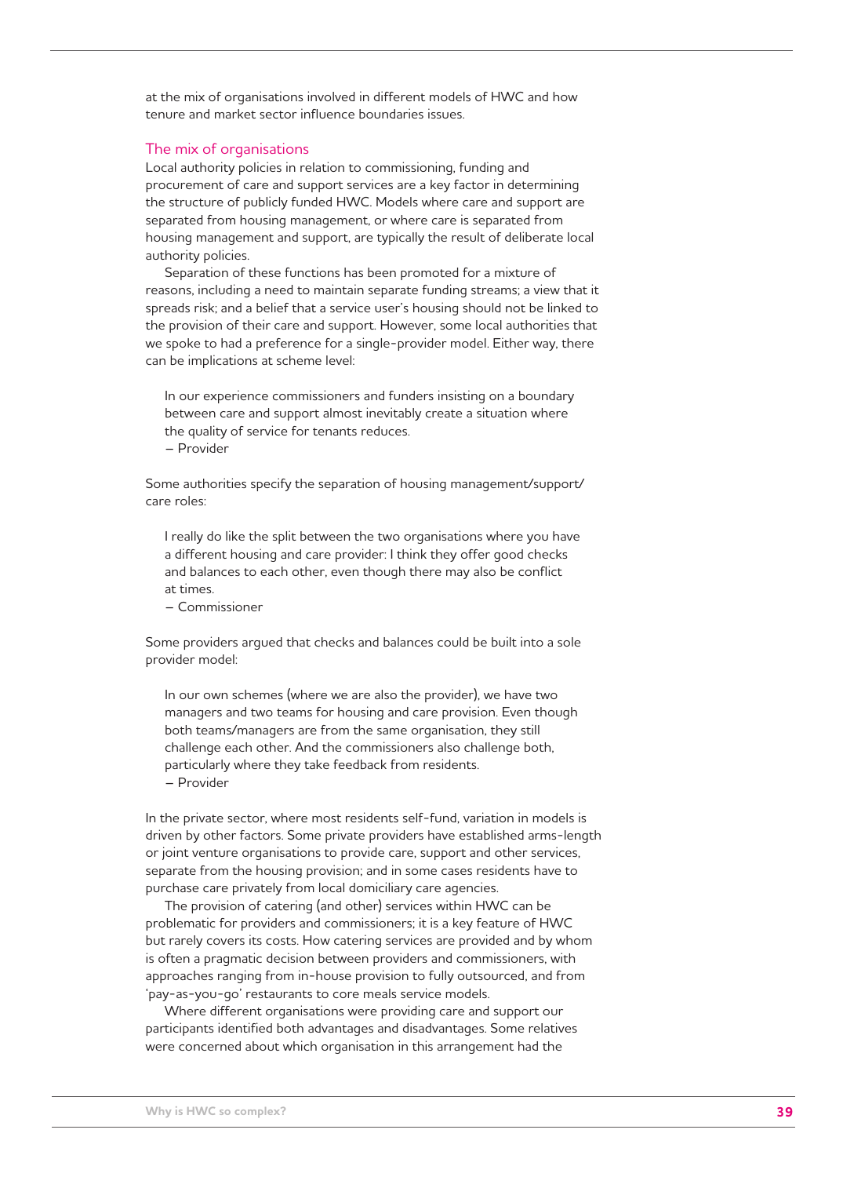at the mix of organisations involved in different models of HWC and how tenure and market sector influence boundaries issues.

## The mix of organisations

Local authority policies in relation to commissioning, funding and procurement of care and support services are a key factor in determining the structure of publicly funded HWC. Models where care and support are separated from housing management, or where care is separated from housing management and support, are typically the result of deliberate local authority policies.

Separation of these functions has been promoted for a mixture of reasons, including a need to maintain separate funding streams; a view that it spreads risk; and a belief that a service user's housing should not be linked to the provision of their care and support. However, some local authorities that we spoke to had a preference for a single-provider model. Either way, there can be implications at scheme level:

> In our experience commissioners and funders insisting on a boundary between care and support almost inevitably create a situation where the quality of service for tenants reduces.
> – Provider

Some authorities specify the separation of housing management/support/care roles:

> I really do like the split between the two organisations where you have a different housing and care provider: I think they offer good checks and balances to each other, even though there may also be conflict at times.
> – Commissioner

Some providers argued that checks and balances could be built into a sole provider model:

> In our own schemes (where we are also the provider), we have two managers and two teams for housing and care provision. Even though both teams/managers are from the same organisation, they still challenge each other. And the commissioners also challenge both, particularly where they take feedback from residents.
> – Provider

In the private sector, where most residents self-fund, variation in models is driven by other factors. Some private providers have established arms-length or joint venture organisations to provide care, support and other services, separate from the housing provision; and in some cases residents have to purchase care privately from local domiciliary care agencies.

The provision of catering (and other) services within HWC can be problematic for providers and commissioners; it is a key feature of HWC but rarely covers its costs. How catering services are provided and by whom is often a pragmatic decision between providers and commissioners, with approaches ranging from in-house provision to fully outsourced, and from 'pay-as-you-go' restaurants to core meals service models.

Where different organisations were providing care and support our participants identified both advantages and disadvantages. Some relatives were concerned about which organisation in this arrangement had the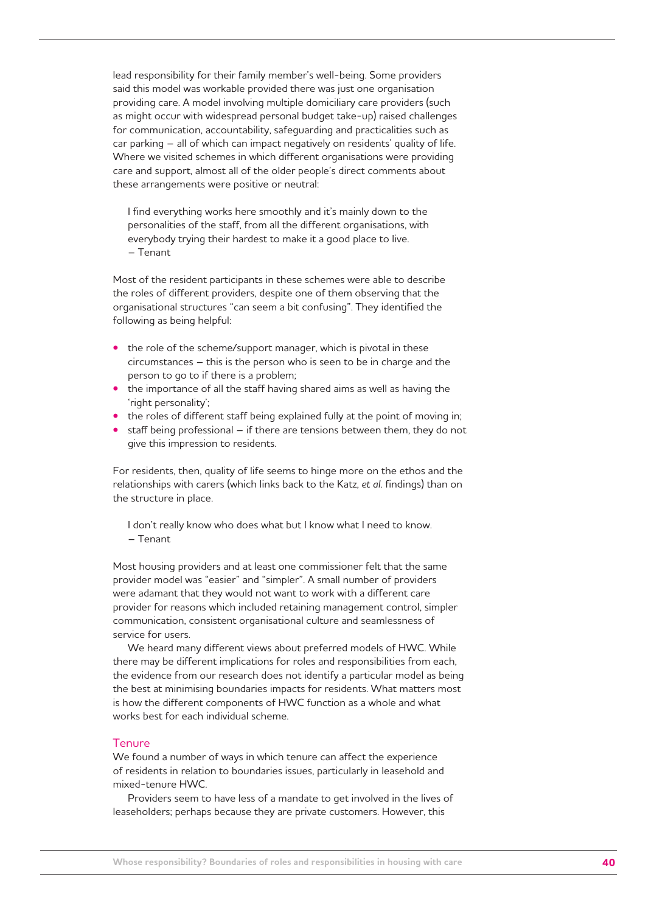lead responsibility for their family member's well-being. Some providers said this model was workable provided there was just one organisation providing care. A model involving multiple domiciliary care providers (such as might occur with widespread personal budget take-up) raised challenges for communication, accountability, safeguarding and practicalities such as car parking – all of which can impact negatively on residents' quality of life. Where we visited schemes in which different organisations were providing care and support, almost all of the older people's direct comments about these arrangements were positive or neutral:

> I find everything works here smoothly and it's mainly down to the personalities of the staff, from all the different organisations, with everybody trying their hardest to make it a good place to live.
> – Tenant

Most of the resident participants in these schemes were able to describe the roles of different providers, despite one of them observing that the organisational structures "can seem a bit confusing". They identified the following as being helpful:

- the role of the scheme/support manager, which is pivotal in these circumstances – this is the person who is seen to be in charge and the person to go to if there is a problem;
- the importance of all the staff having shared aims as well as having the 'right personality';
- the roles of different staff being explained fully at the point of moving in;
- staff being professional – if there are tensions between them, they do not give this impression to residents.

For residents, then, quality of life seems to hinge more on the ethos and the relationships with carers (which links back to the Katz, *et al.* findings) than on the structure in place.

> I don't really know who does what but I know what I need to know.
> – Tenant

Most housing providers and at least one commissioner felt that the same provider model was "easier" and "simpler". A small number of providers were adamant that they would not want to work with a different care provider for reasons which included retaining management control, simpler communication, consistent organisational culture and seamlessness of service for users.

We heard many different views about preferred models of HWC. While there may be different implications for roles and responsibilities from each, the evidence from our research does not identify a particular model as being the best at minimising boundaries impacts for residents. What matters most is how the different components of HWC function as a whole and what works best for each individual scheme.

### Tenure

We found a number of ways in which tenure can affect the experience of residents in relation to boundaries issues, particularly in leasehold and mixed-tenure HWC.

Providers seem to have less of a mandate to get involved in the lives of leaseholders; perhaps because they are private customers. However, this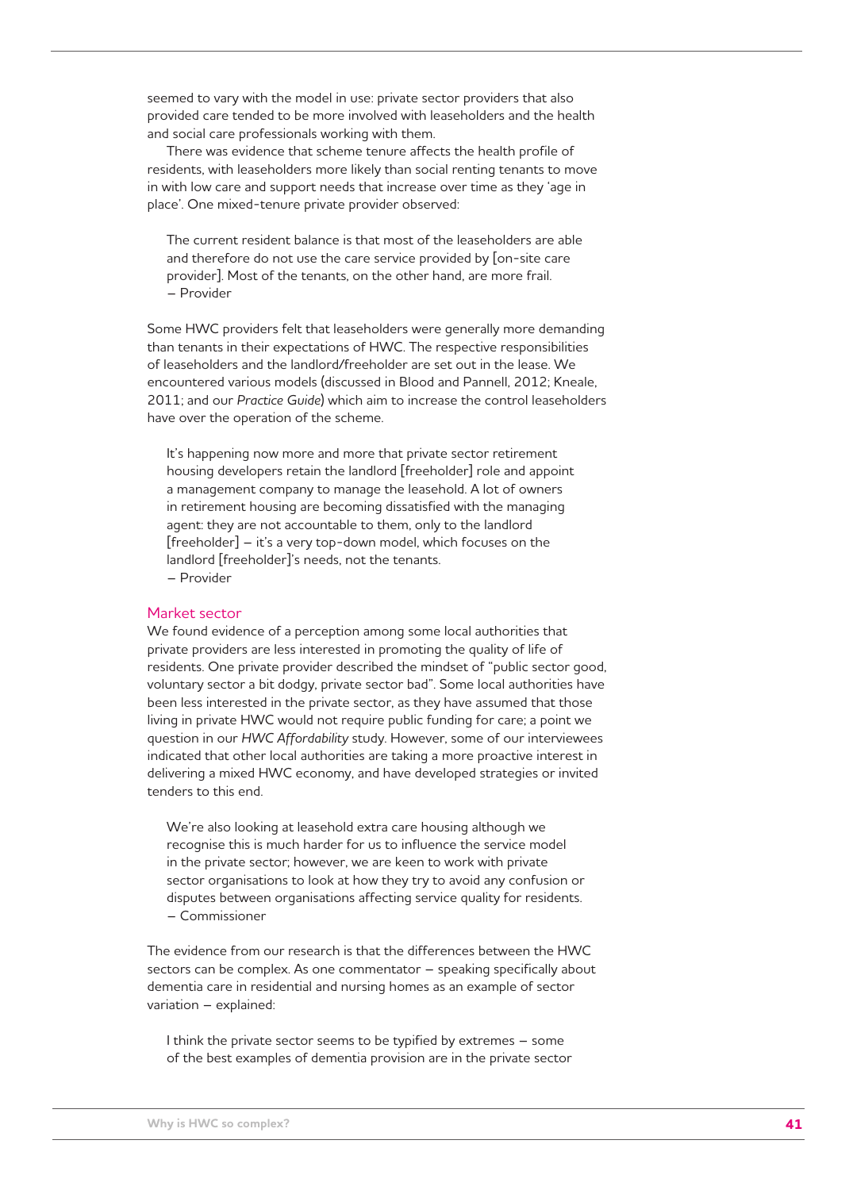seemed to vary with the model in use: private sector providers that also provided care tended to be more involved with leaseholders and the health and social care professionals working with them.

There was evidence that scheme tenure affects the health profile of residents, with leaseholders more likely than social renting tenants to move in with low care and support needs that increase over time as they 'age in place'. One mixed-tenure private provider observed:

> The current resident balance is that most of the leaseholders are able and therefore do not use the care service provided by [on-site care provider]. Most of the tenants, on the other hand, are more frail.
> – Provider

Some HWC providers felt that leaseholders were generally more demanding than tenants in their expectations of HWC. The respective responsibilities of leaseholders and the landlord/freeholder are set out in the lease. We encountered various models (discussed in Blood and Pannell, 2012; Kneale, 2011; and our *Practice Guide*) which aim to increase the control leaseholders have over the operation of the scheme.

> It's happening now more and more that private sector retirement housing developers retain the landlord [freeholder] role and appoint a management company to manage the leasehold. A lot of owners in retirement housing are becoming dissatisfied with the managing agent: they are not accountable to them, only to the landlord [freeholder] – it's a very top-down model, which focuses on the landlord [freeholder]'s needs, not the tenants.
> – Provider

## Market sector

We found evidence of a perception among some local authorities that private providers are less interested in promoting the quality of life of residents. One private provider described the mindset of "public sector good, voluntary sector a bit dodgy, private sector bad". Some local authorities have been less interested in the private sector, as they have assumed that those living in private HWC would not require public funding for care; a point we question in our *HWC Affordability* study. However, some of our interviewees indicated that other local authorities are taking a more proactive interest in delivering a mixed HWC economy, and have developed strategies or invited tenders to this end.

> We're also looking at leasehold extra care housing although we recognise this is much harder for us to influence the service model in the private sector; however, we are keen to work with private sector organisations to look at how they try to avoid any confusion or disputes between organisations affecting service quality for residents.
> – Commissioner

The evidence from our research is that the differences between the HWC sectors can be complex. As one commentator – speaking specifically about dementia care in residential and nursing homes as an example of sector variation – explained:

> I think the private sector seems to be typified by extremes – some of the best examples of dementia provision are in the private sector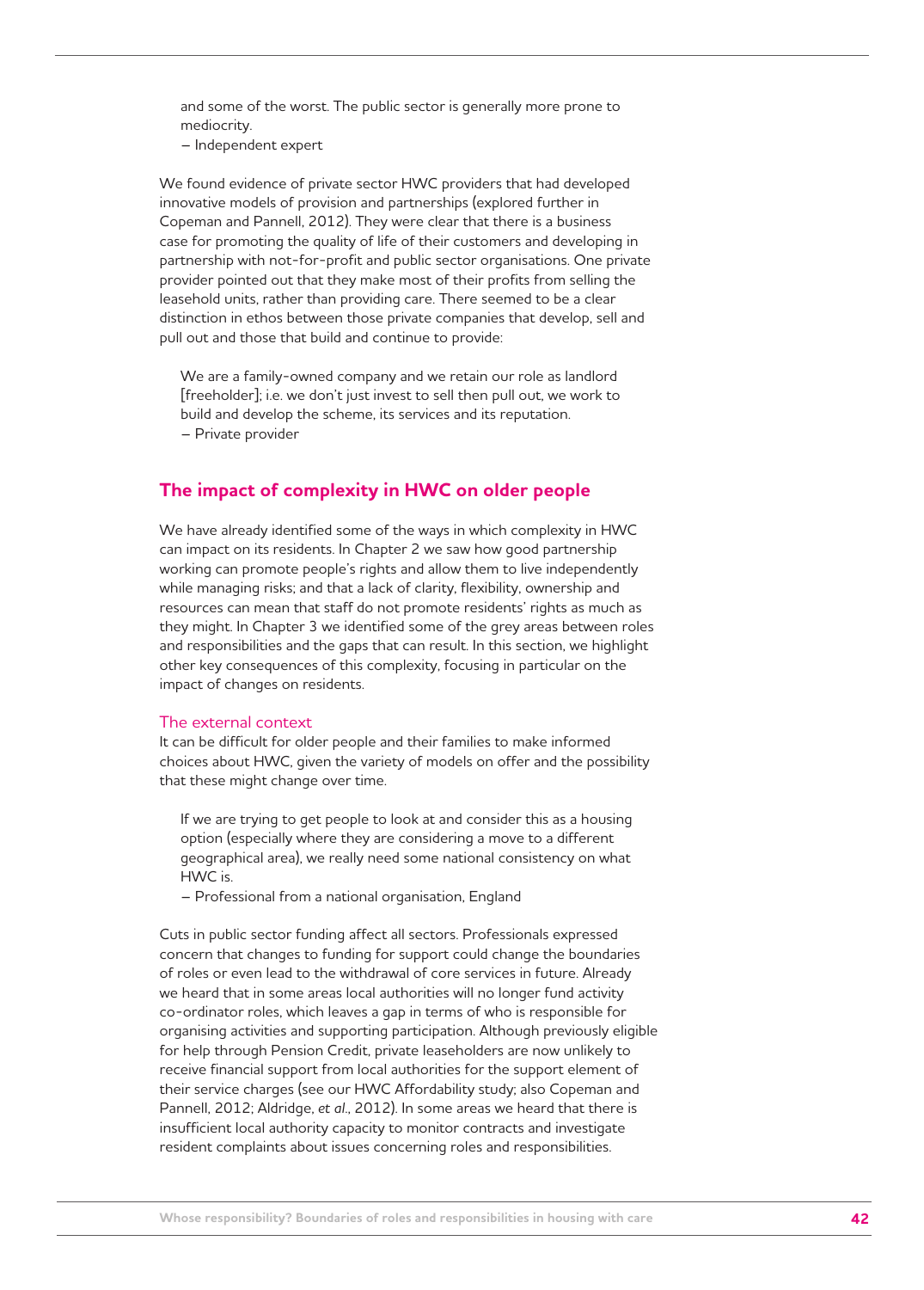> and some of the worst. The public sector is generally more prone to mediocrity.
> – Independent expert

We found evidence of private sector HWC providers that had developed innovative models of provision and partnerships (explored further in Copeman and Pannell, 2012). They were clear that there is a business case for promoting the quality of life of their customers and developing in partnership with not-for-profit and public sector organisations. One private provider pointed out that they make most of their profits from selling the leasehold units, rather than providing care. There seemed to be a clear distinction in ethos between those private companies that develop, sell and pull out and those that build and continue to provide:

> We are a family-owned company and we retain our role as landlord [freeholder]; i.e. we don't just invest to sell then pull out, we work to build and develop the scheme, its services and its reputation.
> – Private provider

## The impact of complexity in HWC on older people

We have already identified some of the ways in which complexity in HWC can impact on its residents. In Chapter 2 we saw how good partnership working can promote people's rights and allow them to live independently while managing risks; and that a lack of clarity, flexibility, ownership and resources can mean that staff do not promote residents' rights as much as they might. In Chapter 3 we identified some of the grey areas between roles and responsibilities and the gaps that can result. In this section, we highlight other key consequences of this complexity, focusing in particular on the impact of changes on residents.

### The external context

It can be difficult for older people and their families to make informed choices about HWC, given the variety of models on offer and the possibility that these might change over time.

> If we are trying to get people to look at and consider this as a housing option (especially where they are considering a move to a different geographical area), we really need some national consistency on what HWC is.
> – Professional from a national organisation, England

Cuts in public sector funding affect all sectors. Professionals expressed concern that changes to funding for support could change the boundaries of roles or even lead to the withdrawal of core services in future. Already we heard that in some areas local authorities will no longer fund activity co-ordinator roles, which leaves a gap in terms of who is responsible for organising activities and supporting participation. Although previously eligible for help through Pension Credit, private leaseholders are now unlikely to receive financial support from local authorities for the support element of their service charges (see our HWC Affordability study; also Copeman and Pannell, 2012; Aldridge, *et al.*, 2012). In some areas we heard that there is insufficient local authority capacity to monitor contracts and investigate resident complaints about issues concerning roles and responsibilities.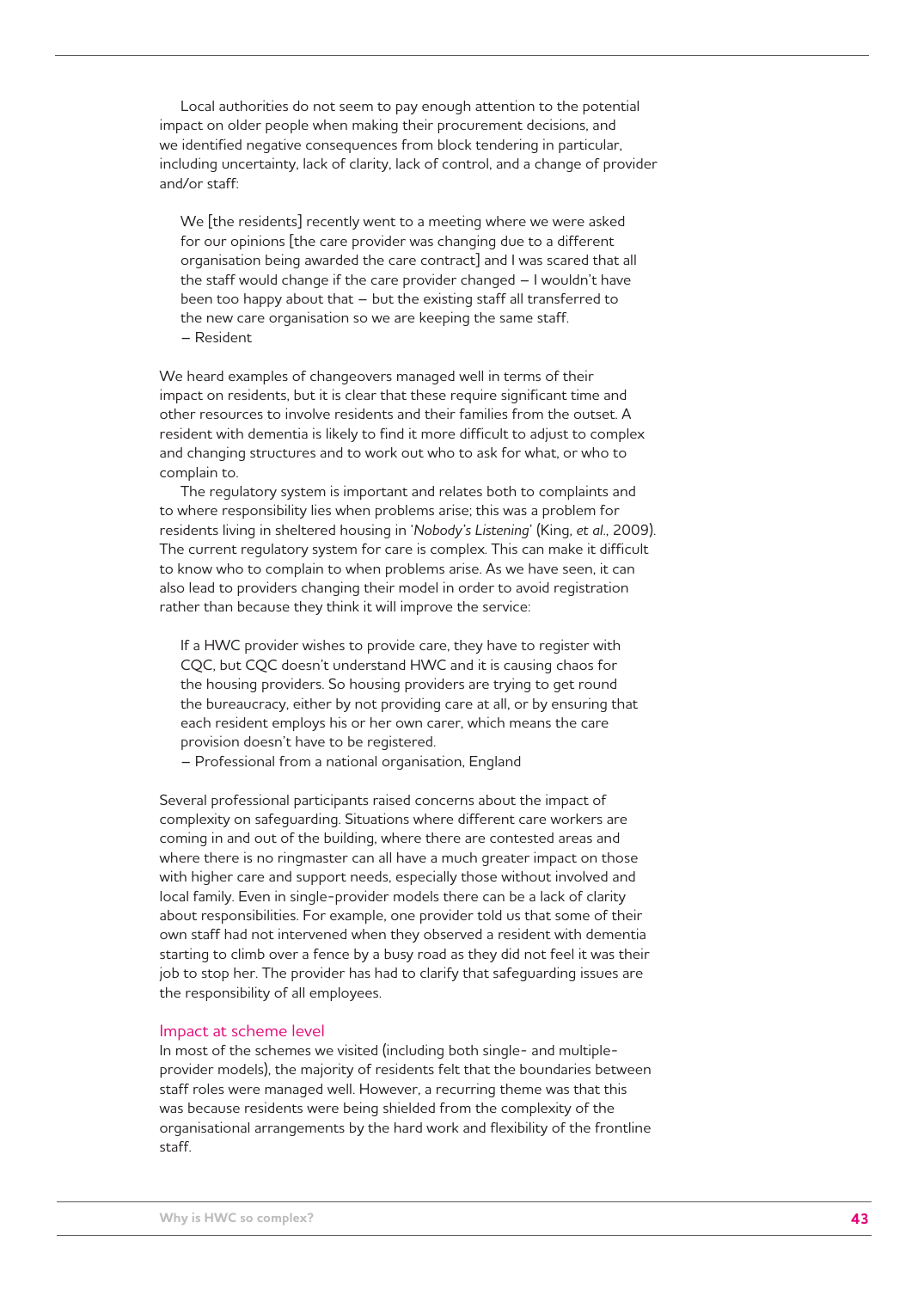Local authorities do not seem to pay enough attention to the potential impact on older people when making their procurement decisions, and we identified negative consequences from block tendering in particular, including uncertainty, lack of clarity, lack of control, and a change of provider and/or staff:

> We [the residents] recently went to a meeting where we were asked for our opinions [the care provider was changing due to a different organisation being awarded the care contract] and I was scared that all the staff would change if the care provider changed – I wouldn't have been too happy about that – but the existing staff all transferred to the new care organisation so we are keeping the same staff.
> – Resident

We heard examples of changeovers managed well in terms of their impact on residents, but it is clear that these require significant time and other resources to involve residents and their families from the outset. A resident with dementia is likely to find it more difficult to adjust to complex and changing structures and to work out who to ask for what, or who to complain to.

The regulatory system is important and relates both to complaints and to where responsibility lies when problems arise; this was a problem for residents living in sheltered housing in '*Nobody's Listening*' (King, *et al.*, 2009). The current regulatory system for care is complex. This can make it difficult to know who to complain to when problems arise. As we have seen, it can also lead to providers changing their model in order to avoid registration rather than because they think it will improve the service:

> If a HWC provider wishes to provide care, they have to register with CQC, but CQC doesn't understand HWC and it is causing chaos for the housing providers. So housing providers are trying to get round the bureaucracy, either by not providing care at all, or by ensuring that each resident employs his or her own carer, which means the care provision doesn't have to be registered.
> – Professional from a national organisation, England

Several professional participants raised concerns about the impact of complexity on safeguarding. Situations where different care workers are coming in and out of the building, where there are contested areas and where there is no ringmaster can all have a much greater impact on those with higher care and support needs, especially those without involved and local family. Even in single-provider models there can be a lack of clarity about responsibilities. For example, one provider told us that some of their own staff had not intervened when they observed a resident with dementia starting to climb over a fence by a busy road as they did not feel it was their job to stop her. The provider has had to clarify that safeguarding issues are the responsibility of all employees.

### Impact at scheme level

In most of the schemes we visited (including both single- and multiple-provider models), the majority of residents felt that the boundaries between staff roles were managed well. However, a recurring theme was that this was because residents were being shielded from the complexity of the organisational arrangements by the hard work and flexibility of the frontline staff.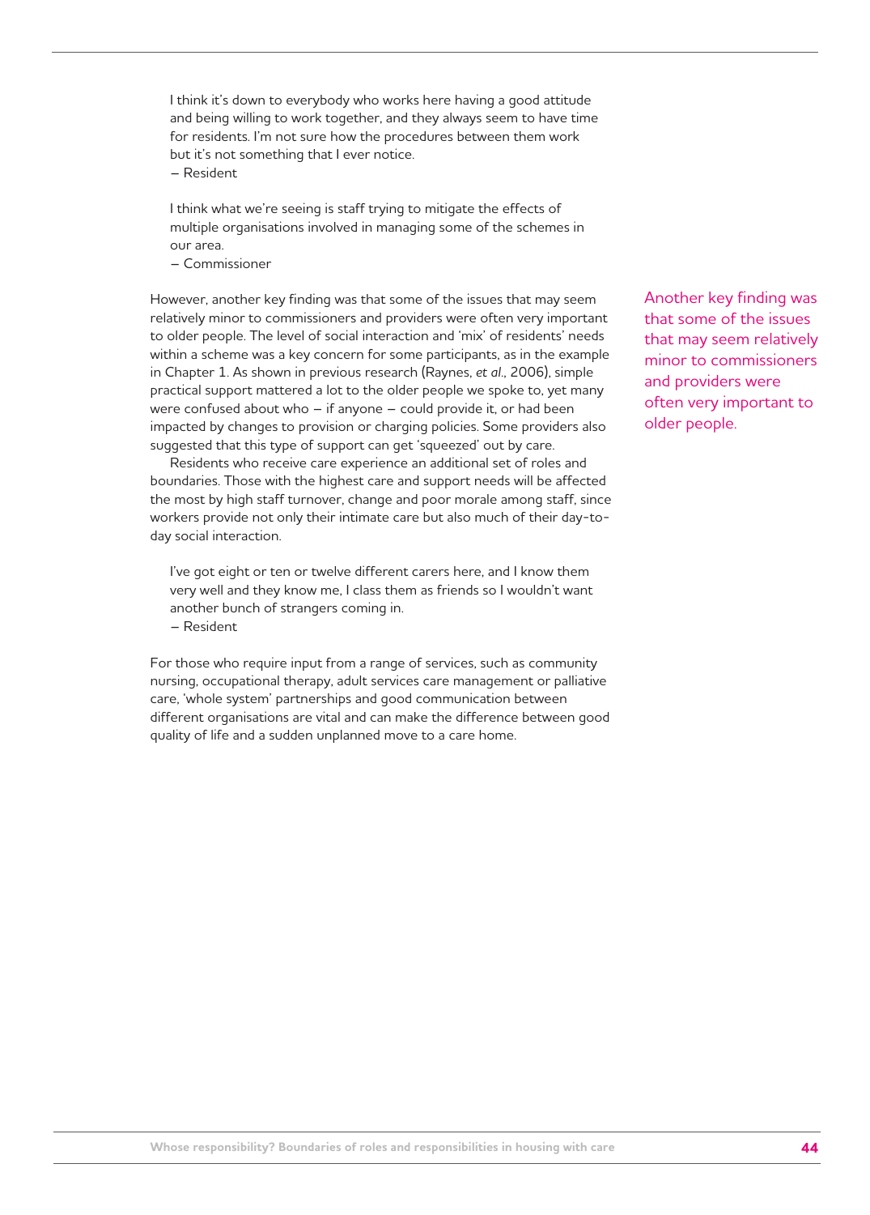> I think it's down to everybody who works here having a good attitude and being willing to work together, and they always seem to have time for residents. I'm not sure how the procedures between them work but it's not something that I ever notice.
> – Resident

> I think what we're seeing is staff trying to mitigate the effects of multiple organisations involved in managing some of the schemes in our area.
> – Commissioner

However, another key finding was that some of the issues that may seem relatively minor to commissioners and providers were often very important to older people. The level of social interaction and 'mix' of residents' needs within a scheme was a key concern for some participants, as in the example in Chapter 1. As shown in previous research (Raynes, *et al.*, 2006), simple practical support mattered a lot to the older people we spoke to, yet many were confused about who – if anyone – could provide it, or had been impacted by changes to provision or charging policies. Some providers also suggested that this type of support can get 'squeezed' out by care.

Another key finding was that some of the issues that may seem relatively minor to commissioners and providers were often very important to older people.

Residents who receive care experience an additional set of roles and boundaries. Those with the highest care and support needs will be affected the most by high staff turnover, change and poor morale among staff, since workers provide not only their intimate care but also much of their day-to-day social interaction.

> I've got eight or ten or twelve different carers here, and I know them very well and they know me, I class them as friends so I wouldn't want another bunch of strangers coming in.
> – Resident

For those who require input from a range of services, such as community nursing, occupational therapy, adult services care management or palliative care, 'whole system' partnerships and good communication between different organisations are vital and can make the difference between good quality of life and a sudden unplanned move to a care home.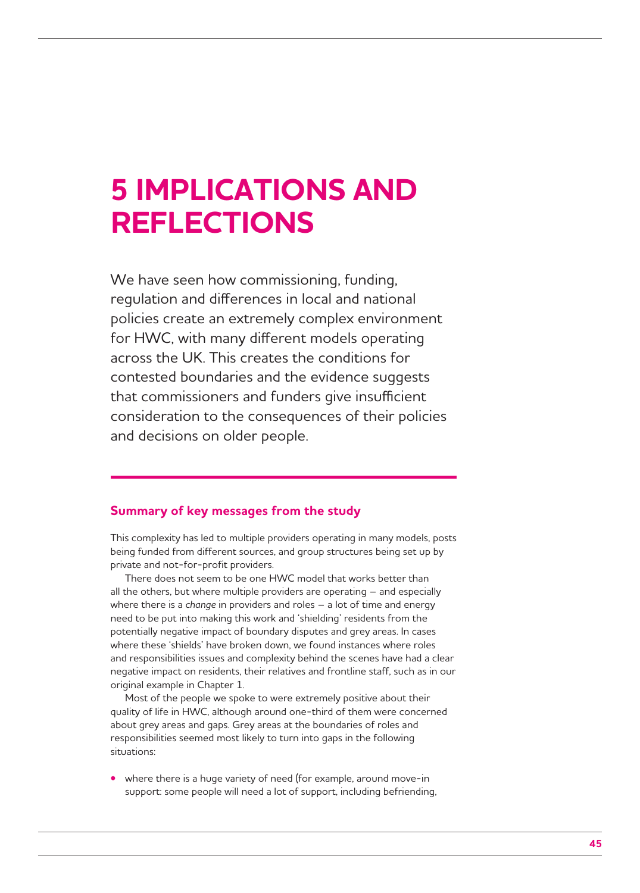# 5 IMPLICATIONS AND REFLECTIONS

We have seen how commissioning, funding, regulation and differences in local and national policies create an extremely complex environment for HWC, with many different models operating across the UK. This creates the conditions for contested boundaries and the evidence suggests that commissioners and funders give insufficient consideration to the consequences of their policies and decisions on older people.

## Summary of key messages from the study

This complexity has led to multiple providers operating in many models, posts being funded from different sources, and group structures being set up by private and not-for-profit providers.

There does not seem to be one HWC model that works better than all the others, but where multiple providers are operating – and especially where there is a *change* in providers and roles – a lot of time and energy need to be put into making this work and 'shielding' residents from the potentially negative impact of boundary disputes and grey areas. In cases where these 'shields' have broken down, we found instances where roles and responsibilities issues and complexity behind the scenes have had a clear negative impact on residents, their relatives and frontline staff, such as in our original example in Chapter 1.

Most of the people we spoke to were extremely positive about their quality of life in HWC, although around one-third of them were concerned about grey areas and gaps. Grey areas at the boundaries of roles and responsibilities seemed most likely to turn into gaps in the following situations:

- where there is a huge variety of need (for example, around move-in support: some people will need a lot of support, including befriending,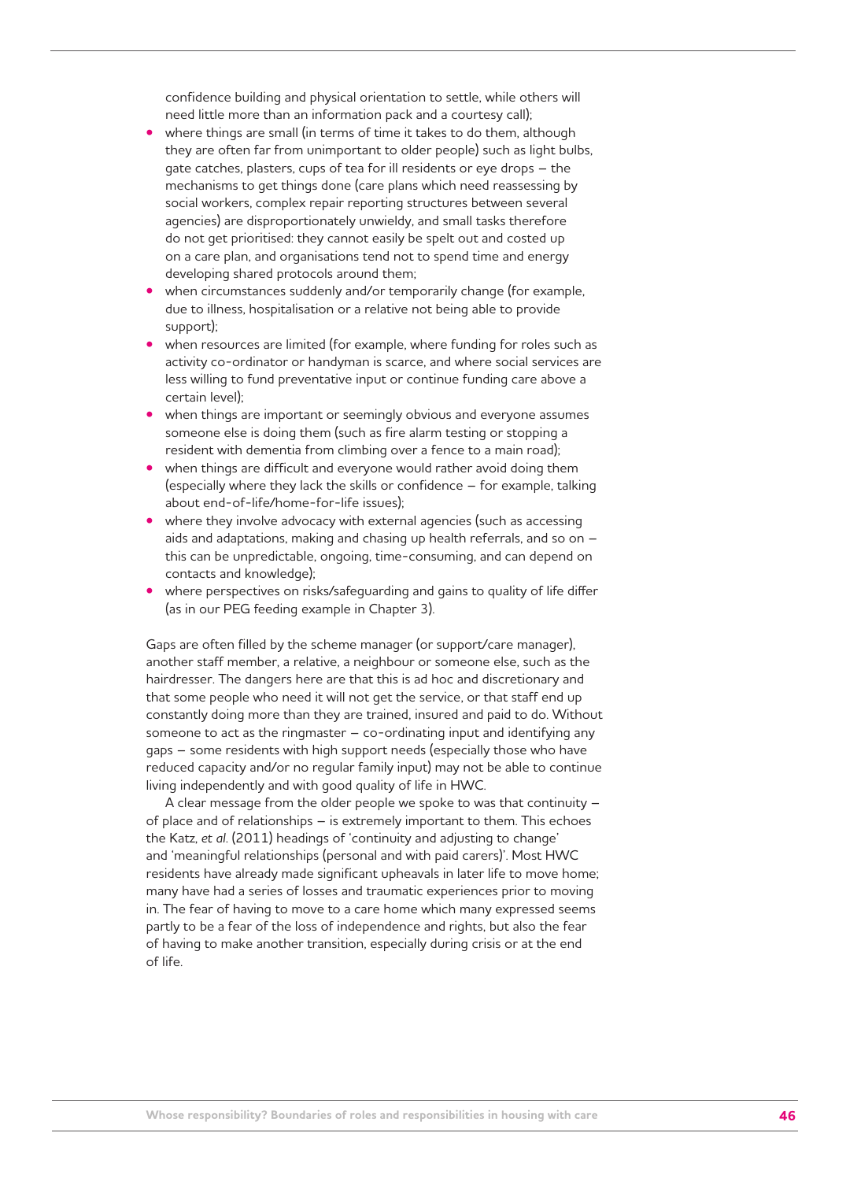confidence building and physical orientation to settle, while others will need little more than an information pack and a courtesy call);

- where things are small (in terms of time it takes to do them, although they are often far from unimportant to older people) such as light bulbs, gate catches, plasters, cups of tea for ill residents or eye drops – the mechanisms to get things done (care plans which need reassessing by social workers, complex repair reporting structures between several agencies) are disproportionately unwieldy, and small tasks therefore do not get prioritised: they cannot easily be spelt out and costed up on a care plan, and organisations tend not to spend time and energy developing shared protocols around them;
- when circumstances suddenly and/or temporarily change (for example, due to illness, hospitalisation or a relative not being able to provide support);
- when resources are limited (for example, where funding for roles such as activity co-ordinator or handyman is scarce, and where social services are less willing to fund preventative input or continue funding care above a certain level);
- when things are important or seemingly obvious and everyone assumes someone else is doing them (such as fire alarm testing or stopping a resident with dementia from climbing over a fence to a main road);
- when things are difficult and everyone would rather avoid doing them (especially where they lack the skills or confidence – for example, talking about end-of-life/home-for-life issues);
- where they involve advocacy with external agencies (such as accessing aids and adaptations, making and chasing up health referrals, and so on – this can be unpredictable, ongoing, time-consuming, and can depend on contacts and knowledge);
- where perspectives on risks/safeguarding and gains to quality of life differ (as in our PEG feeding example in Chapter 3).

Gaps are often filled by the scheme manager (or support/care manager), another staff member, a relative, a neighbour or someone else, such as the hairdresser. The dangers here are that this is ad hoc and discretionary and that some people who need it will not get the service, or that staff end up constantly doing more than they are trained, insured and paid to do. Without someone to act as the ringmaster – co-ordinating input and identifying any gaps – some residents with high support needs (especially those who have reduced capacity and/or no regular family input) may not be able to continue living independently and with good quality of life in HWC.

A clear message from the older people we spoke to was that continuity – of place and of relationships – is extremely important to them. This echoes the Katz, *et al.* (2011) headings of 'continuity and adjusting to change' and 'meaningful relationships (personal and with paid carers)'. Most HWC residents have already made significant upheavals in later life to move home; many have had a series of losses and traumatic experiences prior to moving in. The fear of having to move to a care home which many expressed seems partly to be a fear of the loss of independence and rights, but also the fear of having to make another transition, especially during crisis or at the end of life.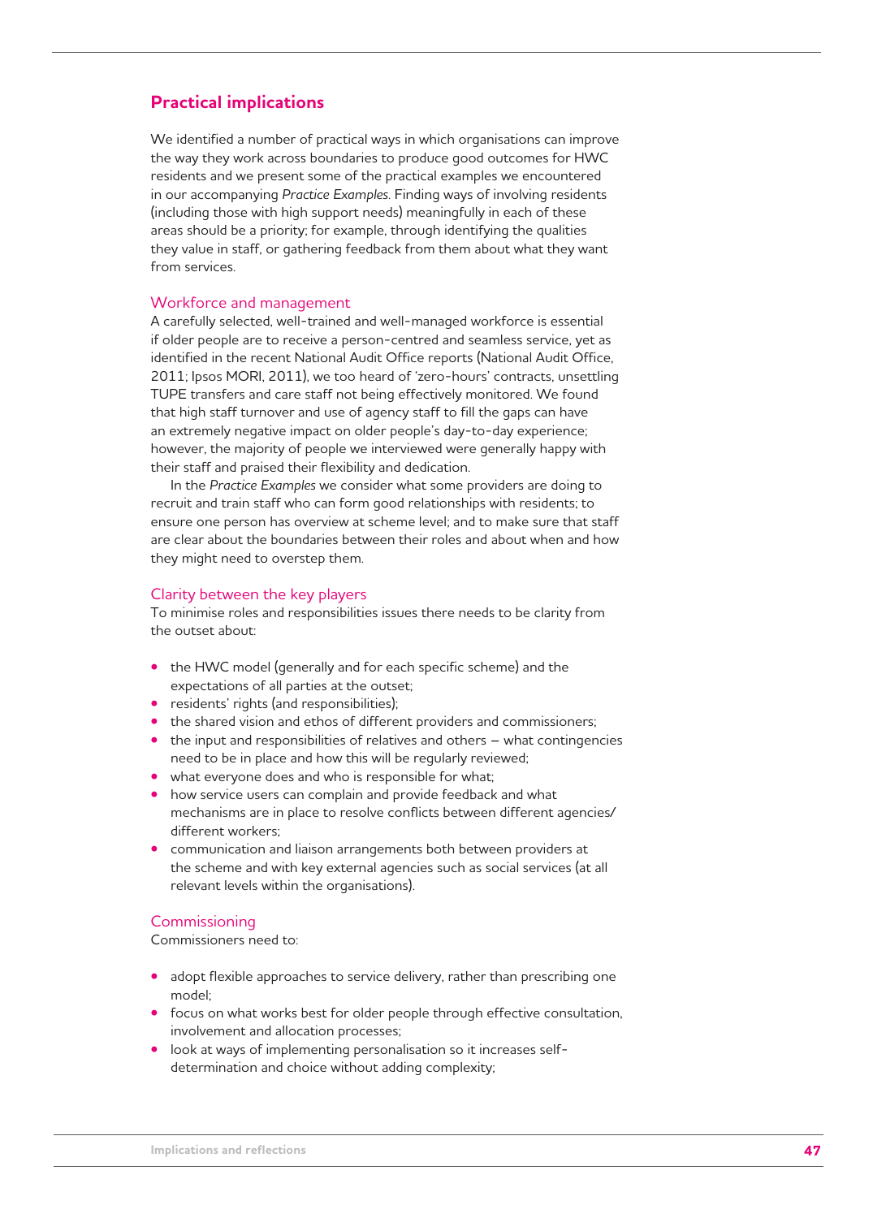## Practical implications

We identified a number of practical ways in which organisations can improve the way they work across boundaries to produce good outcomes for HWC residents and we present some of the practical examples we encountered in our accompanying *Practice Examples*. Finding ways of involving residents (including those with high support needs) meaningfully in each of these areas should be a priority; for example, through identifying the qualities they value in staff, or gathering feedback from them about what they want from services.

### Workforce and management

A carefully selected, well-trained and well-managed workforce is essential if older people are to receive a person-centred and seamless service, yet as identified in the recent National Audit Office reports (National Audit Office, 2011; Ipsos MORI, 2011), we too heard of 'zero-hours' contracts, unsettling TUPE transfers and care staff not being effectively monitored. We found that high staff turnover and use of agency staff to fill the gaps can have an extremely negative impact on older people's day-to-day experience; however, the majority of people we interviewed were generally happy with their staff and praised their flexibility and dedication.

In the *Practice Examples* we consider what some providers are doing to recruit and train staff who can form good relationships with residents; to ensure one person has overview at scheme level; and to make sure that staff are clear about the boundaries between their roles and about when and how they might need to overstep them.

### Clarity between the key players

To minimise roles and responsibilities issues there needs to be clarity from the outset about:

- the HWC model (generally and for each specific scheme) and the expectations of all parties at the outset;
- residents' rights (and responsibilities);
- the shared vision and ethos of different providers and commissioners;
- the input and responsibilities of relatives and others – what contingencies need to be in place and how this will be regularly reviewed;
- what everyone does and who is responsible for what;
- how service users can complain and provide feedback and what mechanisms are in place to resolve conflicts between different agencies/ different workers;
- communication and liaison arrangements both between providers at the scheme and with key external agencies such as social services (at all relevant levels within the organisations).

### Commissioning

Commissioners need to:

- adopt flexible approaches to service delivery, rather than prescribing one model;
- focus on what works best for older people through effective consultation, involvement and allocation processes;
- look at ways of implementing personalisation so it increases self-determination and choice without adding complexity;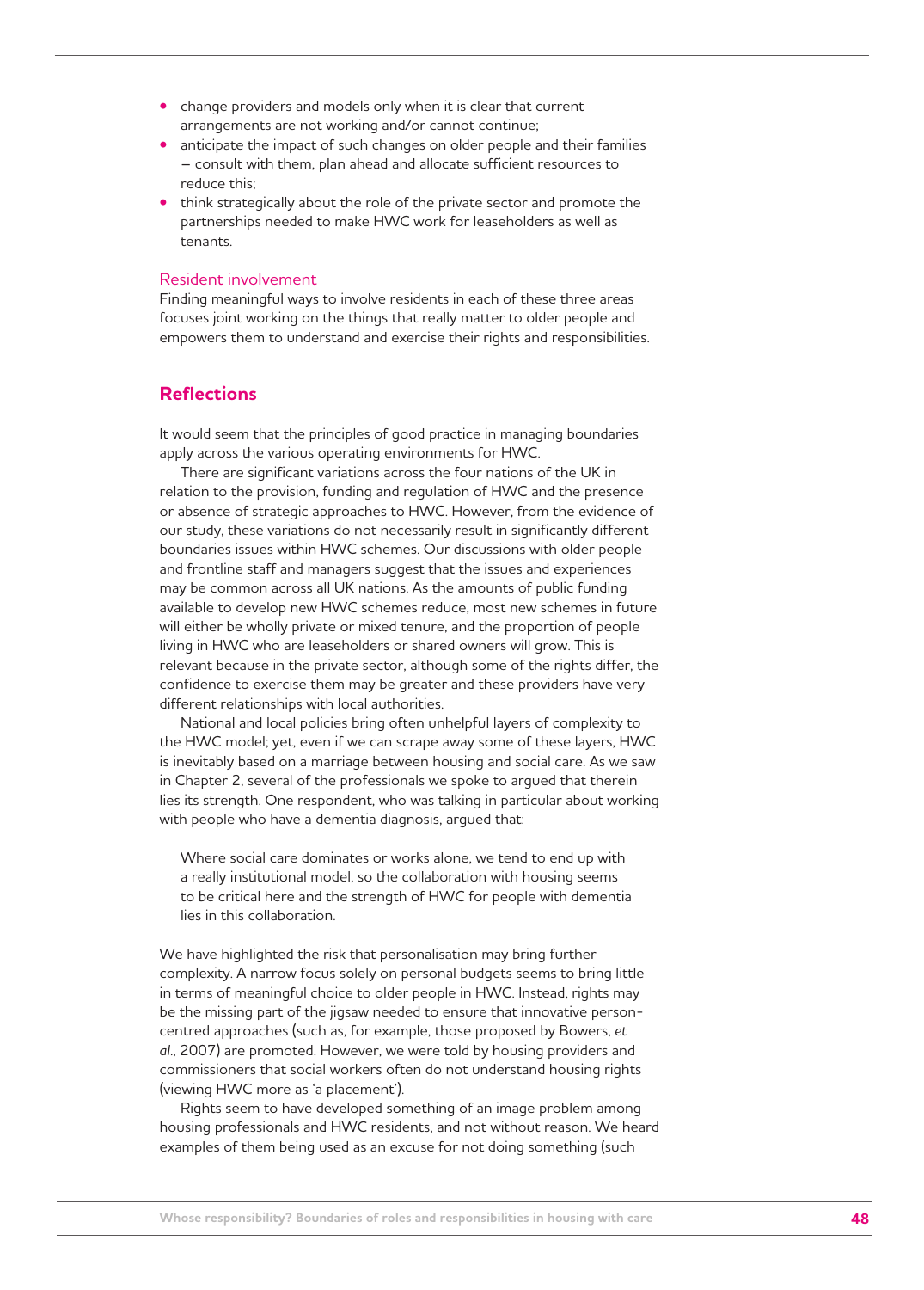- change providers and models only when it is clear that current arrangements are not working and/or cannot continue;
- anticipate the impact of such changes on older people and their families – consult with them, plan ahead and allocate sufficient resources to reduce this;
- think strategically about the role of the private sector and promote the partnerships needed to make HWC work for leaseholders as well as tenants.

### Resident involvement

Finding meaningful ways to involve residents in each of these three areas focuses joint working on the things that really matter to older people and empowers them to understand and exercise their rights and responsibilities.

## Reflections

It would seem that the principles of good practice in managing boundaries apply across the various operating environments for HWC.

There are significant variations across the four nations of the UK in relation to the provision, funding and regulation of HWC and the presence or absence of strategic approaches to HWC. However, from the evidence of our study, these variations do not necessarily result in significantly different boundaries issues within HWC schemes. Our discussions with older people and frontline staff and managers suggest that the issues and experiences may be common across all UK nations. As the amounts of public funding available to develop new HWC schemes reduce, most new schemes in future will either be wholly private or mixed tenure, and the proportion of people living in HWC who are leaseholders or shared owners will grow. This is relevant because in the private sector, although some of the rights differ, the confidence to exercise them may be greater and these providers have very different relationships with local authorities.

National and local policies bring often unhelpful layers of complexity to the HWC model; yet, even if we can scrape away some of these layers, HWC is inevitably based on a marriage between housing and social care. As we saw in Chapter 2, several of the professionals we spoke to argued that therein lies its strength. One respondent, who was talking in particular about working with people who have a dementia diagnosis, argued that:

> Where social care dominates or works alone, we tend to end up with a really institutional model, so the collaboration with housing seems to be critical here and the strength of HWC for people with dementia lies in this collaboration.

We have highlighted the risk that personalisation may bring further complexity. A narrow focus solely on personal budgets seems to bring little in terms of meaningful choice to older people in HWC. Instead, rights may be the missing part of the jigsaw needed to ensure that innovative person-centred approaches (such as, for example, those proposed by Bowers, *et al*., 2007) are promoted. However, we were told by housing providers and commissioners that social workers often do not understand housing rights (viewing HWC more as 'a placement').

Rights seem to have developed something of an image problem among housing professionals and HWC residents, and not without reason. We heard examples of them being used as an excuse for not doing something (such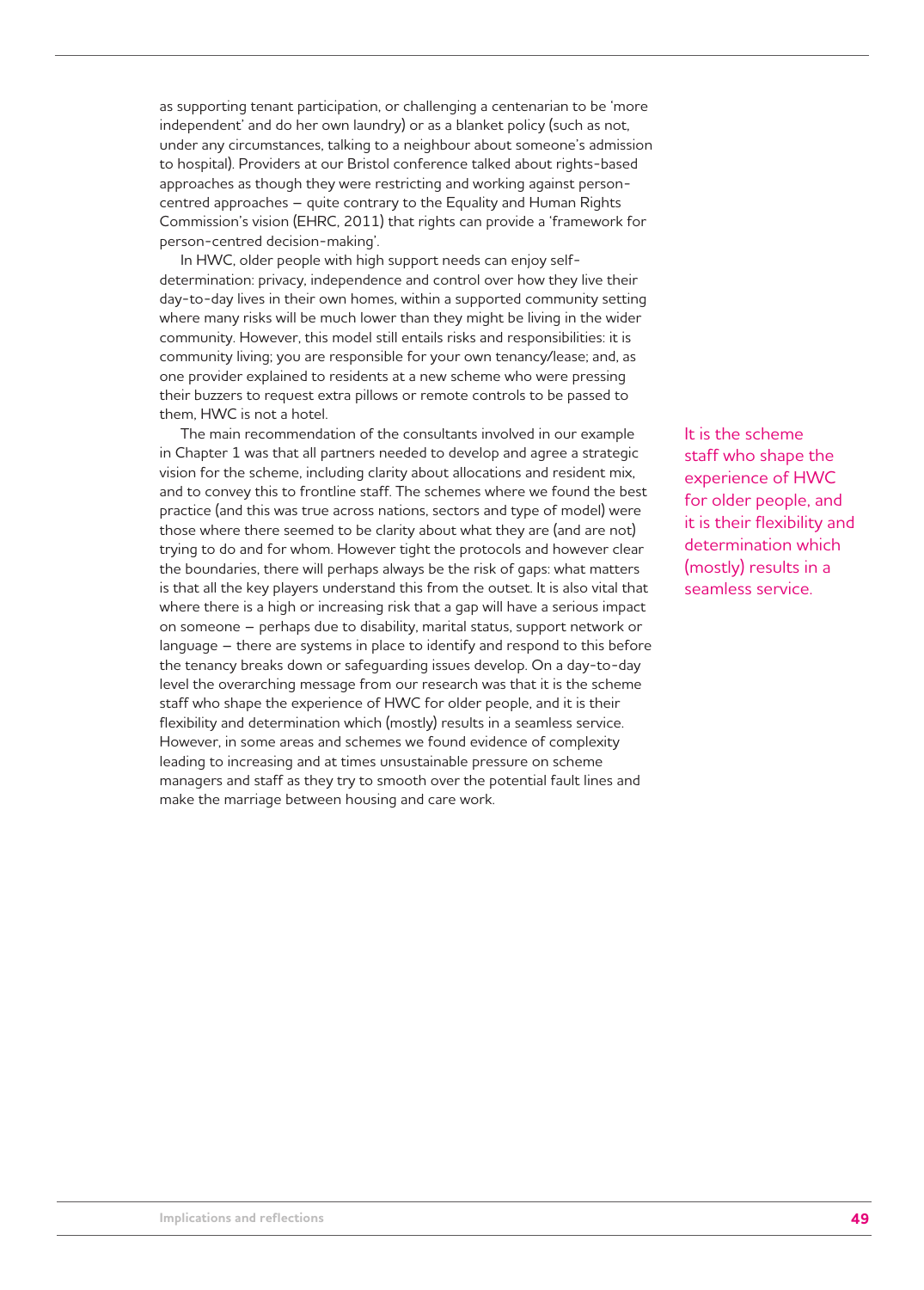as supporting tenant participation, or challenging a centenarian to be 'more independent' and do her own laundry) or as a blanket policy (such as not, under any circumstances, talking to a neighbour about someone's admission to hospital). Providers at our Bristol conference talked about rights-based approaches as though they were restricting and working against person-centred approaches – quite contrary to the Equality and Human Rights Commission's vision (EHRC, 2011) that rights can provide a 'framework for person-centred decision-making'.

In HWC, older people with high support needs can enjoy self-determination: privacy, independence and control over how they live their day-to-day lives in their own homes, within a supported community setting where many risks will be much lower than they might be living in the wider community. However, this model still entails risks and responsibilities: it is community living; you are responsible for your own tenancy/lease; and, as one provider explained to residents at a new scheme who were pressing their buzzers to request extra pillows or remote controls to be passed to them, HWC is not a hotel.

The main recommendation of the consultants involved in our example in Chapter 1 was that all partners needed to develop and agree a strategic vision for the scheme, including clarity about allocations and resident mix, and to convey this to frontline staff. The schemes where we found the best practice (and this was true across nations, sectors and type of model) were those where there seemed to be clarity about what they are (and are not) trying to do and for whom. However tight the protocols and however clear the boundaries, there will perhaps always be the risk of gaps: what matters is that all the key players understand this from the outset. It is also vital that where there is a high or increasing risk that a gap will have a serious impact on someone – perhaps due to disability, marital status, support network or language – there are systems in place to identify and respond to this before the tenancy breaks down or safeguarding issues develop. On a day-to-day level the overarching message from our research was that it is the scheme staff who shape the experience of HWC for older people, and it is their flexibility and determination which (mostly) results in a seamless service. However, in some areas and schemes we found evidence of complexity leading to increasing and at times unsustainable pressure on scheme managers and staff as they try to smooth over the potential fault lines and make the marriage between housing and care work.

> It is the scheme staff who shape the experience of HWC for older people, and it is their flexibility and determination which (mostly) results in a seamless service.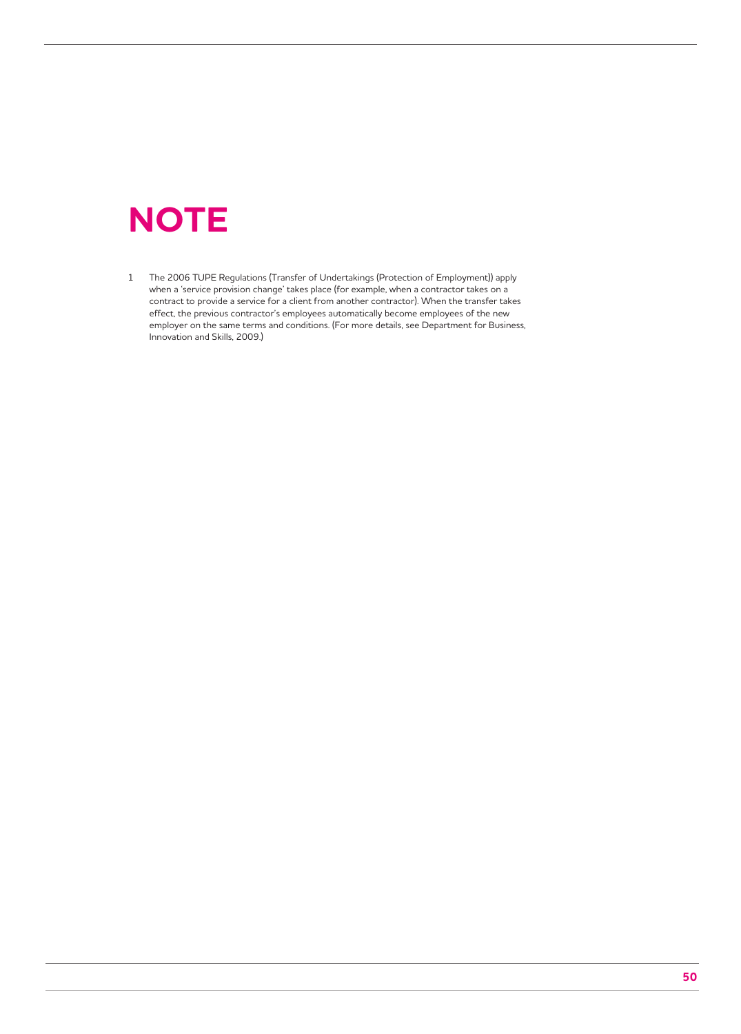# NOTE

1. The 2006 TUPE Regulations (Transfer of Undertakings (Protection of Employment)) apply when a 'service provision change' takes place (for example, when a contractor takes on a contract to provide a service for a client from another contractor). When the transfer takes effect, the previous contractor's employees automatically become employees of the new employer on the same terms and conditions. (For more details, see Department for Business, Innovation and Skills, 2009.)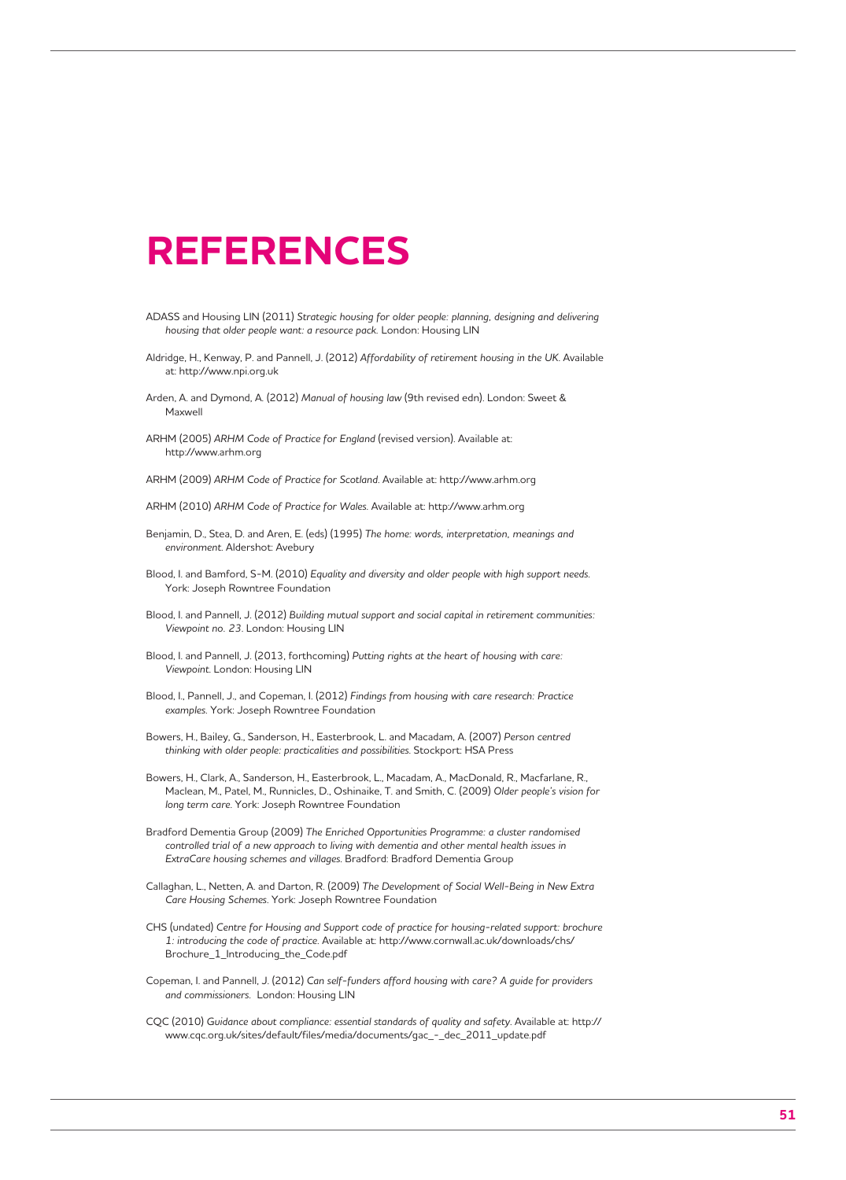# REFERENCES

ADASS and Housing LIN (2011) *Strategic housing for older people: planning, designing and delivering housing that older people want: a resource pack.* London: Housing LIN

Aldridge, H., Kenway, P. and Pannell, J. (2012) *Affordability of retirement housing in the UK.* Available at: http://www.npi.org.uk

Arden, A. and Dymond, A. (2012) *Manual of housing law* (9th revised edn). London: Sweet & Maxwell

ARHM (2005) *ARHM Code of Practice for England* (revised version). Available at: http://www.arhm.org

ARHM (2009) *ARHM Code of Practice for Scotland.* Available at: http://www.arhm.org

ARHM (2010) *ARHM Code of Practice for Wales.* Available at: http://www.arhm.org

Benjamin, D., Stea, D. and Aren, E. (eds) (1995) *The home: words, interpretation, meanings and environment.* Aldershot: Avebury

Blood, I. and Bamford, S-M. (2010) *Equality and diversity and older people with high support needs.* York: Joseph Rowntree Foundation

Blood, I. and Pannell, J. (2012) *Building mutual support and social capital in retirement communities: Viewpoint no. 23.* London: Housing LIN

Blood, I. and Pannell, J. (2013, forthcoming) *Putting rights at the heart of housing with care: Viewpoint.* London: Housing LIN

Blood, I., Pannell, J., and Copeman, I. (2012) *Findings from housing with care research: Practice examples.* York: Joseph Rowntree Foundation

Bowers, H., Bailey, G., Sanderson, H., Easterbrook, L. and Macadam, A. (2007) *Person centred thinking with older people: practicalities and possibilities.* Stockport: HSA Press

Bowers, H., Clark, A., Sanderson, H., Easterbrook, L., Macadam, A., MacDonald, R., Macfarlane, R., Maclean, M., Patel, M., Runnicles, D., Oshinaike, T. and Smith, C. (2009) *Older people's vision for long term care.* York: Joseph Rowntree Foundation

Bradford Dementia Group (2009) *The Enriched Opportunities Programme: a cluster randomised controlled trial of a new approach to living with dementia and other mental health issues in ExtraCare housing schemes and villages.* Bradford: Bradford Dementia Group

Callaghan, L., Netten, A. and Darton, R. (2009) *The Development of Social Well-Being in New Extra Care Housing Schemes.* York: Joseph Rowntree Foundation

CHS (undated) *Centre for Housing and Support code of practice for housing-related support: brochure 1: introducing the code of practice.* Available at: http://www.cornwall.ac.uk/downloads/chs/Brochure_1_Introducing_the_Code.pdf

Copeman, I. and Pannell, J. (2012) *Can self-funders afford housing with care? A guide for providers and commissioners.* London: Housing LIN

CQC (2010) *Guidance about compliance: essential standards of quality and safety.* Available at: http://www.cqc.org.uk/sites/default/files/media/documents/gac_-_dec_2011_update.pdf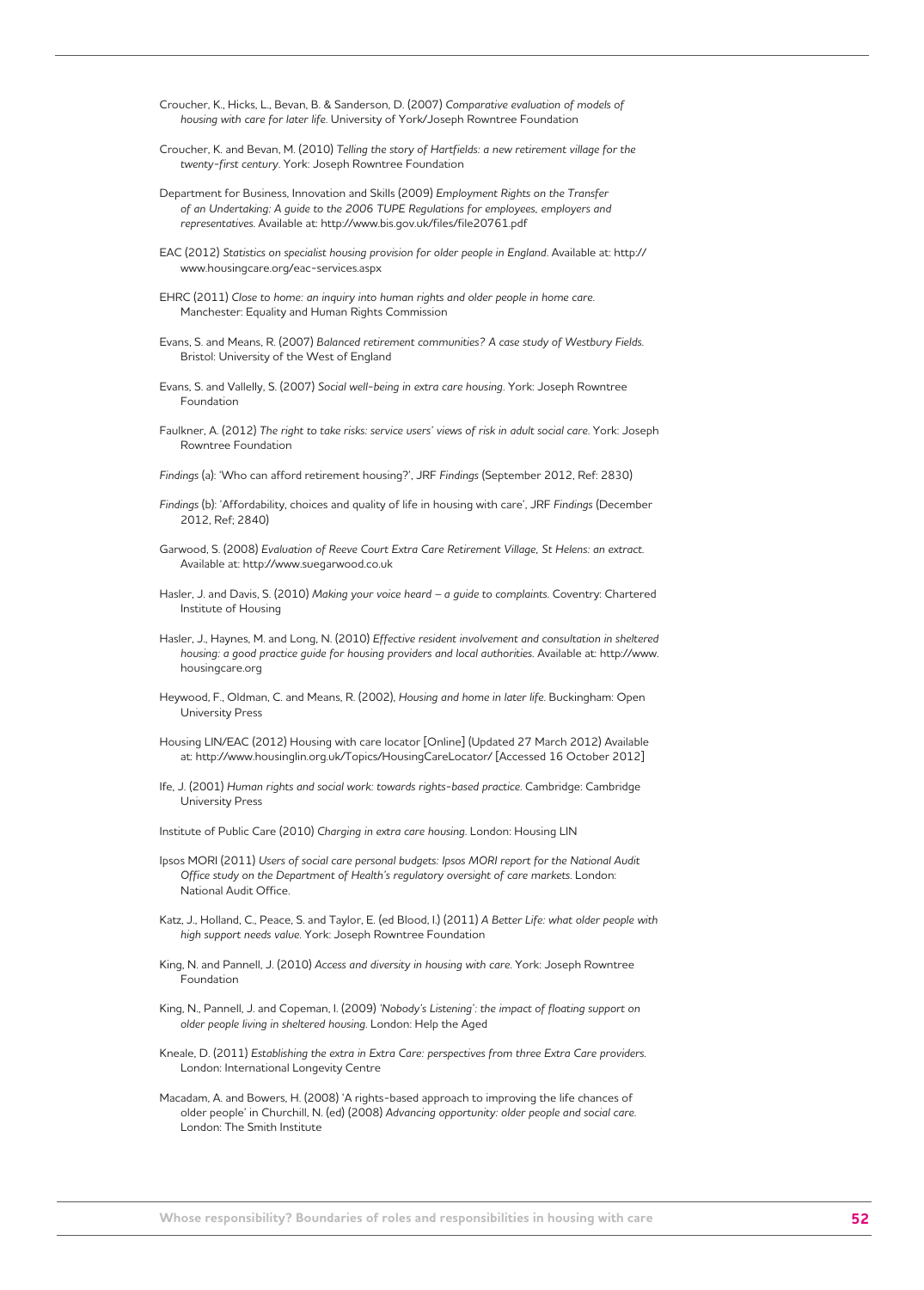Croucher, K., Hicks, L., Bevan, B. & Sanderson, D. (2007) *Comparative evaluation of models of housing with care for later life*. University of York/Joseph Rowntree Foundation

Croucher, K. and Bevan, M. (2010) *Telling the story of Hartfields: a new retirement village for the twenty-first century*. York: Joseph Rowntree Foundation

Department for Business, Innovation and Skills (2009) *Employment Rights on the Transfer of an Undertaking: A guide to the 2006 TUPE Regulations for employees, employers and representatives*. Available at: http://www.bis.gov.uk/files/file20761.pdf

EAC (2012) *Statistics on specialist housing provision for older people in England*. Available at: http://www.housingcare.org/eac-services.aspx

EHRC (2011) *Close to home: an inquiry into human rights and older people in home care*. Manchester: Equality and Human Rights Commission

Evans, S. and Means, R. (2007) *Balanced retirement communities? A case study of Westbury Fields*. Bristol: University of the West of England

Evans, S. and Vallelly, S. (2007) *Social well-being in extra care housing*. York: Joseph Rowntree Foundation

Faulkner, A. (2012) *The right to take risks: service users' views of risk in adult social care*. York: Joseph Rowntree Foundation

*Findings* (a): 'Who can afford retirement housing?', JRF *Findings* (September 2012, Ref: 2830)

*Findings* (b): 'Affordability, choices and quality of life in housing with care', JRF *Findings* (December 2012, Ref; 2840)

Garwood, S. (2008) *Evaluation of Reeve Court Extra Care Retirement Village, St Helens: an extract*. Available at: http://www.suegarwood.co.uk

Hasler, J. and Davis, S. (2010) *Making your voice heard – a guide to complaints*. Coventry: Chartered Institute of Housing

Hasler, J., Haynes, M. and Long, N. (2010) *Effective resident involvement and consultation in sheltered housing: a good practice guide for housing providers and local authorities*. Available at: http://www.housingcare.org

Heywood, F., Oldman, C. and Means, R. (2002), *Housing and home in later life*. Buckingham: Open University Press

Housing LIN/EAC (2012) Housing with care locator [Online] (Updated 27 March 2012) Available at: http://www.housinglin.org.uk/Topics/HousingCareLocator/ [Accessed 16 October 2012]

Ife, J. (2001) *Human rights and social work: towards rights-based practice*. Cambridge: Cambridge University Press

Institute of Public Care (2010) *Charging in extra care housing*. London: Housing LIN

Ipsos MORI (2011) *Users of social care personal budgets: Ipsos MORI report for the National Audit Office study on the Department of Health's regulatory oversight of care markets*. London: National Audit Office.

Katz, J., Holland, C., Peace, S. and Taylor, E. (ed Blood, I.) (2011) *A Better Life: what older people with high support needs value*. York: Joseph Rowntree Foundation

King, N. and Pannell, J. (2010) *Access and diversity in housing with care*. York: Joseph Rowntree Foundation

King, N., Pannell, J. and Copeman, I. (2009) *'Nobody's Listening': the impact of floating support on older people living in sheltered housing*. London: Help the Aged

Kneale, D. (2011) *Establishing the extra in Extra Care: perspectives from three Extra Care providers*. London: International Longevity Centre

Macadam, A. and Bowers, H. (2008) 'A rights-based approach to improving the life chances of older people' in Churchill, N. (ed) (2008) *Advancing opportunity: older people and social care*. London: The Smith Institute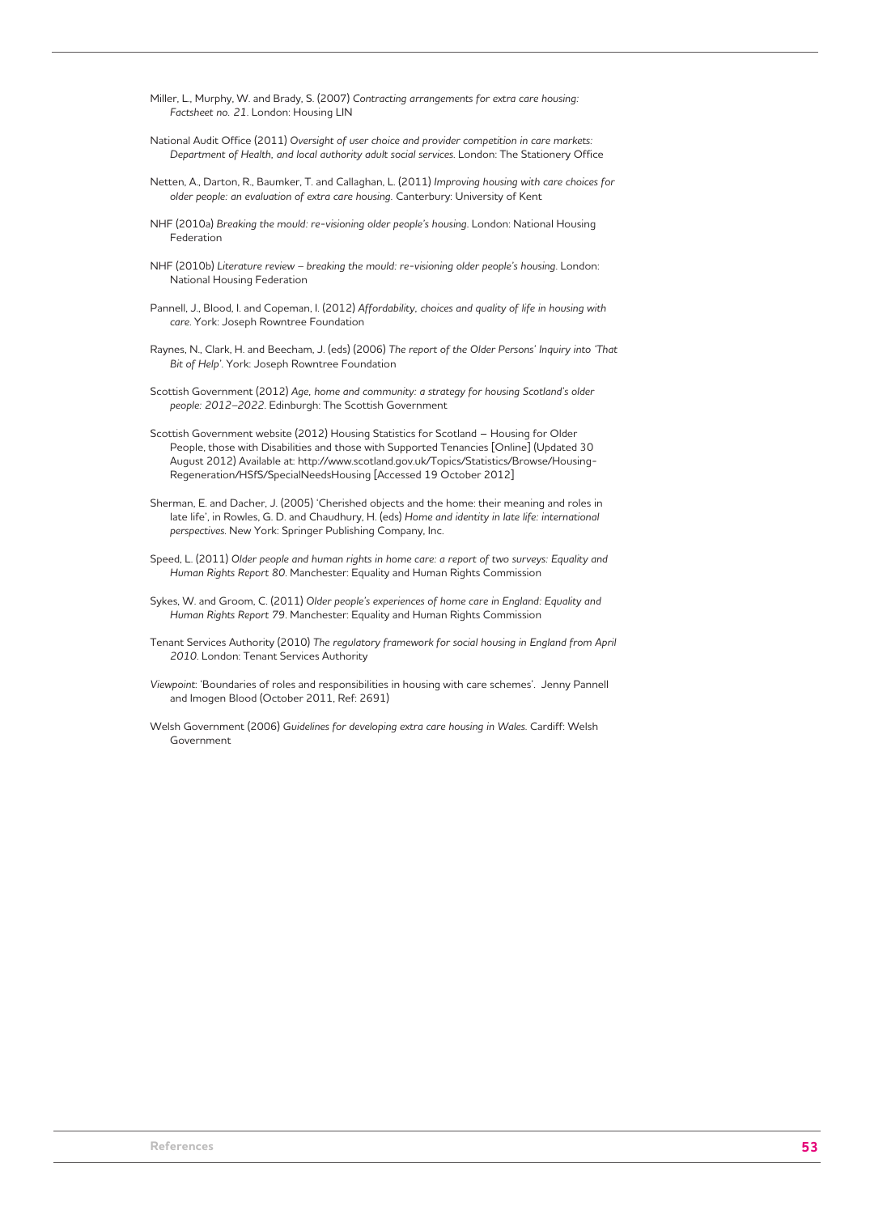Miller, L., Murphy, W. and Brady, S. (2007) *Contracting arrangements for extra care housing: Factsheet no. 21*. London: Housing LIN

National Audit Office (2011) *Oversight of user choice and provider competition in care markets: Department of Health, and local authority adult social services*. London: The Stationery Office

Netten, A., Darton, R., Baumker, T. and Callaghan, L. (2011) *Improving housing with care choices for older people: an evaluation of extra care housing*. Canterbury: University of Kent

NHF (2010a) *Breaking the mould: re-visioning older people's housing*. London: National Housing Federation

NHF (2010b) *Literature review – breaking the mould: re-visioning older people's housing*. London: National Housing Federation

Pannell, J., Blood, I. and Copeman, I. (2012) *Affordability, choices and quality of life in housing with care*. York: Joseph Rowntree Foundation

Raynes, N., Clark, H. and Beecham, J. (eds) (2006) *The report of the Older Persons' Inquiry into 'That Bit of Help'*. York: Joseph Rowntree Foundation

Scottish Government (2012) *Age, home and community: a strategy for housing Scotland's older people: 2012–2022*. Edinburgh: The Scottish Government

Scottish Government website (2012) Housing Statistics for Scotland – Housing for Older People, those with Disabilities and those with Supported Tenancies [Online] (Updated 30 August 2012) Available at: http://www.scotland.gov.uk/Topics/Statistics/Browse/Housing-Regeneration/HSfS/SpecialNeedsHousing [Accessed 19 October 2012]

Sherman, E. and Dacher, J. (2005) 'Cherished objects and the home: their meaning and roles in late life', in Rowles, G. D. and Chaudhury, H. (eds) *Home and identity in late life: international perspectives*. New York: Springer Publishing Company, Inc.

Speed, L. (2011) *Older people and human rights in home care: a report of two surveys: Equality and Human Rights Report 80*. Manchester: Equality and Human Rights Commission

Sykes, W. and Groom, C. (2011) *Older people's experiences of home care in England: Equality and Human Rights Report 79*. Manchester: Equality and Human Rights Commission

Tenant Services Authority (2010) *The regulatory framework for social housing in England from April 2010*. London: Tenant Services Authority

*Viewpoint*: 'Boundaries of roles and responsibilities in housing with care schemes'. Jenny Pannell and Imogen Blood (October 2011, Ref: 2691)

Welsh Government (2006) *Guidelines for developing extra care housing in Wales*. Cardiff: Welsh Government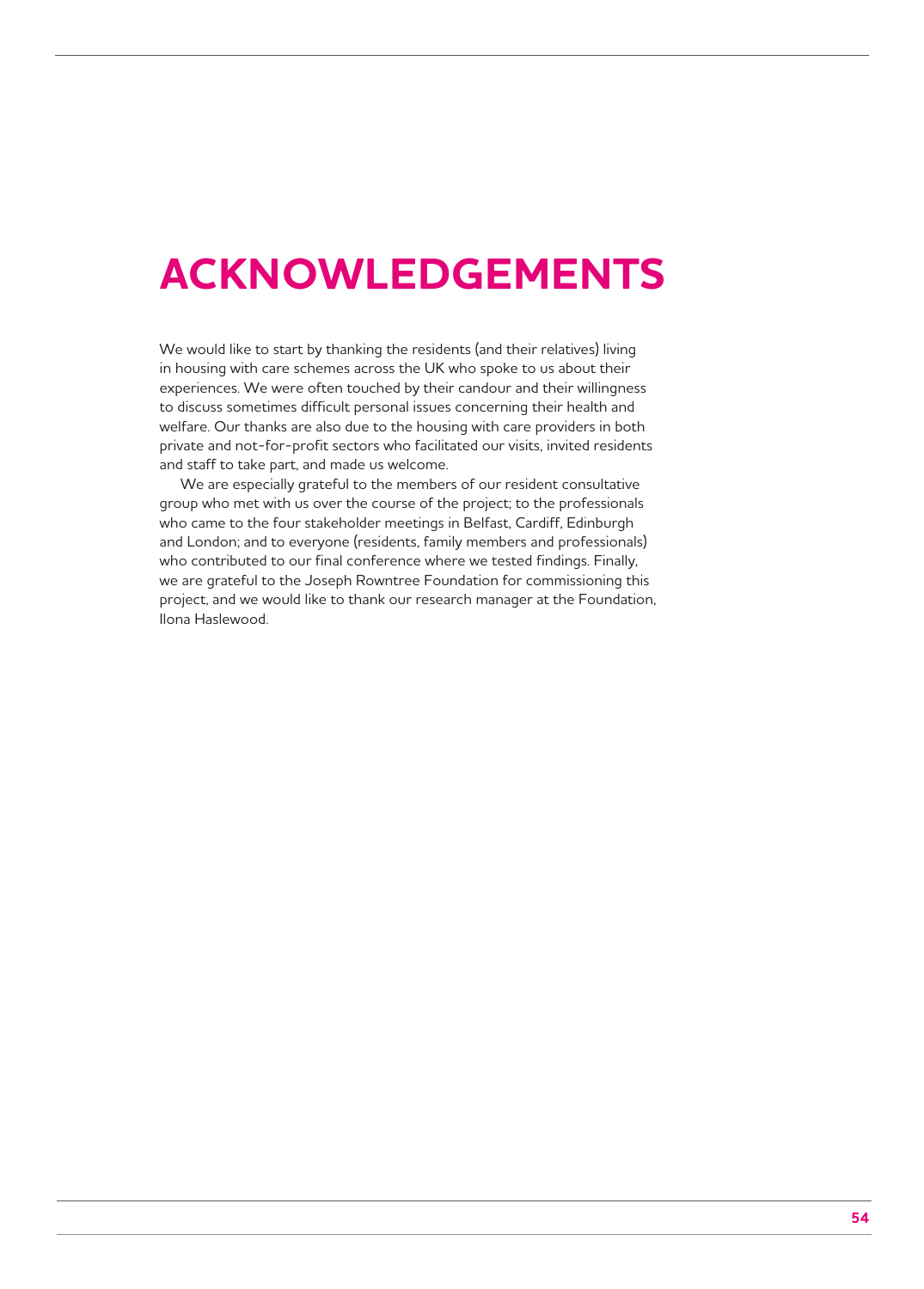# ACKNOWLEDGEMENTS

We would like to start by thanking the residents (and their relatives) living in housing with care schemes across the UK who spoke to us about their experiences. We were often touched by their candour and their willingness to discuss sometimes difficult personal issues concerning their health and welfare. Our thanks are also due to the housing with care providers in both private and not-for-profit sectors who facilitated our visits, invited residents and staff to take part, and made us welcome.

We are especially grateful to the members of our resident consultative group who met with us over the course of the project; to the professionals who came to the four stakeholder meetings in Belfast, Cardiff, Edinburgh and London; and to everyone (residents, family members and professionals) who contributed to our final conference where we tested findings. Finally, we are grateful to the Joseph Rowntree Foundation for commissioning this project, and we would like to thank our research manager at the Foundation, Ilona Haslewood.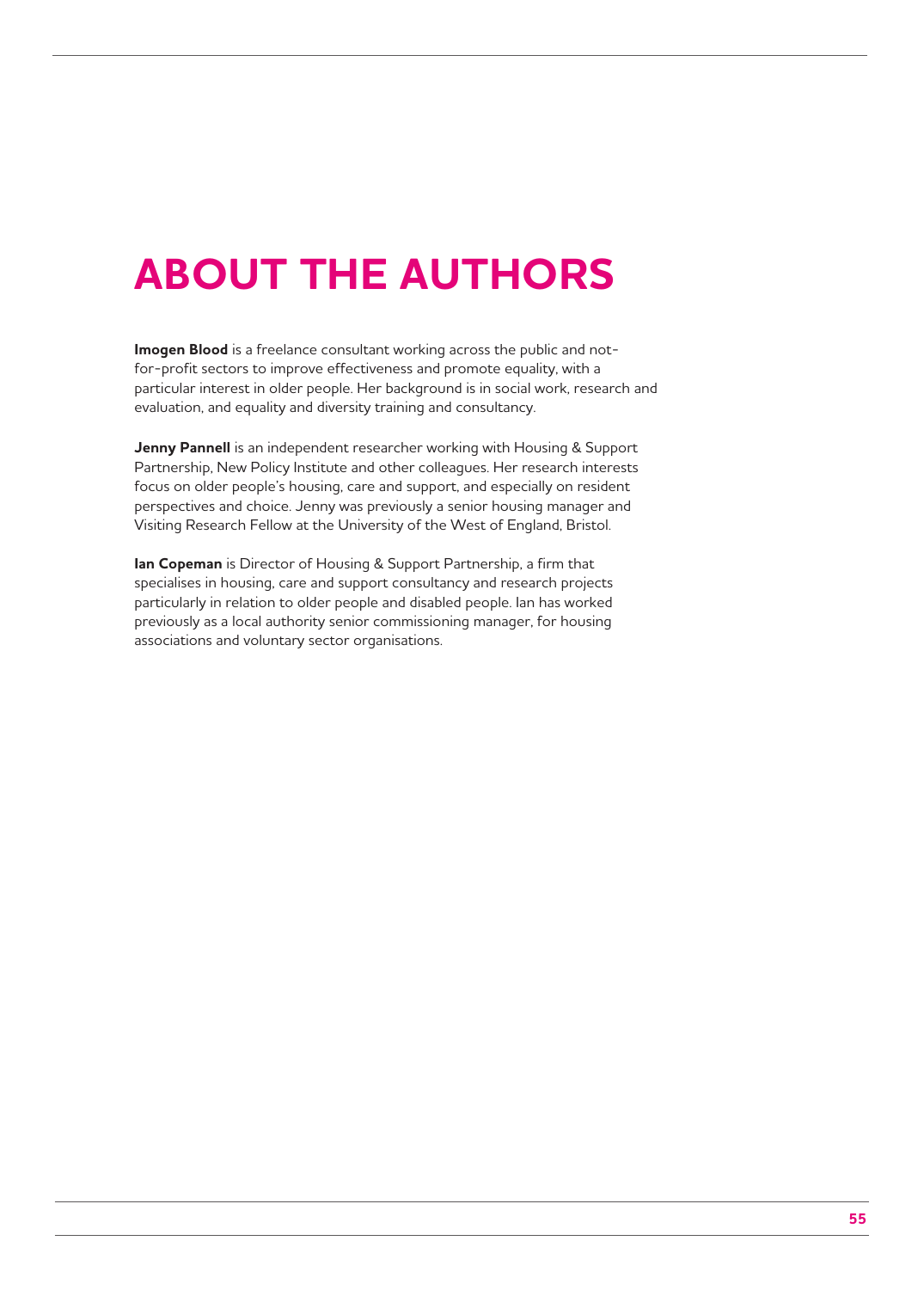# ABOUT THE AUTHORS

**Imogen Blood** is a freelance consultant working across the public and not-for-profit sectors to improve effectiveness and promote equality, with a particular interest in older people. Her background is in social work, research and evaluation, and equality and diversity training and consultancy.

**Jenny Pannell** is an independent researcher working with Housing & Support Partnership, New Policy Institute and other colleagues. Her research interests focus on older people's housing, care and support, and especially on resident perspectives and choice. Jenny was previously a senior housing manager and Visiting Research Fellow at the University of the West of England, Bristol.

**Ian Copeman** is Director of Housing & Support Partnership, a firm that specialises in housing, care and support consultancy and research projects particularly in relation to older people and disabled people. Ian has worked previously as a local authority senior commissioning manager, for housing associations and voluntary sector organisations.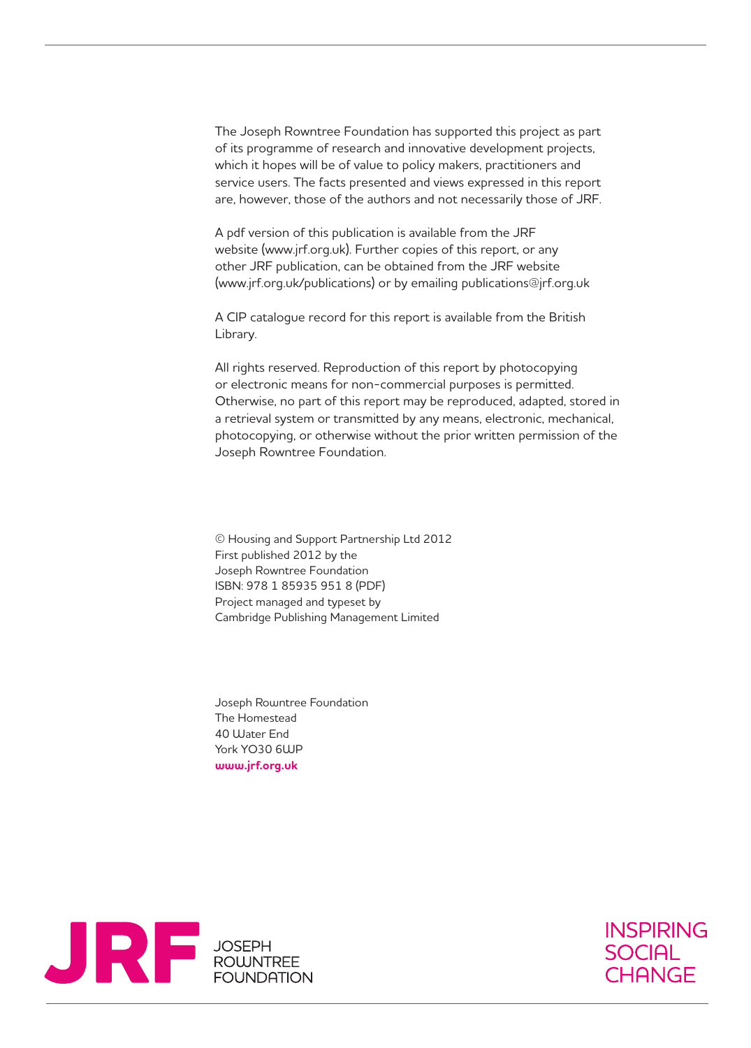The Joseph Rowntree Foundation has supported this project as part of its programme of research and innovative development projects, which it hopes will be of value to policy makers, practitioners and service users. The facts presented and views expressed in this report are, however, those of the authors and not necessarily those of JRF.

A pdf version of this publication is available from the JRF website (www.jrf.org.uk). Further copies of this report, or any other JRF publication, can be obtained from the JRF website (www.jrf.org.uk/publications) or by emailing publications@jrf.org.uk

A CIP catalogue record for this report is available from the British Library.

All rights reserved. Reproduction of this report by photocopying or electronic means for non-commercial purposes is permitted. Otherwise, no part of this report may be reproduced, adapted, stored in a retrieval system or transmitted by any means, electronic, mechanical, photocopying, or otherwise without the prior written permission of the Joseph Rowntree Foundation.

© Housing and Support Partnership Ltd 2012
First published 2012 by the
Joseph Rowntree Foundation
ISBN: 978 1 85935 951 8 (PDF)
Project managed and typeset by
Cambridge Publishing Management Limited

Joseph Rowntree Foundation
The Homestead
40 Water End
York YO30 6WP
**www.jrf.org.uk**

JRF JOSEPH ROWNTREE FOUNDATION

INSPIRING SOCIAL CHANGE